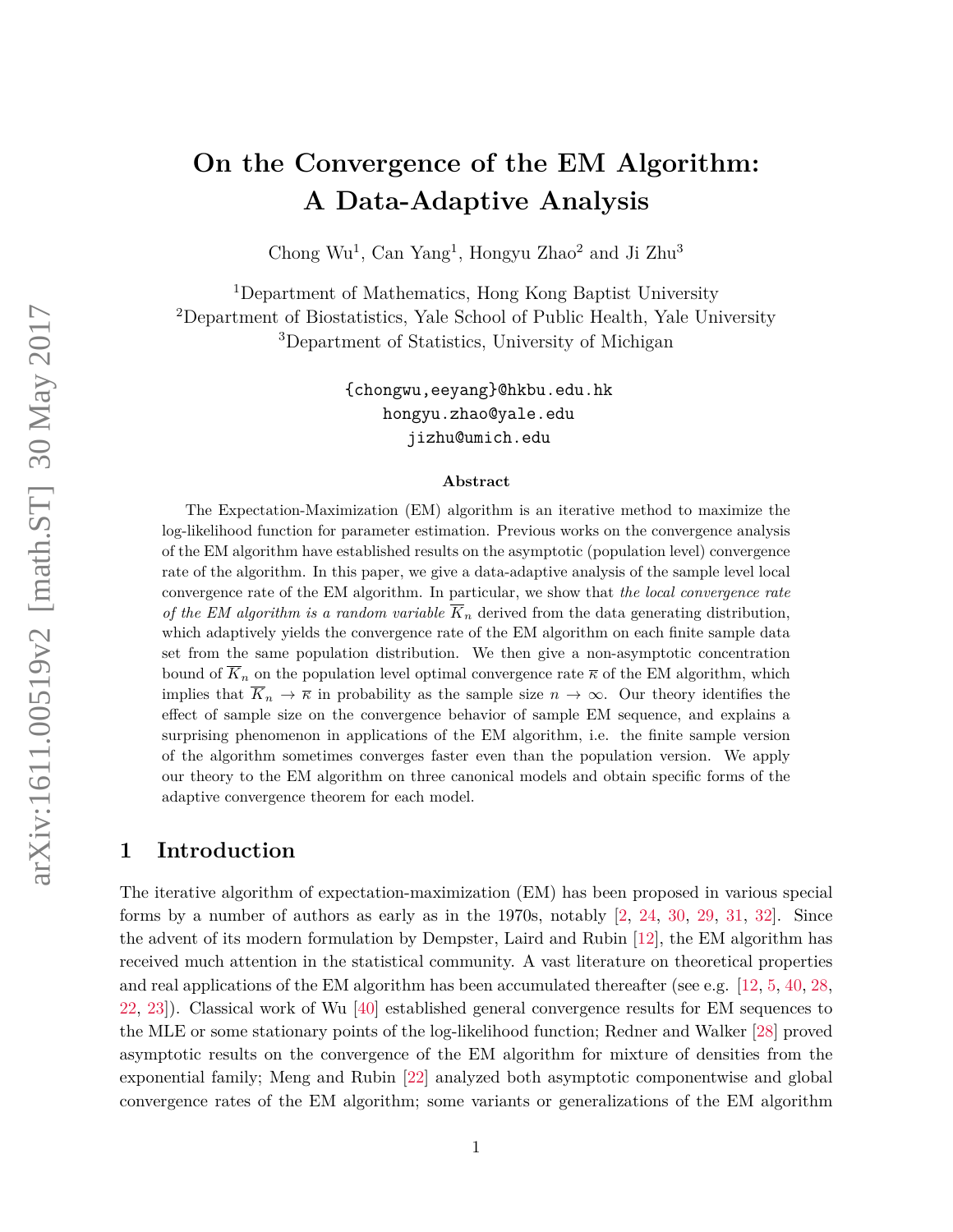# On the Convergence of the EM Algorithm: A Data-Adaptive Analysis

Chong Wu[1], Can Yang[1], Hongyu Zhao[2] and Ji Zhu[3]

[1]Department of Mathematics, Hong Kong Baptist University
[2]Department of Biostatistics, Yale School of Public Health, Yale University
[3]Department of Statistics, University of Michigan

{chongwu,eeyang}@hkbu.edu.hk
hongyu.zhao@yale.edu
jizhu@umich.edu

### Abstract

The Expectation-Maximization (EM) algorithm is an iterative method to maximize the log-likelihood function for parameter estimation. Previous works on the convergence analysis of the EM algorithm have established results on the asymptotic (population level) convergence rate of the algorithm. In this paper, we give a data-adaptive analysis of the sample level local convergence rate of the EM algorithm. In particular, we show that *the local convergence rate of the EM algorithm is a random variable* $\overline{K}_n$ derived from the data generating distribution, which adaptively yields the convergence rate of the EM algorithm on each finite sample data set from the same population distribution. We then give a non-asymptotic concentration bound of $\overline{K}_n$ on the population level optimal convergence rate $\overline{\kappa}$ of the EM algorithm, which implies that $\overline{K}_n \to \overline{\kappa}$ in probability as the sample size $n \to \infty$. Our theory identifies the effect of sample size on the convergence behavior of sample EM sequence, and explains a surprising phenomenon in applications of the EM algorithm, i.e. the finite sample version of the algorithm sometimes converges faster even than the population version. We apply our theory to the EM algorithm on three canonical models and obtain specific forms of the adaptive convergence theorem for each model.

## 1 Introduction

The iterative algorithm of expectation-maximization (EM) has been proposed in various special forms by a number of authors as early as in the 1970s, notably [2, 24, 30, 29, 31, 32]. Since the advent of its modern formulation by Dempster, Laird and Rubin [12], the EM algorithm has received much attention in the statistical community. A vast literature on theoretical properties and real applications of the EM algorithm has been accumulated thereafter (see e.g. [12, 5, 40, 28, 22, 23]). Classical work of Wu [40] established general convergence results for EM sequences to the MLE or some stationary points of the log-likelihood function; Redner and Walker [28] proved asymptotic results on the convergence of the EM algorithm for mixture of densities from the exponential family; Meng and Rubin [22] analyzed both asymptotic componentwise and global convergence rates of the EM algorithm; some variants or generalizations of the EM algorithm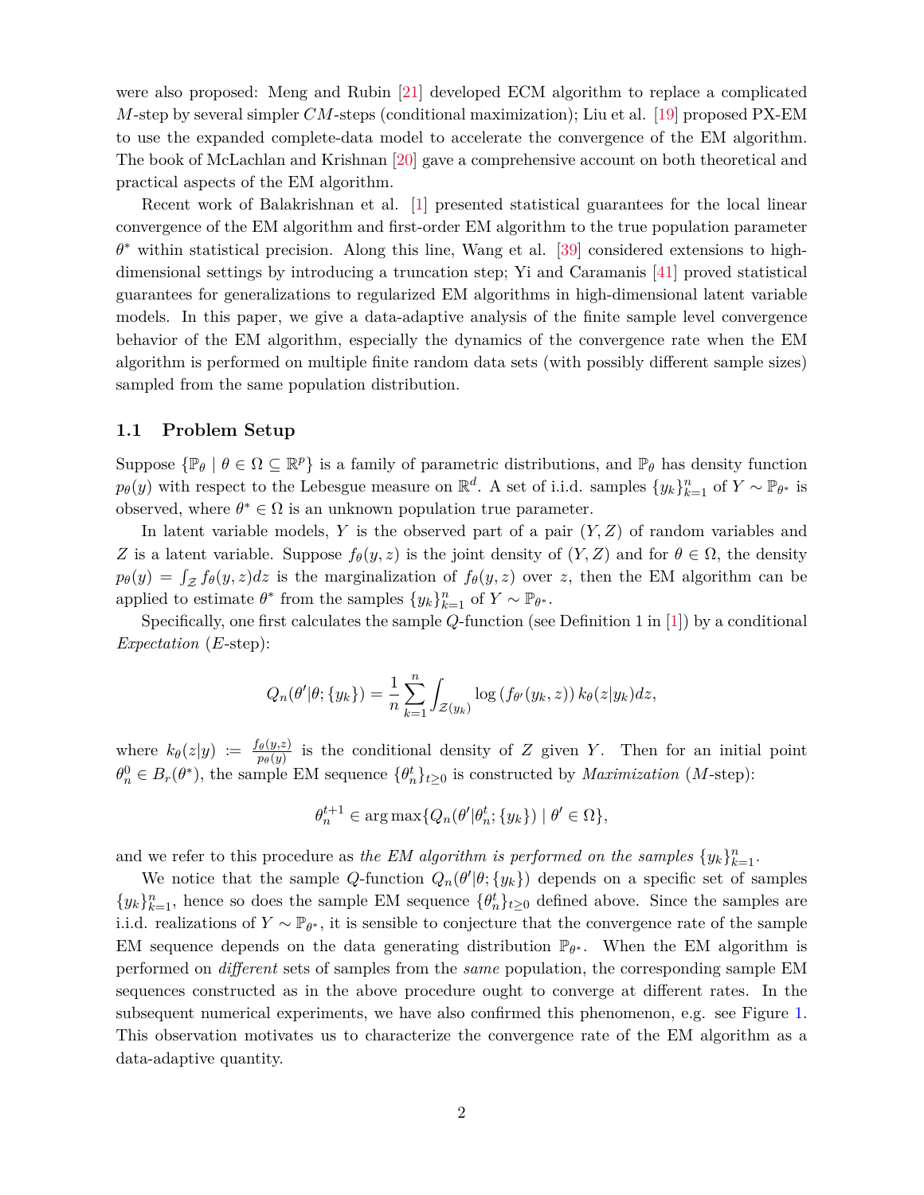were also proposed: Meng and Rubin [21] developed ECM algorithm to replace a complicated $M$-step by several simpler $CM$-steps (conditional maximization); Liu et al. [19] proposed PX-EM to use the expanded complete-data model to accelerate the convergence of the EM algorithm. The book of McLachlan and Krishnan [20] gave a comprehensive account on both theoretical and practical aspects of the EM algorithm.

Recent work of Balakrishnan et al. [1] presented statistical guarantees for the local linear convergence of the EM algorithm and first-order EM algorithm to the true population parameter $\theta^*$ within statistical precision. Along this line, Wang et al. [39] considered extensions to high-dimensional settings by introducing a truncation step; Yi and Caramanis [41] proved statistical guarantees for generalizations to regularized EM algorithms in high-dimensional latent variable models. In this paper, we give a data-adaptive analysis of the finite sample level convergence behavior of the EM algorithm, especially the dynamics of the convergence rate when the EM algorithm is performed on multiple finite random data sets (with possibly different sample sizes) sampled from the same population distribution.

### 1.1 Problem Setup

Suppose $\{\mathbb{P}_\theta \mid \theta \in \Omega \subseteq \mathbb{R}^p\}$ is a family of parametric distributions, and $\mathbb{P}_\theta$ has density function $p_\theta(y)$ with respect to the Lebesgue measure on $\mathbb{R}^d$. A set of i.i.d. samples $\{y_k\}_{k=1}^n$ of $Y \sim \mathbb{P}_{\theta^*}$ is observed, where $\theta^* \in \Omega$ is an unknown population true parameter.

In latent variable models, $Y$ is the observed part of a pair $(Y, Z)$ of random variables and $Z$ is a latent variable. Suppose $f_\theta(y, z)$ is the joint density of $(Y, Z)$ and for $\theta \in \Omega$, the density $p_\theta(y) = \int_{\mathcal{Z}} f_\theta(y, z)dz$ is the marginalization of $f_\theta(y, z)$ over $z$, then the EM algorithm can be applied to estimate $\theta^*$ from the samples $\{y_k\}_{k=1}^n$ of $Y \sim \mathbb{P}_{\theta^*}$.

Specifically, one first calculates the sample $Q$-function (see Definition 1 in [1]) by a conditional *Expectation* ($E$-step):

$$Q_n(\theta'|\theta; \{y_k\}) = \frac{1}{n} \sum_{k=1}^{n} \int_{\mathcal{Z}(y_k)} \log\left(f_{\theta'}(y_k, z)\right) k_\theta(z|y_k) dz,$$

where $k_\theta(z|y) := \frac{f_\theta(y,z)}{p_\theta(y)}$ is the conditional density of $Z$ given $Y$. Then for an initial point $\theta_n^0 \in B_r(\theta^*)$, the sample EM sequence $\{\theta_n^t\}_{t\geq 0}$ is constructed by *Maximization* ($M$-step):

$$\theta_n^{t+1} \in \arg\max\{Q_n(\theta'|\theta_n^t; \{y_k\}) \mid \theta' \in \Omega\},$$

and we refer to this procedure as *the EM algorithm is performed on the samples* $\{y_k\}_{k=1}^n$.

We notice that the sample $Q$-function $Q_n(\theta'|\theta; \{y_k\})$ depends on a specific set of samples $\{y_k\}_{k=1}^n$, hence so does the sample EM sequence $\{\theta_n^t\}_{t\geq 0}$ defined above. Since the samples are i.i.d. realizations of $Y \sim \mathbb{P}_{\theta^*}$, it is sensible to conjecture that the convergence rate of the sample EM sequence depends on the data generating distribution $\mathbb{P}_{\theta^*}$. When the EM algorithm is performed on *different* sets of samples from the *same* population, the corresponding sample EM sequences constructed as in the above procedure ought to converge at different rates. In the subsequent numerical experiments, we have also confirmed this phenomenon, e.g. see Figure 1. This observation motivates us to characterize the convergence rate of the EM algorithm as a data-adaptive quantity.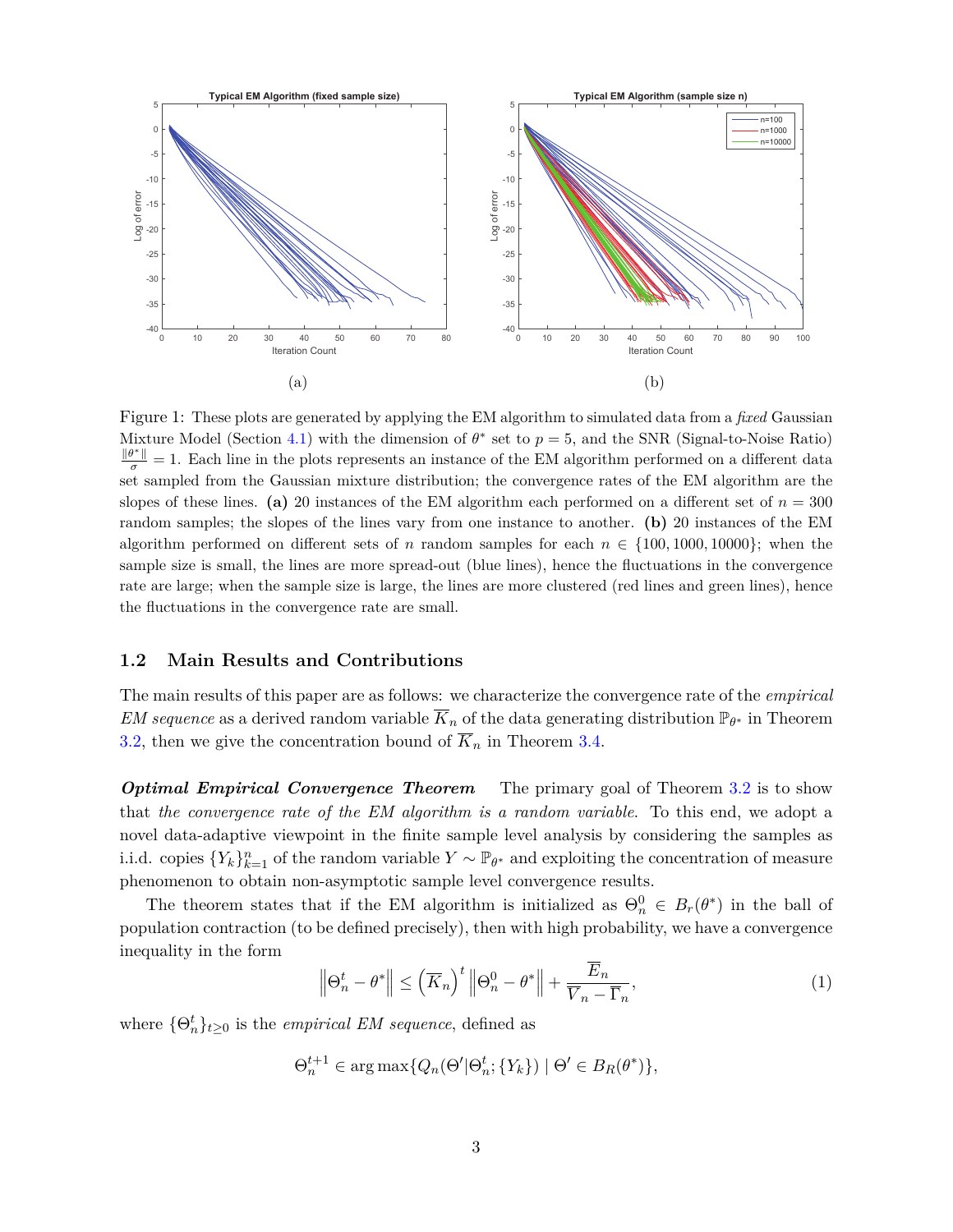(a)

(b)

Figure 1: These plots are generated by applying the EM algorithm to simulated data from a *fixed* Gaussian Mixture Model (Section 4.1) with the dimension of $\theta^*$ set to $p = 5$, and the SNR (Signal-to-Noise Ratio) $\frac{\|\theta^*\|}{\sigma} = 1$. Each line in the plots represents an instance of the EM algorithm performed on a different data set sampled from the Gaussian mixture distribution; the convergence rates of the EM algorithm are the slopes of these lines. **(a)** 20 instances of the EM algorithm each performed on a different set of $n = 300$ random samples; the slopes of the lines vary from one instance to another. **(b)** 20 instances of the EM algorithm performed on different sets of $n$ random samples for each $n \in \{100, 1000, 10000\}$; when the sample size is small, the lines are more spread-out (blue lines), hence the fluctuations in the convergence rate are large; when the sample size is large, the lines are more clustered (red lines and green lines), hence the fluctuations in the convergence rate are small.

## 1.2 Main Results and Contributions

The main results of this paper are as follows: we characterize the convergence rate of the *empirical EM sequence* as a derived random variable $\overline{K}_n$ of the data generating distribution $\mathbb{P}_{\theta^*}$ in Theorem 3.2, then we give the concentration bound of $\overline{K}_n$ in Theorem 3.4.

***Optimal Empirical Convergence Theorem*** The primary goal of Theorem 3.2 is to show that *the convergence rate of the EM algorithm is a random variable.* To this end, we adopt a novel data-adaptive viewpoint in the finite sample level analysis by considering the samples as i.i.d. copies $\{Y_k\}_{k=1}^n$ of the random variable $Y \sim \mathbb{P}_{\theta^*}$ and exploiting the concentration of measure phenomenon to obtain non-asymptotic sample level convergence results.

The theorem states that if the EM algorithm is initialized as $\Theta_n^0 \in B_r(\theta^*)$ in the ball of population contraction (to be defined precisely), then with high probability, we have a convergence inequality in the form

$$\left\|\Theta_n^t - \theta^*\right\| \leq \left(\overline{K}_n\right)^t \left\|\Theta_n^0 - \theta^*\right\| + \frac{\overline{E}_n}{\overline{V}_n - \overline{\Gamma}_n}, \tag{1}$$

where $\{\Theta_n^t\}_{t\geq 0}$ is the *empirical EM sequence*, defined as

$$\Theta_n^{t+1} \in \arg\max\{Q_n(\Theta'|\Theta_n^t; \{Y_k\}) \mid \Theta' \in B_R(\theta^*)\},$$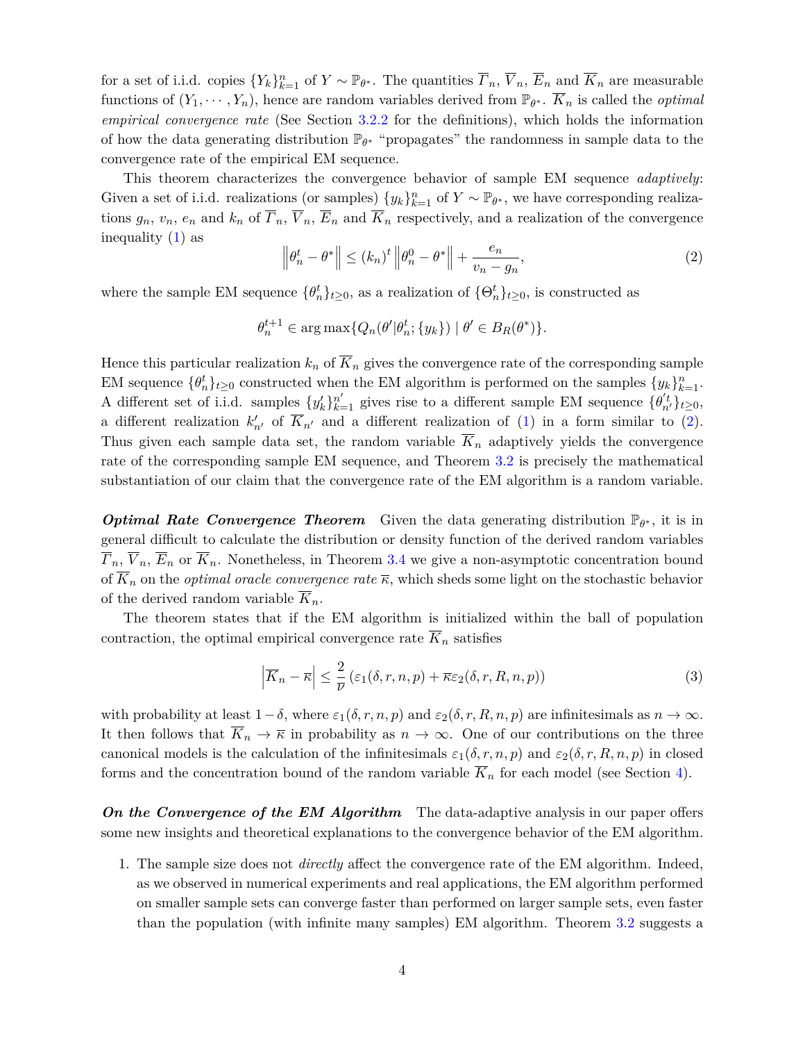for a set of i.i.d. copies $\{Y_k\}_{k=1}^n$ of $Y \sim \mathbb{P}_{\theta^*}$. The quantities $\overline{\Gamma}_n$, $\overline{V}_n$, $\overline{E}_n$ and $\overline{K}_n$ are measurable functions of $(Y_1, \cdots, Y_n)$, hence are random variables derived from $\mathbb{P}_{\theta^*}$. $\overline{K}_n$ is called the *optimal empirical convergence rate* (See Section 3.2.2 for the definitions), which holds the information of how the data generating distribution $\mathbb{P}_{\theta^*}$ "propagates" the randomness in sample data to the convergence rate of the empirical EM sequence.

This theorem characterizes the convergence behavior of sample EM sequence *adaptively*: Given a set of i.i.d. realizations (or samples) $\{y_k\}_{k=1}^n$ of $Y \sim \mathbb{P}_{\theta^*}$, we have corresponding realizations $g_n$, $v_n$, $e_n$ and $k_n$ of $\overline{\Gamma}_n$, $\overline{V}_n$, $\overline{E}_n$ and $\overline{K}_n$ respectively, and a realization of the convergence inequality (1) as

$$\left\|\theta_n^t - \theta^*\right\| \leq (k_n)^t \left\|\theta_n^0 - \theta^*\right\| + \frac{e_n}{v_n - g_n}, \tag{2}$$

where the sample EM sequence $\{\theta_n^t\}_{t\geq 0}$, as a realization of $\{\Theta_n^t\}_{t\geq 0}$, is constructed as

$$\theta_n^{t+1} \in \arg\max\{Q_n(\theta'|\theta_n^t; \{y_k\}) \mid \theta' \in B_R(\theta^*)\}.$$

Hence this particular realization $k_n$ of $\overline{K}_n$ gives the convergence rate of the corresponding sample EM sequence $\{\theta_n^t\}_{t\geq 0}$ constructed when the EM algorithm is performed on the samples $\{y_k\}_{k=1}^n$. A different set of i.i.d. samples $\{y'_k\}_{k=1}^{n'}$ gives rise to a different sample EM sequence $\{\theta'^t_{n'}\}_{t\geq 0}$, a different realization $k'_{n'}$ of $\overline{K}_{n'}$ and a different realization of (1) in a form similar to (2). Thus given each sample data set, the random variable $\overline{K}_n$ adaptively yields the convergence rate of the corresponding sample EM sequence, and Theorem 3.2 is precisely the mathematical substantiation of our claim that the convergence rate of the EM algorithm is a random variable.

***Optimal Rate Convergence Theorem*** Given the data generating distribution $\mathbb{P}_{\theta^*}$, it is in general difficult to calculate the distribution or density function of the derived random variables $\overline{\Gamma}_n$, $\overline{V}_n$, $\overline{E}_n$ or $\overline{K}_n$. Nonetheless, in Theorem 3.4 we give a non-asymptotic concentration bound of $\overline{K}_n$ on the *optimal oracle convergence rate* $\overline{\kappa}$, which sheds some light on the stochastic behavior of the derived random variable $\overline{K}_n$.

The theorem states that if the EM algorithm is initialized within the ball of population contraction, the optimal empirical convergence rate $\overline{K}_n$ satisfies

$$\left|\overline{K}_n - \overline{\kappa}\right| \leq \frac{2}{\overline{\nu}} \left(\varepsilon_1(\delta, r, n, p) + \overline{\kappa}\varepsilon_2(\delta, r, R, n, p)\right) \tag{3}$$

with probability at least $1-\delta$, where $\varepsilon_1(\delta, r, n, p)$ and $\varepsilon_2(\delta, r, R, n, p)$ are infinitesimals as $n \to \infty$. It then follows that $\overline{K}_n \to \overline{\kappa}$ in probability as $n \to \infty$. One of our contributions on the three canonical models is the calculation of the infinitesimals $\varepsilon_1(\delta, r, n, p)$ and $\varepsilon_2(\delta, r, R, n, p)$ in closed forms and the concentration bound of the random variable $\overline{K}_n$ for each model (see Section 4).

***On the Convergence of the EM Algorithm*** The data-adaptive analysis in our paper offers some new insights and theoretical explanations to the convergence behavior of the EM algorithm.

1. The sample size does not *directly* affect the convergence rate of the EM algorithm. Indeed, as we observed in numerical experiments and real applications, the EM algorithm performed on smaller sample sets can converge faster than performed on larger sample sets, even faster than the population (with infinite many samples) EM algorithm. Theorem 3.2 suggests a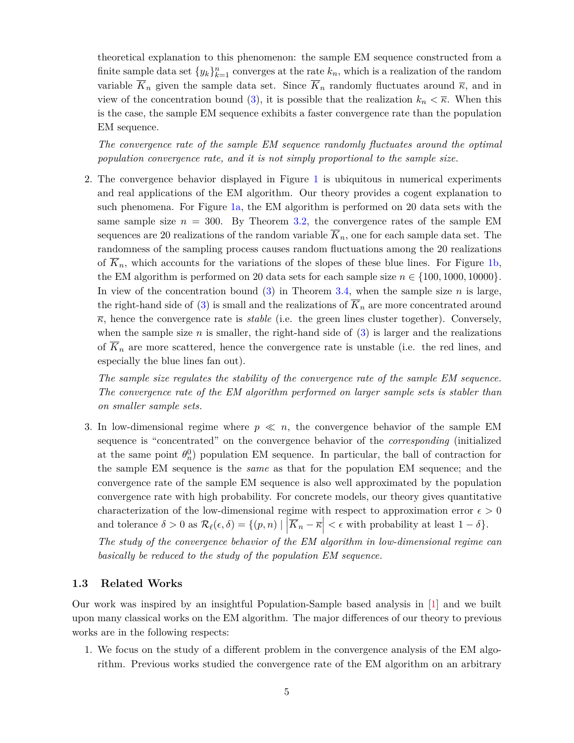theoretical explanation to this phenomenon: the sample EM sequence constructed from a finite sample data set $\{y_k\}_{k=1}^n$ converges at the rate $k_n$, which is a realization of the random variable $\overline{K}_n$ given the sample data set. Since $\overline{K}_n$ randomly fluctuates around $\overline{\kappa}$, and in view of the concentration bound (3), it is possible that the realization $k_n < \overline{\kappa}$. When this is the case, the sample EM sequence exhibits a faster convergence rate than the population EM sequence.

*The convergence rate of the sample EM sequence randomly fluctuates around the optimal population convergence rate, and it is not simply proportional to the sample size.*

2. The convergence behavior displayed in Figure 1 is ubiquitous in numerical experiments and real applications of the EM algorithm. Our theory provides a cogent explanation to such phenomena. For Figure 1a, the EM algorithm is performed on 20 data sets with the same sample size $n = 300$. By Theorem 3.2, the convergence rates of the sample EM sequences are 20 realizations of the random variable $\overline{K}_n$, one for each sample data set. The randomness of the sampling process causes random fluctuations among the 20 realizations of $\overline{K}_n$, which accounts for the variations of the slopes of these blue lines. For Figure 1b, the EM algorithm is performed on 20 data sets for each sample size $n \in \{100, 1000, 10000\}$. In view of the concentration bound (3) in Theorem 3.4, when the sample size $n$ is large, the right-hand side of (3) is small and the realizations of $\overline{K}_n$ are more concentrated around $\overline{\kappa}$, hence the convergence rate is *stable* (i.e. the green lines cluster together). Conversely, when the sample size $n$ is smaller, the right-hand side of (3) is larger and the realizations of $\overline{K}_n$ are more scattered, hence the convergence rate is unstable (i.e. the red lines, and especially the blue lines fan out).

   *The sample size regulates the stability of the convergence rate of the sample EM sequence. The convergence rate of the EM algorithm performed on larger sample sets is stabler than on smaller sample sets.*

3. In low-dimensional regime where $p \ll n$, the convergence behavior of the sample EM sequence is "concentrated" on the convergence behavior of the *corresponding* (initialized at the same point $\theta_n^0$) population EM sequence. In particular, the ball of contraction for the sample EM sequence is the *same* as that for the population EM sequence; and the convergence rate of the sample EM sequence is also well approximated by the population convergence rate with high probability. For concrete models, our theory gives quantitative characterization of the low-dimensional regime with respect to approximation error $\epsilon > 0$ and tolerance $\delta > 0$ as $\mathcal{R}_\ell(\epsilon, \delta) = \{(p, n) \mid \left|\overline{K}_n - \overline{\kappa}\right| < \epsilon \text{ with probability at least } 1 - \delta\}$.

   *The study of the convergence behavior of the EM algorithm in low-dimensional regime can basically be reduced to the study of the population EM sequence.*

### 1.3 Related Works

Our work was inspired by an insightful Population-Sample based analysis in [1] and we built upon many classical works on the EM algorithm. The major differences of our theory to previous works are in the following respects:

1. We focus on the study of a different problem in the convergence analysis of the EM algorithm. Previous works studied the convergence rate of the EM algorithm on an arbitrary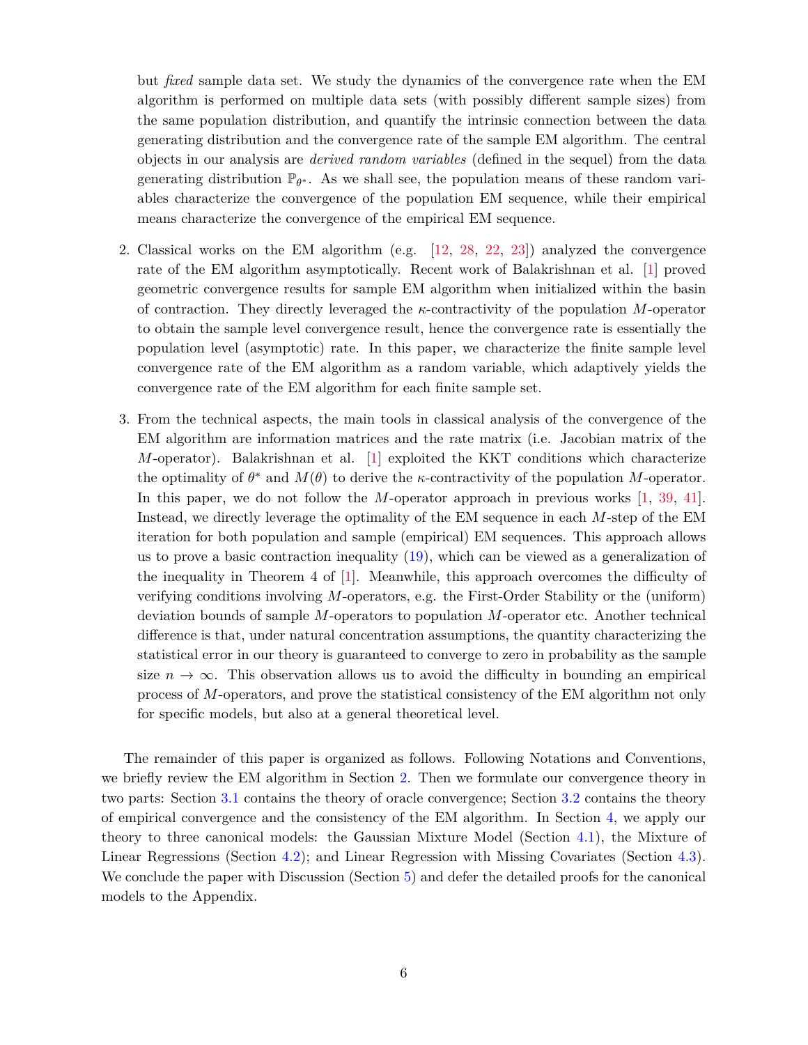but *fixed* sample data set. We study the dynamics of the convergence rate when the EM algorithm is performed on multiple data sets (with possibly different sample sizes) from the same population distribution, and quantify the intrinsic connection between the data generating distribution and the convergence rate of the sample EM algorithm. The central objects in our analysis are *derived random variables* (defined in the sequel) from the data generating distribution $\mathbb{P}_{\theta^*}$. As we shall see, the population means of these random variables characterize the convergence of the population EM sequence, while their empirical means characterize the convergence of the empirical EM sequence.

2. Classical works on the EM algorithm (e.g. [12, 28, 22, 23]) analyzed the convergence rate of the EM algorithm asymptotically. Recent work of Balakrishnan et al. [1] proved geometric convergence results for sample EM algorithm when initialized within the basin of contraction. They directly leveraged the $\kappa$-contractivity of the population $M$-operator to obtain the sample level convergence result, hence the convergence rate is essentially the population level (asymptotic) rate. In this paper, we characterize the finite sample level convergence rate of the EM algorithm as a random variable, which adaptively yields the convergence rate of the EM algorithm for each finite sample set.

3. From the technical aspects, the main tools in classical analysis of the convergence of the EM algorithm are information matrices and the rate matrix (i.e. Jacobian matrix of the $M$-operator). Balakrishnan et al. [1] exploited the KKT conditions which characterize the optimality of $\theta^*$ and $M(\theta)$ to derive the $\kappa$-contractivity of the population $M$-operator. In this paper, we do not follow the $M$-operator approach in previous works [1, 39, 41]. Instead, we directly leverage the optimality of the EM sequence in each $M$-step of the EM iteration for both population and sample (empirical) EM sequences. This approach allows us to prove a basic contraction inequality (19), which can be viewed as a generalization of the inequality in Theorem 4 of [1]. Meanwhile, this approach overcomes the difficulty of verifying conditions involving $M$-operators, e.g. the First-Order Stability or the (uniform) deviation bounds of sample $M$-operators to population $M$-operator etc. Another technical difference is that, under natural concentration assumptions, the quantity characterizing the statistical error in our theory is guaranteed to converge to zero in probability as the sample size $n \to \infty$. This observation allows us to avoid the difficulty in bounding an empirical process of $M$-operators, and prove the statistical consistency of the EM algorithm not only for specific models, but also at a general theoretical level.

The remainder of this paper is organized as follows. Following Notations and Conventions, we briefly review the EM algorithm in Section 2. Then we formulate our convergence theory in two parts: Section 3.1 contains the theory of oracle convergence; Section 3.2 contains the theory of empirical convergence and the consistency of the EM algorithm. In Section 4, we apply our theory to three canonical models: the Gaussian Mixture Model (Section 4.1), the Mixture of Linear Regressions (Section 4.2); and Linear Regression with Missing Covariates (Section 4.3). We conclude the paper with Discussion (Section 5) and defer the detailed proofs for the canonical models to the Appendix.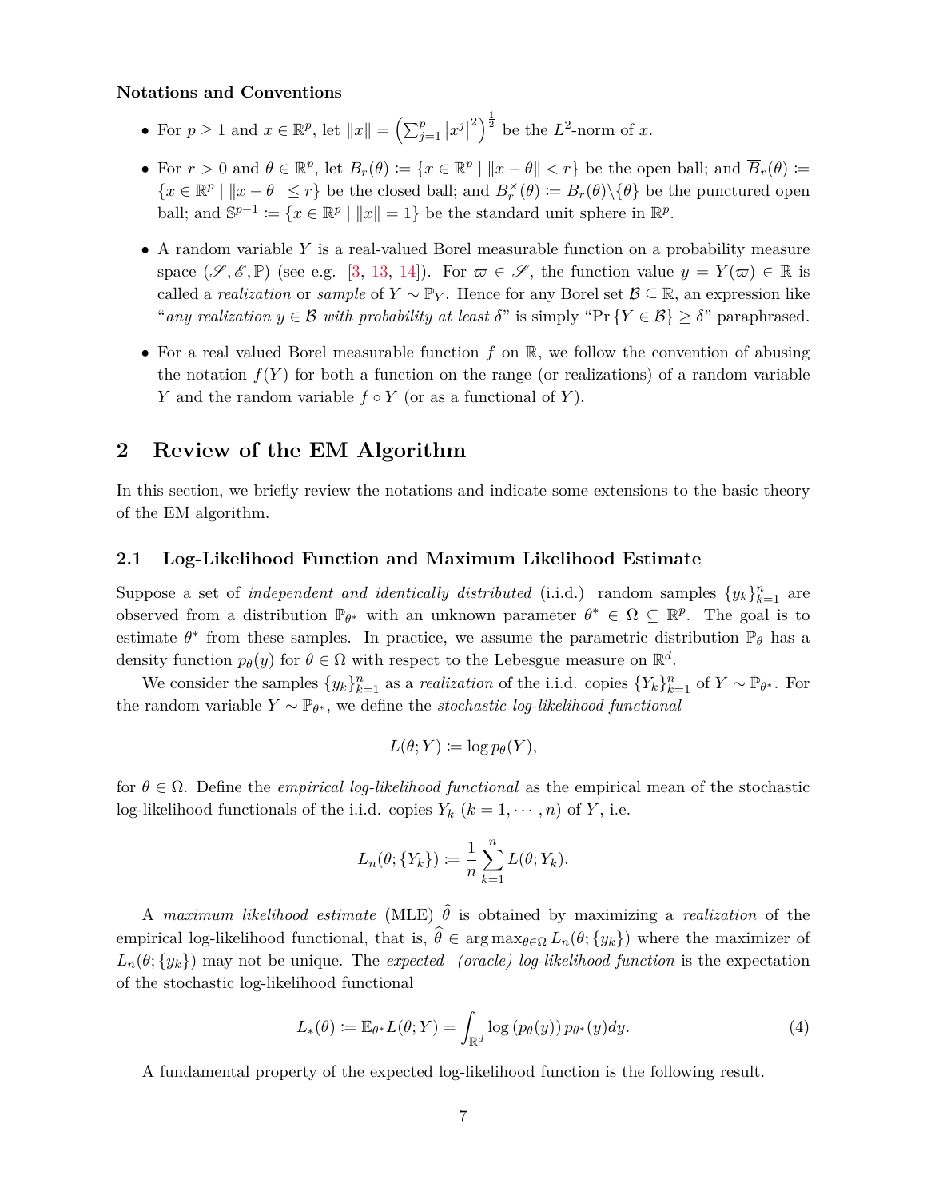**Notations and Conventions**

- For $p \geq 1$ and $x \in \mathbb{R}^p$, let $\|x\| = \left(\sum_{j=1}^{p} |x^j|^2\right)^{\frac{1}{2}}$ be the $L^2$-norm of $x$.
- For $r > 0$ and $\theta \in \mathbb{R}^p$, let $B_r(\theta) \coloneqq \{x \in \mathbb{R}^p \mid \|x - \theta\| < r\}$ be the open ball; and $\overline{B}_r(\theta) \coloneqq \{x \in \mathbb{R}^p \mid \|x - \theta\| \leq r\}$ be the closed ball; and $B_r^{\times}(\theta) \coloneqq B_r(\theta) \backslash \{\theta\}$ be the punctured open ball; and $\mathbb{S}^{p-1} \coloneqq \{x \in \mathbb{R}^p \mid \|x\| = 1\}$ be the standard unit sphere in $\mathbb{R}^p$.
- A random variable $Y$ is a real-valued Borel measurable function on a probability measure space $(\mathscr{S}, \mathscr{E}, \mathbb{P})$ (see e.g. [3, 13, 14]). For $\varpi \in \mathscr{S}$, the function value $y = Y(\varpi) \in \mathbb{R}$ is called a *realization* or *sample* of $Y \sim \mathbb{P}_Y$. Hence for any Borel set $\mathcal{B} \subseteq \mathbb{R}$, an expression like "*any realization* $y \in \mathcal{B}$ *with probability at least* $\delta$" is simply "$\Pr\{Y \in \mathcal{B}\} \geq \delta$" paraphrased.
- For a real valued Borel measurable function $f$ on $\mathbb{R}$, we follow the convention of abusing the notation $f(Y)$ for both a function on the range (or realizations) of a random variable $Y$ and the random variable $f \circ Y$ (or as a functional of $Y$).

## 2 Review of the EM Algorithm

In this section, we briefly review the notations and indicate some extensions to the basic theory of the EM algorithm.

### 2.1 Log-Likelihood Function and Maximum Likelihood Estimate

Suppose a set of *independent and identically distributed* (i.i.d.) random samples $\{y_k\}_{k=1}^n$ are observed from a distribution $\mathbb{P}_{\theta^*}$ with an unknown parameter $\theta^* \in \Omega \subseteq \mathbb{R}^p$. The goal is to estimate $\theta^*$ from these samples. In practice, we assume the parametric distribution $\mathbb{P}_\theta$ has a density function $p_\theta(y)$ for $\theta \in \Omega$ with respect to the Lebesgue measure on $\mathbb{R}^d$.

We consider the samples $\{y_k\}_{k=1}^n$ as a *realization* of the i.i.d. copies $\{Y_k\}_{k=1}^n$ of $Y \sim \mathbb{P}_{\theta^*}$. For the random variable $Y \sim \mathbb{P}_{\theta^*}$, we define the *stochastic log-likelihood functional*

$$L(\theta; Y) \coloneqq \log p_\theta(Y),$$

for $\theta \in \Omega$. Define the *empirical log-likelihood functional* as the empirical mean of the stochastic log-likelihood functionals of the i.i.d. copies $Y_k$ ($k = 1, \cdots, n$) of $Y$, i.e.

$$L_n(\theta; \{Y_k\}) \coloneqq \frac{1}{n} \sum_{k=1}^{n} L(\theta; Y_k).$$

A *maximum likelihood estimate* (MLE) $\widehat{\theta}$ is obtained by maximizing a *realization* of the empirical log-likelihood functional, that is, $\widehat{\theta} \in \arg\max_{\theta \in \Omega} L_n(\theta; \{y_k\})$ where the maximizer of $L_n(\theta; \{y_k\})$ may not be unique. The *expected (oracle) log-likelihood function* is the expectation of the stochastic log-likelihood functional

$$L_*(\theta) \coloneqq \mathbb{E}_{\theta^*} L(\theta; Y) = \int_{\mathbb{R}^d} \log \left(p_\theta(y)\right) p_{\theta^*}(y) dy. \tag{4}$$

A fundamental property of the expected log-likelihood function is the following result.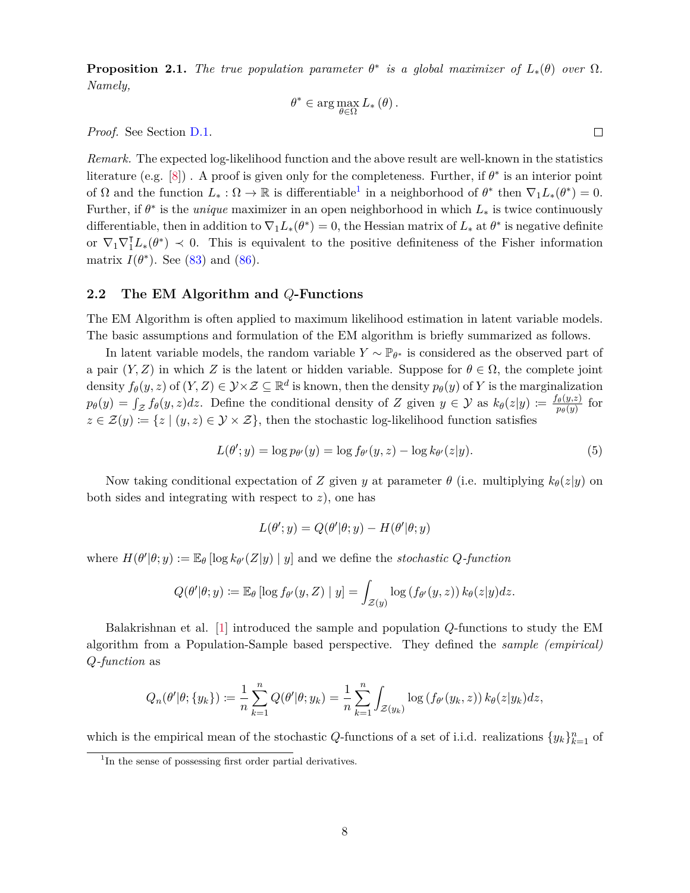**Proposition 2.1.** *The true population parameter $\theta^*$ is a global maximizer of $L_*(\theta)$ over $\Omega$. Namely,*

$$\theta^* \in \arg\max_{\theta \in \Omega} L_*(\theta).$$

*Proof.* See Section D.1. □

*Remark.* The expected log-likelihood function and the above result are well-known in the statistics literature (e.g. [8]) . A proof is given only for the completeness. Further, if $\theta^*$ is an interior point of $\Omega$ and the function $L_* : \Omega \to \mathbb{R}$ is differentiable[1] in a neighborhood of $\theta^*$ then $\nabla_1 L_*(\theta^*) = 0$. Further, if $\theta^*$ is the *unique* maximizer in an open neighborhood in which $L_*$ is twice continuously differentiable, then in addition to $\nabla_1 L_*(\theta^*) = 0$, the Hessian matrix of $L_*$ at $\theta^*$ is negative definite or $\nabla_1 \nabla_1^\intercal L_*(\theta^*) \prec 0$. This is equivalent to the positive definiteness of the Fisher information matrix $I(\theta^*)$. See (83) and (86).

### 2.2 The EM Algorithm and $Q$-Functions

The EM Algorithm is often applied to maximum likelihood estimation in latent variable models. The basic assumptions and formulation of the EM algorithm is briefly summarized as follows.

In latent variable models, the random variable $Y \sim \mathbb{P}_{\theta^*}$ is considered as the observed part of a pair $(Y, Z)$ in which $Z$ is the latent or hidden variable. Suppose for $\theta \in \Omega$, the complete joint density $f_\theta(y, z)$ of $(Y, Z) \in \mathcal{Y} \times \mathcal{Z} \subseteq \mathbb{R}^d$ is known, then the density $p_\theta(y)$ of $Y$ is the marginalization $p_\theta(y) = \int_{\mathcal{Z}} f_\theta(y, z)dz$. Define the conditional density of $Z$ given $y \in \mathcal{Y}$ as $k_\theta(z|y) := \frac{f_\theta(y,z)}{p_\theta(y)}$ for $z \in \mathcal{Z}(y) := \{z \mid (y, z) \in \mathcal{Y} \times \mathcal{Z}\}$, then the stochastic log-likelihood function satisfies

$$L(\theta'; y) = \log p_{\theta'}(y) = \log f_{\theta'}(y, z) - \log k_{\theta'}(z|y). \tag{5}$$

Now taking conditional expectation of $Z$ given $y$ at parameter $\theta$ (i.e. multiplying $k_\theta(z|y)$ on both sides and integrating with respect to $z$), one has

$$L(\theta'; y) = Q(\theta'|\theta; y) - H(\theta'|\theta; y)$$

where $H(\theta'|\theta; y) := \mathbb{E}_\theta [\log k_{\theta'}(Z|y) \mid y]$ and we define the *stochastic $Q$-function*

$$Q(\theta'|\theta; y) := \mathbb{E}_\theta [\log f_{\theta'}(y, Z) \mid y] = \int_{\mathcal{Z}(y)} \log (f_{\theta'}(y, z)) \, k_\theta(z|y)dz.$$

Balakrishnan et al. [1] introduced the sample and population $Q$-functions to study the EM algorithm from a Population-Sample based perspective. They defined the *sample (empirical) $Q$-function* as

$$Q_n(\theta'|\theta; \{y_k\}) := \frac{1}{n}\sum_{k=1}^{n} Q(\theta'|\theta; y_k) = \frac{1}{n}\sum_{k=1}^{n} \int_{\mathcal{Z}(y_k)} \log (f_{\theta'}(y_k, z)) \, k_\theta(z|y_k)dz,$$

which is the empirical mean of the stochastic $Q$-functions of a set of i.i.d. realizations $\{y_k\}_{k=1}^n$ of

[1] In the sense of possessing first order partial derivatives.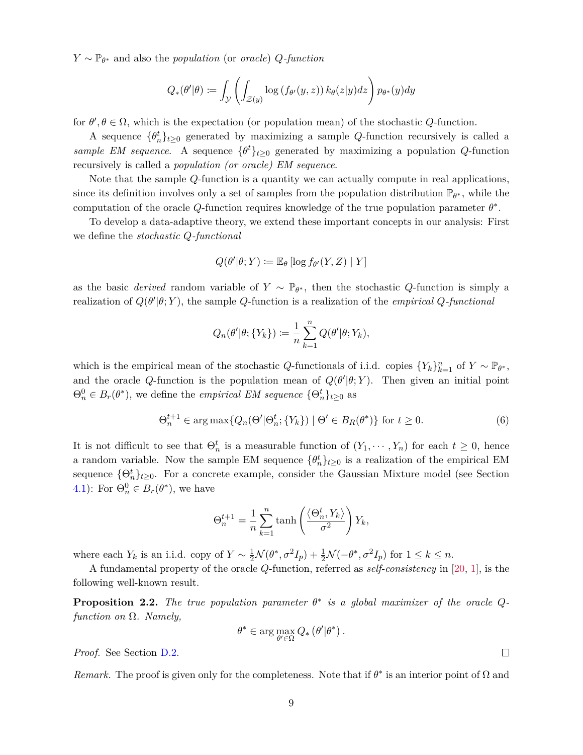$Y \sim \mathbb{P}_{\theta^*}$ and also the *population* (or *oracle*) *Q-function*

$$Q_*(\theta'|\theta) := \int_{\mathcal{Y}} \left( \int_{\mathcal{Z}(y)} \log\left(f_{\theta'}(y,z)\right) k_\theta(z|y) dz \right) p_{\theta^*}(y) dy$$

for $\theta', \theta \in \Omega$, which is the expectation (or population mean) of the stochastic $Q$-function.

A sequence $\{\theta_n^t\}_{t\geq 0}$ generated by maximizing a sample $Q$-function recursively is called a *sample EM sequence*. A sequence $\{\theta^t\}_{t\geq 0}$ generated by maximizing a population $Q$-function recursively is called a *population (or oracle) EM sequence*.

Note that the sample $Q$-function is a quantity we can actually compute in real applications, since its definition involves only a set of samples from the population distribution $\mathbb{P}_{\theta^*}$, while the computation of the oracle $Q$-function requires knowledge of the true population parameter $\theta^*$.

To develop a data-adaptive theory, we extend these important concepts in our analysis: First we define the *stochastic Q-functional*

$$Q(\theta'|\theta; Y) := \mathbb{E}_\theta \left[\log f_{\theta'}(Y, Z) \mid Y\right]$$

as the basic *derived* random variable of $Y \sim \mathbb{P}_{\theta^*}$, then the stochastic $Q$-function is simply a realization of $Q(\theta'|\theta; Y)$, the sample $Q$-function is a realization of the *empirical Q-functional*

$$Q_n(\theta'|\theta; \{Y_k\}) := \frac{1}{n}\sum_{k=1}^{n} Q(\theta'|\theta; Y_k),$$

which is the empirical mean of the stochastic $Q$-functionals of i.i.d. copies $\{Y_k\}_{k=1}^n$ of $Y \sim \mathbb{P}_{\theta^*}$, and the oracle $Q$-function is the population mean of $Q(\theta'|\theta; Y)$. Then given an initial point $\Theta_n^0 \in B_r(\theta^*)$, we define the *empirical EM sequence* $\{\Theta_n^t\}_{t\geq 0}$ as

$$\Theta_n^{t+1} \in \arg\max\{Q_n(\Theta'|\Theta_n^t; \{Y_k\}) \mid \Theta' \in B_R(\theta^*)\} \text{ for } t \geq 0. \tag{6}$$

It is not difficult to see that $\Theta_n^t$ is a measurable function of $(Y_1, \cdots, Y_n)$ for each $t \geq 0$, hence a random variable. Now the sample EM sequence $\{\theta_n^t\}_{t\geq 0}$ is a realization of the empirical EM sequence $\{\Theta_n^t\}_{t\geq 0}$. For a concrete example, consider the Gaussian Mixture model (see Section 4.1): For $\Theta_n^0 \in B_r(\theta^*)$, we have

$$\Theta_n^{t+1} = \frac{1}{n}\sum_{k=1}^{n} \tanh\left(\frac{\langle \Theta_n^t, Y_k\rangle}{\sigma^2}\right) Y_k,$$

where each $Y_k$ is an i.i.d. copy of $Y \sim \frac{1}{2}\mathcal{N}(\theta^*, \sigma^2 I_p) + \frac{1}{2}\mathcal{N}(-\theta^*, \sigma^2 I_p)$ for $1 \leq k \leq n$.

A fundamental property of the oracle $Q$-function, referred as *self-consistency* in [20, 1], is the following well-known result.

**Proposition 2.2.** *The true population parameter $\theta^*$ is a global maximizer of the oracle Q-function on $\Omega$. Namely,*

$$\theta^* \in \arg\max_{\theta' \in \Omega} Q_*\left(\theta'|\theta^*\right).$$

*Proof.* See Section D.2. □

*Remark.* The proof is given only for the completeness. Note that if $\theta^*$ is an interior point of $\Omega$ and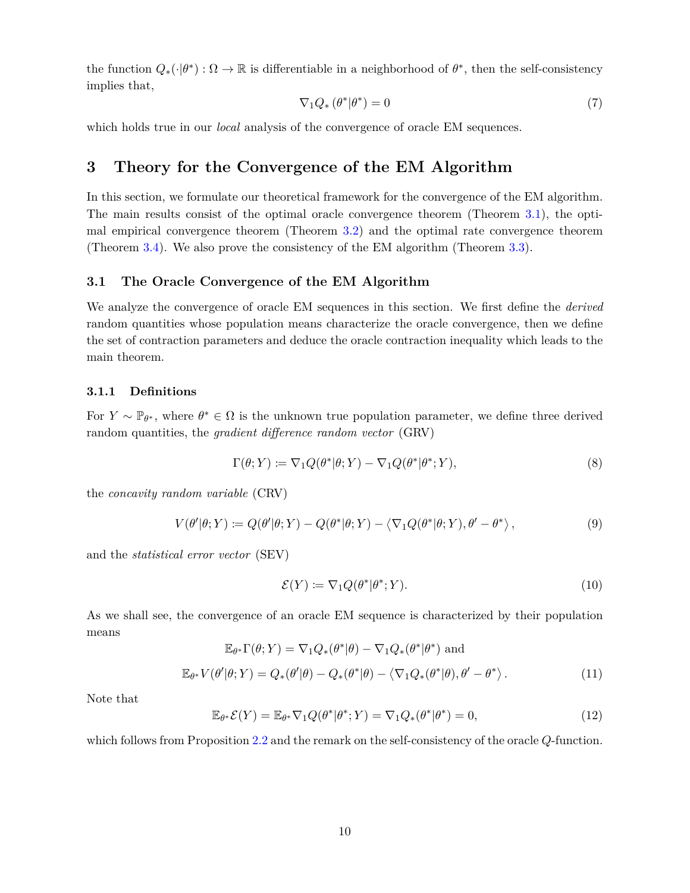the function $Q_*(\cdot|\theta^*) : \Omega \to \mathbb{R}$ is differentiable in a neighborhood of $\theta^*$, then the self-consistency implies that,

$$\nabla_1 Q_* (\theta^*|\theta^*) = 0 \tag{7}$$

which holds true in our *local* analysis of the convergence of oracle EM sequences.

# 3 Theory for the Convergence of the EM Algorithm

In this section, we formulate our theoretical framework for the convergence of the EM algorithm. The main results consist of the optimal oracle convergence theorem (Theorem 3.1), the optimal empirical convergence theorem (Theorem 3.2) and the optimal rate convergence theorem (Theorem 3.4). We also prove the consistency of the EM algorithm (Theorem 3.3).

## 3.1 The Oracle Convergence of the EM Algorithm

We analyze the convergence of oracle EM sequences in this section. We first define the *derived* random quantities whose population means characterize the oracle convergence, then we define the set of contraction parameters and deduce the oracle contraction inequality which leads to the main theorem.

### 3.1.1 Definitions

For $Y \sim \mathbb{P}_{\theta^*}$, where $\theta^* \in \Omega$ is the unknown true population parameter, we define three derived random quantities, the *gradient difference random vector* (GRV)

$$\Gamma(\theta; Y) := \nabla_1 Q(\theta^*|\theta; Y) - \nabla_1 Q(\theta^*|\theta^*; Y), \tag{8}$$

the *concavity random variable* (CRV)

$$V(\theta'|\theta; Y) := Q(\theta'|\theta; Y) - Q(\theta^*|\theta; Y) - \langle \nabla_1 Q(\theta^*|\theta; Y), \theta' - \theta^* \rangle, \tag{9}$$

and the *statistical error vector* (SEV)

$$\mathcal{E}(Y) := \nabla_1 Q(\theta^*|\theta^*; Y). \tag{10}$$

As we shall see, the convergence of an oracle EM sequence is characterized by their population means

$$\mathbb{E}_{\theta^*}\Gamma(\theta; Y) = \nabla_1 Q_*(\theta^*|\theta) - \nabla_1 Q_*(\theta^*|\theta^*) \text{ and}$$
$$\mathbb{E}_{\theta^*} V(\theta'|\theta; Y) = Q_*(\theta'|\theta) - Q_*(\theta^*|\theta) - \langle \nabla_1 Q_*(\theta^*|\theta), \theta' - \theta^* \rangle. \tag{11}$$

Note that

$$\mathbb{E}_{\theta^*}\mathcal{E}(Y) = \mathbb{E}_{\theta^*}\nabla_1 Q(\theta^*|\theta^*; Y) = \nabla_1 Q_*(\theta^*|\theta^*) = 0, \tag{12}$$

which follows from Proposition 2.2 and the remark on the self-consistency of the oracle $Q$-function.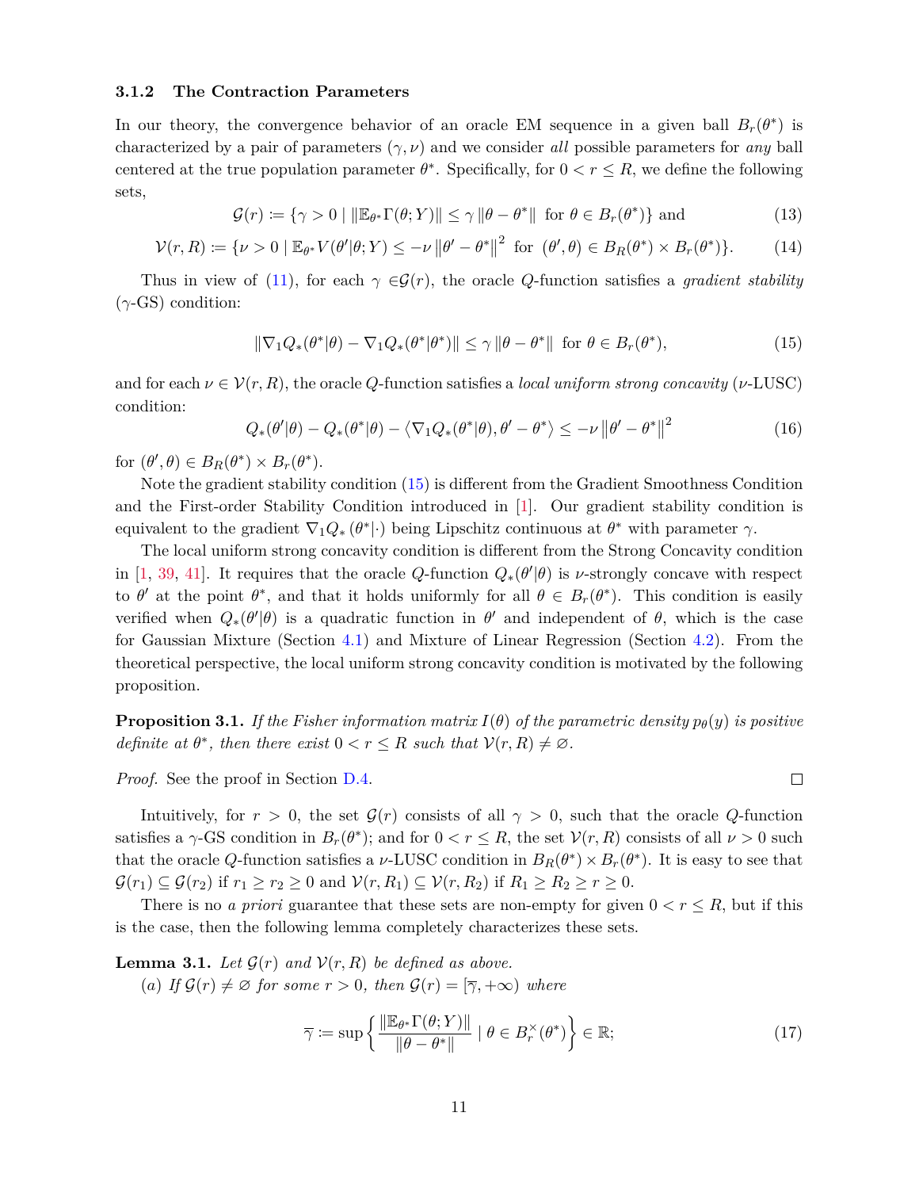### 3.1.2 The Contraction Parameters

In our theory, the convergence behavior of an oracle EM sequence in a given ball $B_r(\theta^*)$ is characterized by a pair of parameters $(\gamma, \nu)$ and we consider *all* possible parameters for *any* ball centered at the true population parameter $\theta^*$. Specifically, for $0 < r \leq R$, we define the following sets,

$$\mathcal{G}(r) := \{\gamma > 0 \mid \|\mathbb{E}_{\theta^*}\Gamma(\theta; Y)\| \leq \gamma \|\theta - \theta^*\| \text{ for } \theta \in B_r(\theta^*)\} \text{ and} \tag{13}$$

$$\mathcal{V}(r, R) := \{\nu > 0 \mid \mathbb{E}_{\theta^*}V(\theta'|\theta; Y) \leq -\nu \|\theta' - \theta^*\|^2 \text{ for } (\theta', \theta) \in B_R(\theta^*) \times B_r(\theta^*)\}. \tag{14}$$

Thus in view of (11), for each $\gamma \in \mathcal{G}(r)$, the oracle $Q$-function satisfies a *gradient stability* ($\gamma$-GS) condition:

$$\|\nabla_1 Q_*(\theta^*|\theta) - \nabla_1 Q_*(\theta^*|\theta^*)\| \leq \gamma \|\theta - \theta^*\| \text{ for } \theta \in B_r(\theta^*), \tag{15}$$

and for each $\nu \in \mathcal{V}(r, R)$, the oracle $Q$-function satisfies a *local uniform strong concavity* ($\nu$-LUSC) condition:

$$Q_*(\theta'|\theta) - Q_*(\theta^*|\theta) - \langle \nabla_1 Q_*(\theta^*|\theta), \theta' - \theta^* \rangle \leq -\nu \|\theta' - \theta^*\|^2 \tag{16}$$

for $(\theta', \theta) \in B_R(\theta^*) \times B_r(\theta^*)$.

Note the gradient stability condition (15) is different from the Gradient Smoothness Condition and the First-order Stability Condition introduced in [1]. Our gradient stability condition is equivalent to the gradient $\nabla_1 Q_*(\theta^*|\cdot)$ being Lipschitz continuous at $\theta^*$ with parameter $\gamma$.

The local uniform strong concavity condition is different from the Strong Concavity condition in [1, 39, 41]. It requires that the oracle $Q$-function $Q_*(\theta'|\theta)$ is $\nu$-strongly concave with respect to $\theta'$ at the point $\theta^*$, and that it holds uniformly for all $\theta \in B_r(\theta^*)$. This condition is easily verified when $Q_*(\theta'|\theta)$ is a quadratic function in $\theta'$ and independent of $\theta$, which is the case for Gaussian Mixture (Section 4.1) and Mixture of Linear Regression (Section 4.2). From the theoretical perspective, the local uniform strong concavity condition is motivated by the following proposition.

**Proposition 3.1.** *If the Fisher information matrix $I(\theta)$ of the parametric density $p_\theta(y)$ is positive definite at $\theta^*$, then there exist $0 < r \leq R$ such that $\mathcal{V}(r, R) \neq \varnothing$.*

*Proof.* See the proof in Section D.4. ∎

Intuitively, for $r > 0$, the set $\mathcal{G}(r)$ consists of all $\gamma > 0$, such that the oracle $Q$-function satisfies a $\gamma$-GS condition in $B_r(\theta^*)$; and for $0 < r \leq R$, the set $\mathcal{V}(r, R)$ consists of all $\nu > 0$ such that the oracle $Q$-function satisfies a $\nu$-LUSC condition in $B_R(\theta^*) \times B_r(\theta^*)$. It is easy to see that $\mathcal{G}(r_1) \subseteq \mathcal{G}(r_2)$ if $r_1 \geq r_2 \geq 0$ and $\mathcal{V}(r, R_1) \subseteq \mathcal{V}(r, R_2)$ if $R_1 \geq R_2 \geq r \geq 0$.

There is no *a priori* guarantee that these sets are non-empty for given $0 < r \leq R$, but if this is the case, then the following lemma completely characterizes these sets.

**Lemma 3.1.** *Let $\mathcal{G}(r)$ and $\mathcal{V}(r, R)$ be defined as above.*

*(a) If $\mathcal{G}(r) \neq \varnothing$ for some $r > 0$, then $\mathcal{G}(r) = [\overline{\gamma}, +\infty)$ where*

$$\overline{\gamma} := \sup\left\{ \frac{\|\mathbb{E}_{\theta^*}\Gamma(\theta; Y)\|}{\|\theta - \theta^*\|} \mid \theta \in B_r^{\times}(\theta^*) \right\} \in \mathbb{R}; \tag{17}$$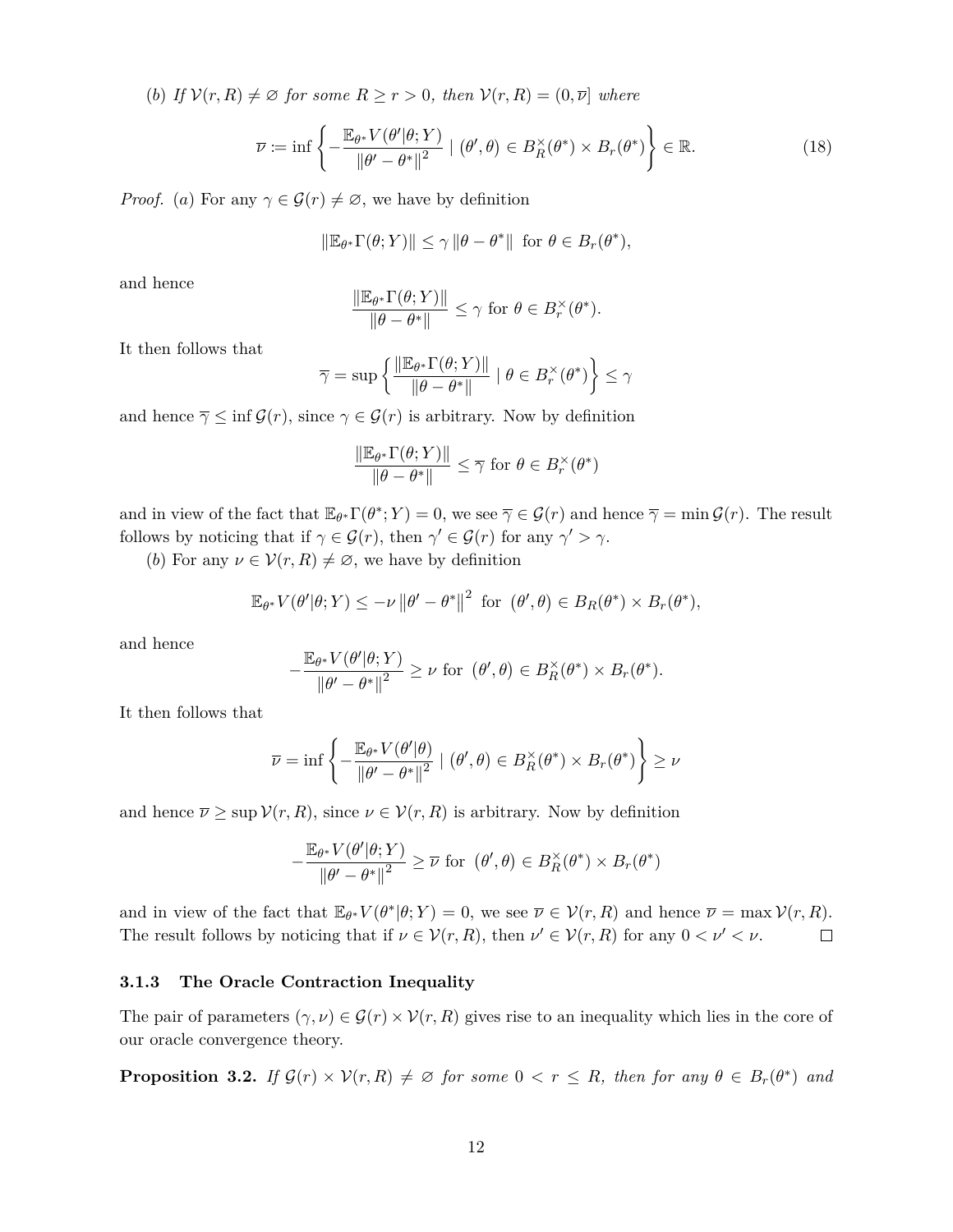(b) *If $\mathcal{V}(r,R) \neq \varnothing$ for some $R \geq r > 0$, then $\mathcal{V}(r,R) = (0, \overline{\nu}]$ where*

$$\overline{\nu} := \inf \left\{ -\frac{\mathbb{E}_{\theta^*} V(\theta'|\theta;Y)}{\|\theta' - \theta^*\|^2} \mid (\theta', \theta) \in B_R^{\times}(\theta^*) \times B_r(\theta^*) \right\} \in \mathbb{R}. \tag{18}$$

*Proof.* (a) For any $\gamma \in \mathcal{G}(r) \neq \varnothing$, we have by definition

$$\|\mathbb{E}_{\theta^*}\Gamma(\theta;Y)\| \leq \gamma \|\theta - \theta^*\| \text{ for } \theta \in B_r(\theta^*),$$

and hence

$$\frac{\|\mathbb{E}_{\theta^*}\Gamma(\theta;Y)\|}{\|\theta - \theta^*\|} \leq \gamma \text{ for } \theta \in B_r^{\times}(\theta^*).$$

It then follows that

$$\overline{\gamma} = \sup \left\{ \frac{\|\mathbb{E}_{\theta^*}\Gamma(\theta;Y)\|}{\|\theta - \theta^*\|} \mid \theta \in B_r^{\times}(\theta^*) \right\} \leq \gamma$$

and hence $\overline{\gamma} \leq \inf \mathcal{G}(r)$, since $\gamma \in \mathcal{G}(r)$ is arbitrary. Now by definition

$$\frac{\|\mathbb{E}_{\theta^*}\Gamma(\theta;Y)\|}{\|\theta - \theta^*\|} \leq \overline{\gamma} \text{ for } \theta \in B_r^{\times}(\theta^*)$$

and in view of the fact that $\mathbb{E}_{\theta^*}\Gamma(\theta^*;Y) = 0$, we see $\overline{\gamma} \in \mathcal{G}(r)$ and hence $\overline{\gamma} = \min \mathcal{G}(r)$. The result follows by noticing that if $\gamma \in \mathcal{G}(r)$, then $\gamma' \in \mathcal{G}(r)$ for any $\gamma' > \gamma$.

(b) For any $\nu \in \mathcal{V}(r,R) \neq \varnothing$, we have by definition

$$\mathbb{E}_{\theta^*} V(\theta'|\theta;Y) \leq -\nu \|\theta' - \theta^*\|^2 \text{ for } (\theta', \theta) \in B_R(\theta^*) \times B_r(\theta^*),$$

and hence

$$-\frac{\mathbb{E}_{\theta^*} V(\theta'|\theta;Y)}{\|\theta' - \theta^*\|^2} \geq \nu \text{ for } (\theta', \theta) \in B_R^{\times}(\theta^*) \times B_r(\theta^*).$$

It then follows that

$$\overline{\nu} = \inf \left\{ -\frac{\mathbb{E}_{\theta^*} V(\theta'|\theta)}{\|\theta' - \theta^*\|^2} \mid (\theta', \theta) \in B_R^{\times}(\theta^*) \times B_r(\theta^*) \right\} \geq \nu$$

and hence $\overline{\nu} \geq \sup \mathcal{V}(r,R)$, since $\nu \in \mathcal{V}(r,R)$ is arbitrary. Now by definition

$$-\frac{\mathbb{E}_{\theta^*} V(\theta'|\theta;Y)}{\|\theta' - \theta^*\|^2} \geq \overline{\nu} \text{ for } (\theta', \theta) \in B_R^{\times}(\theta^*) \times B_r(\theta^*)$$

and in view of the fact that $\mathbb{E}_{\theta^*} V(\theta^*|\theta;Y) = 0$, we see $\overline{\nu} \in \mathcal{V}(r,R)$ and hence $\overline{\nu} = \max \mathcal{V}(r,R)$. The result follows by noticing that if $\nu \in \mathcal{V}(r,R)$, then $\nu' \in \mathcal{V}(r,R)$ for any $0 < \nu' < \nu$. $\square$

### 3.1.3 The Oracle Contraction Inequality

The pair of parameters $(\gamma, \nu) \in \mathcal{G}(r) \times \mathcal{V}(r,R)$ gives rise to an inequality which lies in the core of our oracle convergence theory.

**Proposition 3.2.** *If $\mathcal{G}(r) \times \mathcal{V}(r,R) \neq \varnothing$ for some $0 < r \leq R$, then for any $\theta \in B_r(\theta^*)$ and*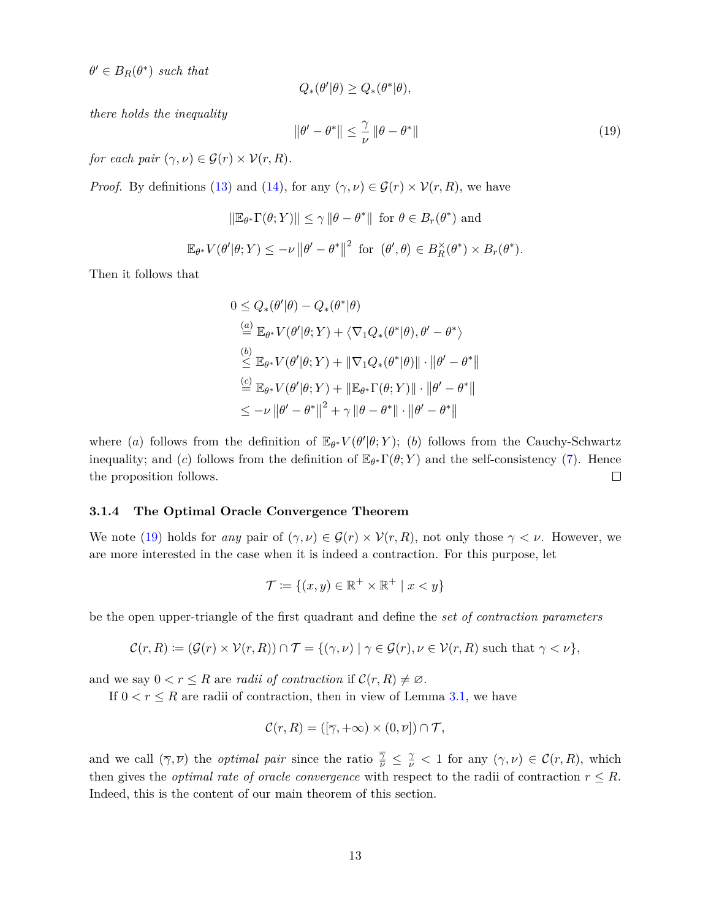*$\theta' \in B_R(\theta^*)$ such that*

$$Q_*(\theta'|\theta) \geq Q_*(\theta^*|\theta),$$

*there holds the inequality*

$$\|\theta' - \theta^*\| \leq \frac{\gamma}{\nu} \|\theta - \theta^*\| \tag{19}$$

*for each pair $(\gamma, \nu) \in \mathcal{G}(r) \times \mathcal{V}(r, R)$.*

*Proof.* By definitions (13) and (14), for any $(\gamma, \nu) \in \mathcal{G}(r) \times \mathcal{V}(r, R)$, we have

$$\|\mathbb{E}_{\theta^*}\Gamma(\theta; Y)\| \leq \gamma \|\theta - \theta^*\| \text{ for } \theta \in B_r(\theta^*) \text{ and}$$

$$\mathbb{E}_{\theta^*}V(\theta'|\theta; Y) \leq -\nu \|\theta' - \theta^*\|^2 \text{ for } (\theta', \theta) \in B_R^{\times}(\theta^*) \times B_r(\theta^*).$$

Then it follows that

$$\begin{aligned}
0 &\leq Q_*(\theta'|\theta) - Q_*(\theta^*|\theta) \\
&\overset{(a)}{=} \mathbb{E}_{\theta^*}V(\theta'|\theta; Y) + \langle \nabla_1 Q_*(\theta^*|\theta), \theta' - \theta^* \rangle \\
&\overset{(b)}{\leq} \mathbb{E}_{\theta^*}V(\theta'|\theta; Y) + \|\nabla_1 Q_*(\theta^*|\theta)\| \cdot \|\theta' - \theta^*\| \\
&\overset{(c)}{=} \mathbb{E}_{\theta^*}V(\theta'|\theta; Y) + \|\mathbb{E}_{\theta^*}\Gamma(\theta; Y)\| \cdot \|\theta' - \theta^*\| \\
&\leq -\nu \|\theta' - \theta^*\|^2 + \gamma \|\theta - \theta^*\| \cdot \|\theta' - \theta^*\|
\end{aligned}$$

where $(a)$ follows from the definition of $\mathbb{E}_{\theta^*}V(\theta'|\theta; Y)$; $(b)$ follows from the Cauchy-Schwartz inequality; and $(c)$ follows from the definition of $\mathbb{E}_{\theta^*}\Gamma(\theta; Y)$ and the self-consistency (7). Hence the proposition follows. □

#### 3.1.4 The Optimal Oracle Convergence Theorem

We note (19) holds for *any* pair of $(\gamma, \nu) \in \mathcal{G}(r) \times \mathcal{V}(r, R)$, not only those $\gamma < \nu$. However, we are more interested in the case when it is indeed a contraction. For this purpose, let

$$\mathcal{T} \coloneqq \{(x, y) \in \mathbb{R}^+ \times \mathbb{R}^+ \mid x < y\}$$

be the open upper-triangle of the first quadrant and define the *set of contraction parameters*

$$\mathcal{C}(r, R) \coloneqq (\mathcal{G}(r) \times \mathcal{V}(r, R)) \cap \mathcal{T} = \{(\gamma, \nu) \mid \gamma \in \mathcal{G}(r), \nu \in \mathcal{V}(r, R) \text{ such that } \gamma < \nu\},$$

and we say $0 < r \leq R$ are *radii of contraction* if $\mathcal{C}(r, R) \neq \varnothing$.

If $0 < r \leq R$ are radii of contraction, then in view of Lemma 3.1, we have

$$\mathcal{C}(r, R) = ([\overline{\gamma}, +\infty) \times (0, \overline{\nu}]) \cap \mathcal{T},$$

and we call $(\overline{\gamma}, \overline{\nu})$ the *optimal pair* since the ratio $\frac{\overline{\gamma}}{\overline{\nu}} \leq \frac{\gamma}{\nu} < 1$ for any $(\gamma, \nu) \in \mathcal{C}(r, R)$, which then gives the *optimal rate of oracle convergence* with respect to the radii of contraction $r \leq R$. Indeed, this is the content of our main theorem of this section.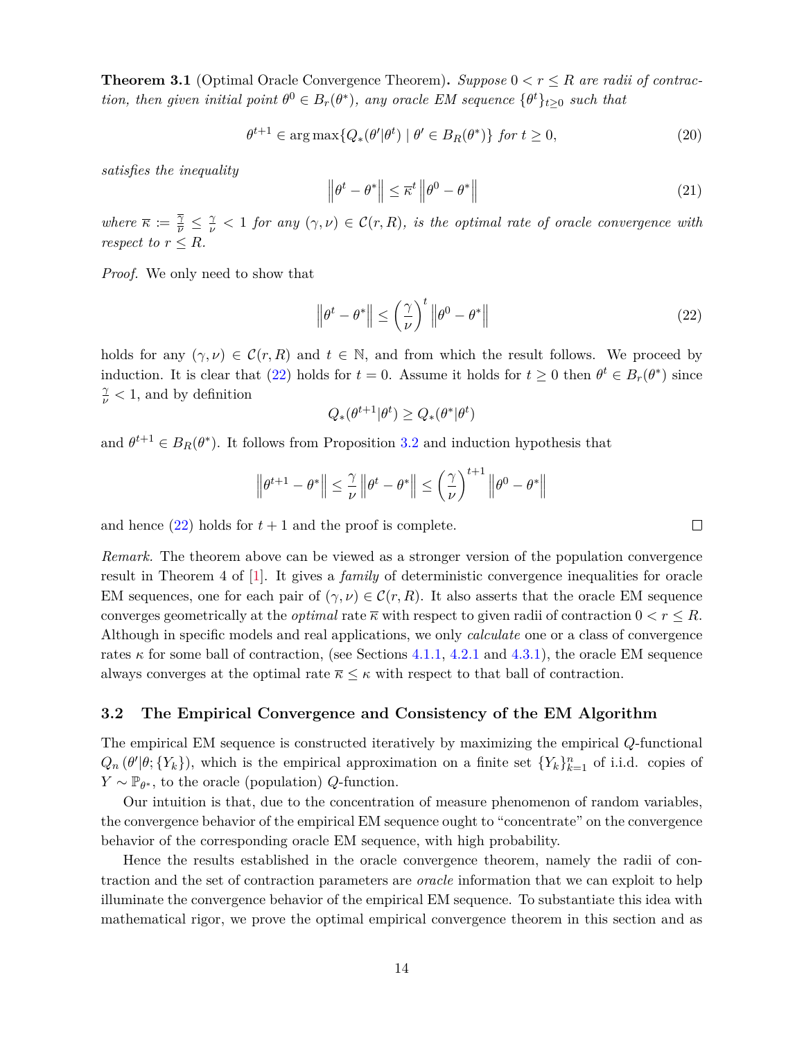**Theorem 3.1** (Optimal Oracle Convergence Theorem)**.** *Suppose $0 < r \leq R$ are radii of contraction, then given initial point $\theta^0 \in B_r(\theta^*)$, any oracle EM sequence $\{\theta^t\}_{t\geq 0}$ such that*

$$\theta^{t+1} \in \arg\max\{Q_*(\theta'|\theta^t) \mid \theta' \in B_R(\theta^*)\} \text{ for } t \geq 0, \tag{20}$$

*satisfies the inequality*

$$\left\|\theta^t - \theta^*\right\| \leq \overline{\kappa}^t \left\|\theta^0 - \theta^*\right\| \tag{21}$$

*where $\overline{\kappa} := \frac{\overline{\gamma}}{\overline{\nu}} \leq \frac{\gamma}{\nu} < 1$ for any $(\gamma, \nu) \in \mathcal{C}(r, R)$, is the optimal rate of oracle convergence with respect to $r \leq R$.*

*Proof.* We only need to show that

$$\left\|\theta^t - \theta^*\right\| \leq \left(\frac{\gamma}{\nu}\right)^t \left\|\theta^0 - \theta^*\right\| \tag{22}$$

holds for any $(\gamma, \nu) \in \mathcal{C}(r, R)$ and $t \in \mathbb{N}$, and from which the result follows. We proceed by induction. It is clear that (22) holds for $t = 0$. Assume it holds for $t \geq 0$ then $\theta^t \in B_r(\theta^*)$ since $\frac{\gamma}{\nu} < 1$, and by definition

$$Q_*(\theta^{t+1}|\theta^t) \geq Q_*(\theta^*|\theta^t)$$

and $\theta^{t+1} \in B_R(\theta^*)$. It follows from Proposition 3.2 and induction hypothesis that

$$\left\|\theta^{t+1} - \theta^*\right\| \leq \frac{\gamma}{\nu}\left\|\theta^t - \theta^*\right\| \leq \left(\frac{\gamma}{\nu}\right)^{t+1}\left\|\theta^0 - \theta^*\right\|$$

and hence (22) holds for $t + 1$ and the proof is complete. $\square$

*Remark.* The theorem above can be viewed as a stronger version of the population convergence result in Theorem 4 of [1]. It gives a *family* of deterministic convergence inequalities for oracle EM sequences, one for each pair of $(\gamma, \nu) \in \mathcal{C}(r, R)$. It also asserts that the oracle EM sequence converges geometrically at the *optimal* rate $\overline{\kappa}$ with respect to given radii of contraction $0 < r \leq R$. Although in specific models and real applications, we only *calculate* one or a class of convergence rates $\kappa$ for some ball of contraction, (see Sections 4.1.1, 4.2.1 and 4.3.1), the oracle EM sequence always converges at the optimal rate $\overline{\kappa} \leq \kappa$ with respect to that ball of contraction.

### 3.2 The Empirical Convergence and Consistency of the EM Algorithm

The empirical EM sequence is constructed iteratively by maximizing the empirical $Q$-functional $Q_n(\theta'|\theta; \{Y_k\})$, which is the empirical approximation on a finite set $\{Y_k\}_{k=1}^n$ of i.i.d. copies of $Y \sim \mathbb{P}_{\theta^*}$, to the oracle (population) $Q$-function.

Our intuition is that, due to the concentration of measure phenomenon of random variables, the convergence behavior of the empirical EM sequence ought to "concentrate" on the convergence behavior of the corresponding oracle EM sequence, with high probability.

Hence the results established in the oracle convergence theorem, namely the radii of contraction and the set of contraction parameters are *oracle* information that we can exploit to help illuminate the convergence behavior of the empirical EM sequence. To substantiate this idea with mathematical rigor, we prove the optimal empirical convergence theorem in this section and as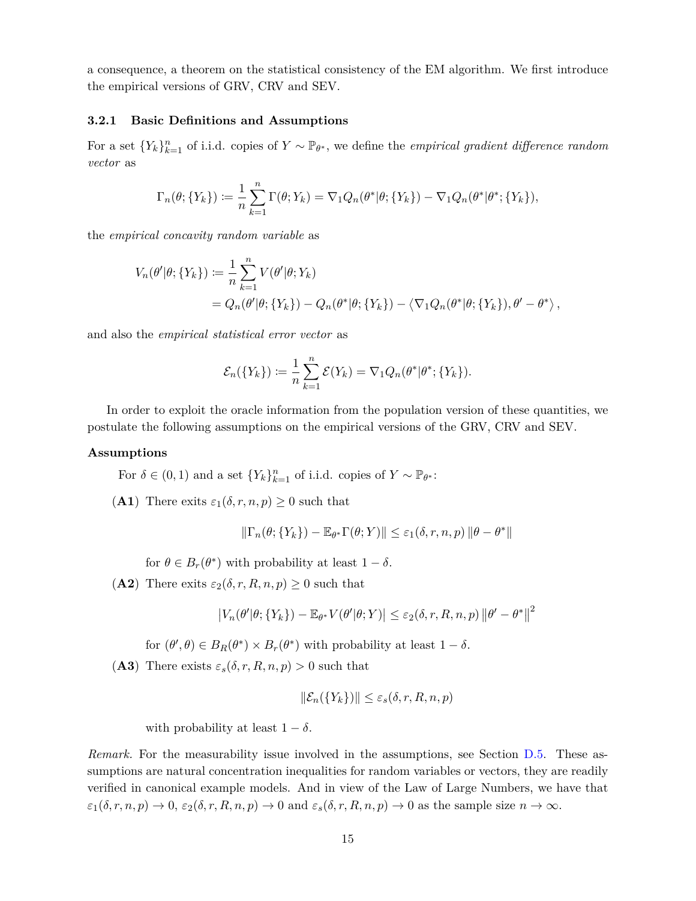a consequence, a theorem on the statistical consistency of the EM algorithm. We first introduce the empirical versions of GRV, CRV and SEV.

### 3.2.1 Basic Definitions and Assumptions

For a set $\{Y_k\}_{k=1}^n$ of i.i.d. copies of $Y \sim \mathbb{P}_{\theta^*}$, we define the *empirical gradient difference random vector* as

$$\Gamma_n(\theta; \{Y_k\}) \coloneqq \frac{1}{n}\sum_{k=1}^n \Gamma(\theta; Y_k) = \nabla_1 Q_n(\theta^*|\theta; \{Y_k\}) - \nabla_1 Q_n(\theta^*|\theta^*; \{Y_k\}),$$

the *empirical concavity random variable* as

$$\begin{aligned} V_n(\theta'|\theta; \{Y_k\}) &\coloneqq \frac{1}{n}\sum_{k=1}^n V(\theta'|\theta; Y_k) \\ &= Q_n(\theta'|\theta; \{Y_k\}) - Q_n(\theta^*|\theta; \{Y_k\}) - \langle \nabla_1 Q_n(\theta^*|\theta; \{Y_k\}), \theta' - \theta^* \rangle, \end{aligned}$$

and also the *empirical statistical error vector* as

$$\mathcal{E}_n(\{Y_k\}) \coloneqq \frac{1}{n}\sum_{k=1}^n \mathcal{E}(Y_k) = \nabla_1 Q_n(\theta^*|\theta^*; \{Y_k\}).$$

In order to exploit the oracle information from the population version of these quantities, we postulate the following assumptions on the empirical versions of the GRV, CRV and SEV.

**Assumptions**

For $\delta \in (0, 1)$ and a set $\{Y_k\}_{k=1}^n$ of i.i.d. copies of $Y \sim \mathbb{P}_{\theta^*}$:

**(A1)** There exits $\varepsilon_1(\delta, r, n, p) \geq 0$ such that

$$\|\Gamma_n(\theta; \{Y_k\}) - \mathbb{E}_{\theta^*}\Gamma(\theta; Y)\| \leq \varepsilon_1(\delta, r, n, p)\, \|\theta - \theta^*\|$$

for $\theta \in B_r(\theta^*)$ with probability at least $1 - \delta$.

**(A2)** There exits $\varepsilon_2(\delta, r, R, n, p) \geq 0$ such that

$$|V_n(\theta'|\theta; \{Y_k\}) - \mathbb{E}_{\theta^*}V(\theta'|\theta; Y)| \leq \varepsilon_2(\delta, r, R, n, p)\, \|\theta' - \theta^*\|^2$$

for $(\theta', \theta) \in B_R(\theta^*) \times B_r(\theta^*)$ with probability at least $1 - \delta$.

**(A3)** There exists $\varepsilon_s(\delta, r, R, n, p) > 0$ such that

$$\|\mathcal{E}_n(\{Y_k\})\| \leq \varepsilon_s(\delta, r, R, n, p)$$

with probability at least $1 - \delta$.

*Remark.* For the measurability issue involved in the assumptions, see Section D.5. These assumptions are natural concentration inequalities for random variables or vectors, they are readily verified in canonical example models. And in view of the Law of Large Numbers, we have that $\varepsilon_1(\delta, r, n, p) \to 0$, $\varepsilon_2(\delta, r, R, n, p) \to 0$ and $\varepsilon_s(\delta, r, R, n, p) \to 0$ as the sample size $n \to \infty$.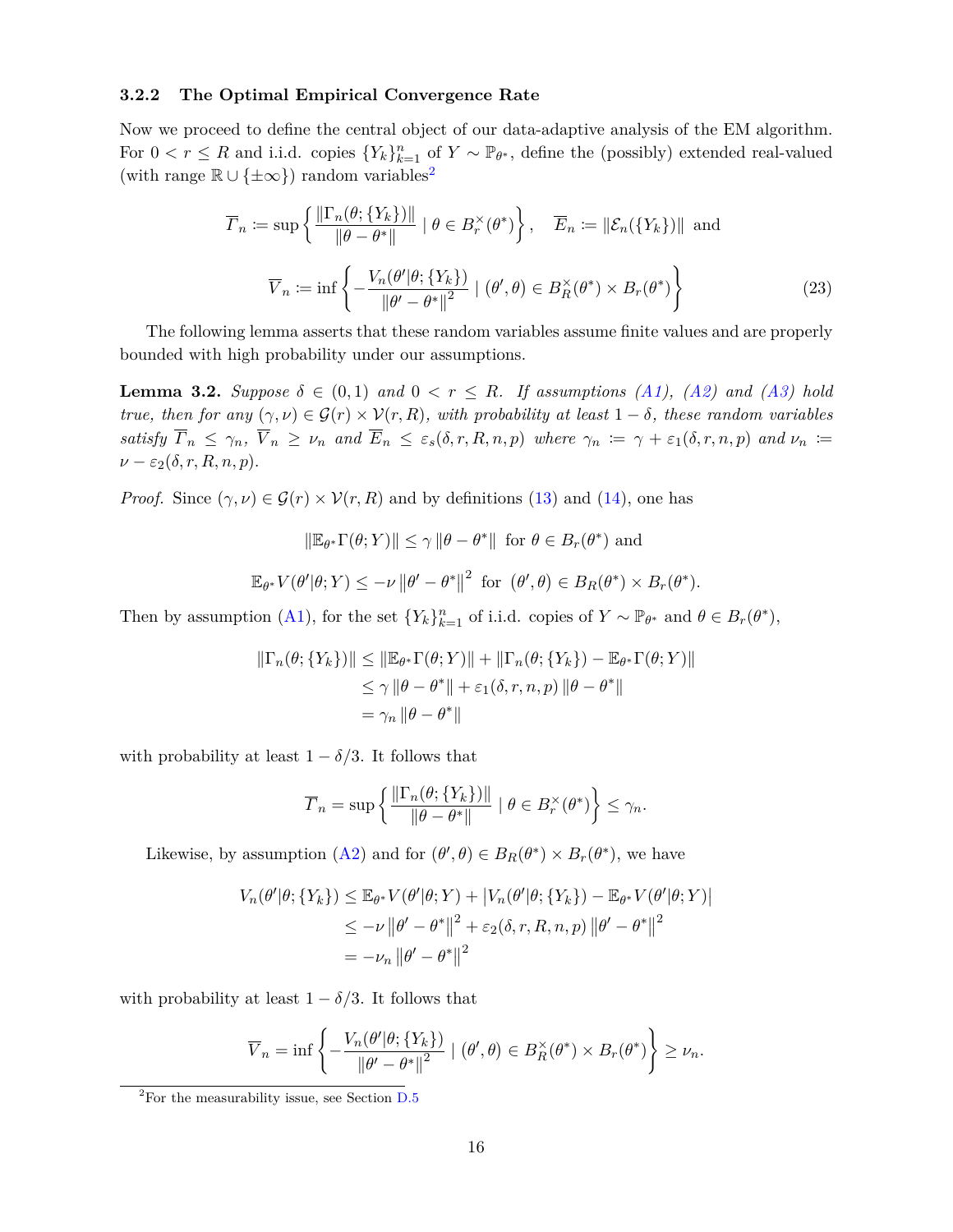### 3.2.2 The Optimal Empirical Convergence Rate

Now we proceed to define the central object of our data-adaptive analysis of the EM algorithm. For $0 < r \le R$ and i.i.d. copies $\{Y_k\}_{k=1}^n$ of $Y \sim \mathbb{P}_{\theta^*}$, define the (possibly) extended real-valued (with range $\mathbb{R} \cup \{\pm\infty\}$) random variables[2]

$$
\overline{\varGamma}_n \coloneqq \sup\left\{ \frac{\|\Gamma_n(\theta; \{Y_k\})\|}{\|\theta - \theta^*\|} \mid \theta \in B_r^\times(\theta^*) \right\}, \quad \overline{E}_n \coloneqq \|\mathcal{E}_n(\{Y_k\})\| \text{ and}
$$

$$
\overline{V}_n \coloneqq \inf\left\{ -\frac{V_n(\theta'|\theta; \{Y_k\})}{\|\theta' - \theta^*\|^2} \mid (\theta', \theta) \in B_R^\times(\theta^*) \times B_r(\theta^*) \right\} \tag{23}
$$

The following lemma asserts that these random variables assume finite values and are properly bounded with high probability under our assumptions.

**Lemma 3.2.** *Suppose $\delta \in (0, 1)$ and $0 < r \le R$. If assumptions (A1), (A2) and (A3) hold true, then for any $(\gamma, \nu) \in \mathcal{G}(r) \times \mathcal{V}(r, R)$, with probability at least $1 - \delta$, these random variables satisfy $\overline{\varGamma}_n \le \gamma_n$, $\overline{V}_n \ge \nu_n$ and $\overline{E}_n \le \varepsilon_s(\delta, r, R, n, p)$ where $\gamma_n \coloneqq \gamma + \varepsilon_1(\delta, r, n, p)$ and $\nu_n \coloneqq \nu - \varepsilon_2(\delta, r, R, n, p)$.*

*Proof.* Since $(\gamma, \nu) \in \mathcal{G}(r) \times \mathcal{V}(r, R)$ and by definitions (13) and (14), one has

$$
\|\mathbb{E}_{\theta^*}\Gamma(\theta; Y)\| \le \gamma \|\theta - \theta^*\| \text{ for } \theta \in B_r(\theta^*) \text{ and}
$$

$$
\mathbb{E}_{\theta^*} V(\theta'|\theta; Y) \le -\nu \|\theta' - \theta^*\|^2 \text{ for } (\theta', \theta) \in B_R(\theta^*) \times B_r(\theta^*).
$$

Then by assumption (A1), for the set $\{Y_k\}_{k=1}^n$ of i.i.d. copies of $Y \sim \mathbb{P}_{\theta^*}$ and $\theta \in B_r(\theta^*)$,

$$
\begin{aligned}
\|\Gamma_n(\theta; \{Y_k\})\| &\le \|\mathbb{E}_{\theta^*}\Gamma(\theta; Y)\| + \|\Gamma_n(\theta; \{Y_k\}) - \mathbb{E}_{\theta^*}\Gamma(\theta; Y)\| \\
&\le \gamma \|\theta - \theta^*\| + \varepsilon_1(\delta, r, n, p) \|\theta - \theta^*\| \\
&= \gamma_n \|\theta - \theta^*\|
\end{aligned}
$$

with probability at least $1 - \delta/3$. It follows that

$$
\overline{\varGamma}_n = \sup\left\{ \frac{\|\Gamma_n(\theta; \{Y_k\})\|}{\|\theta - \theta^*\|} \mid \theta \in B_r^\times(\theta^*) \right\} \le \gamma_n.
$$

Likewise, by assumption (A2) and for $(\theta', \theta) \in B_R(\theta^*) \times B_r(\theta^*)$, we have

$$
\begin{aligned}
V_n(\theta'|\theta; \{Y_k\}) &\le \mathbb{E}_{\theta^*} V(\theta'|\theta; Y) + |V_n(\theta'|\theta; \{Y_k\}) - \mathbb{E}_{\theta^*} V(\theta'|\theta; Y)| \\
&\le -\nu \|\theta' - \theta^*\|^2 + \varepsilon_2(\delta, r, R, n, p) \|\theta' - \theta^*\|^2 \\
&= -\nu_n \|\theta' - \theta^*\|^2
\end{aligned}
$$

with probability at least $1 - \delta/3$. It follows that

$$
\overline{V}_n = \inf\left\{ -\frac{V_n(\theta'|\theta; \{Y_k\})}{\|\theta' - \theta^*\|^2} \mid (\theta', \theta) \in B_R^\times(\theta^*) \times B_r(\theta^*) \right\} \ge \nu_n.
$$

[2] For the measurability issue, see Section D.5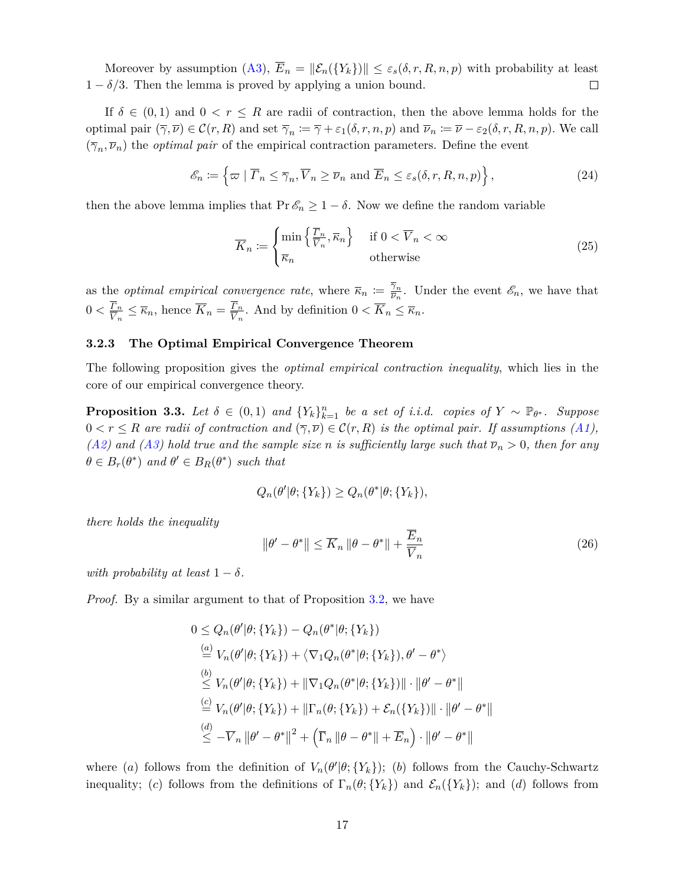Moreover by assumption (A3), $\overline{E}_n = \|\mathcal{E}_n(\{Y_k\})\| \leq \varepsilon_s(\delta, r, R, n, p)$ with probability at least $1 - \delta/3$. Then the lemma is proved by applying a union bound. □

If $\delta \in (0,1)$ and $0 < r \leq R$ are radii of contraction, then the above lemma holds for the optimal pair $(\overline{\gamma}, \overline{\nu}) \in \mathcal{C}(r, R)$ and set $\overline{\gamma}_n := \overline{\gamma} + \varepsilon_1(\delta, r, n, p)$ and $\overline{\nu}_n := \overline{\nu} - \varepsilon_2(\delta, r, R, n, p)$. We call $(\overline{\gamma}_n, \overline{\nu}_n)$ the *optimal pair* of the empirical contraction parameters. Define the event

$$\mathscr{E}_n := \left\{ \varpi \mid \overline{\Gamma}_n \leq \overline{\gamma}_n, \overline{V}_n \geq \overline{\nu}_n \text{ and } \overline{E}_n \leq \varepsilon_s(\delta, r, R, n, p) \right\}, \tag{24}$$

then the above lemma implies that $\Pr \mathscr{E}_n \geq 1 - \delta$. Now we define the random variable

$$\overline{K}_n := \begin{cases} \min\left\{ \frac{\overline{\Gamma}_n}{\overline{V}_n}, \overline{\kappa}_n \right\} & \text{if } 0 < \overline{V}_n < \infty \\ \overline{\kappa}_n & \text{otherwise} \end{cases} \tag{25}$$

as the *optimal empirical convergence rate*, where $\overline{\kappa}_n := \frac{\overline{\gamma}_n}{\overline{\nu}_n}$. Under the event $\mathscr{E}_n$, we have that $0 < \frac{\overline{\Gamma}_n}{\overline{V}_n} \leq \overline{\kappa}_n$, hence $\overline{K}_n = \frac{\overline{\Gamma}_n}{\overline{V}_n}$. And by definition $0 < \overline{K}_n \leq \overline{\kappa}_n$.

### 3.2.3 The Optimal Empirical Convergence Theorem

The following proposition gives the *optimal empirical contraction inequality*, which lies in the core of our empirical convergence theory.

**Proposition 3.3.** *Let $\delta \in (0,1)$ and $\{Y_k\}_{k=1}^n$ be a set of i.i.d. copies of $Y \sim \mathbb{P}_{\theta^*}$. Suppose $0 < r \leq R$ are radii of contraction and $(\overline{\gamma}, \overline{\nu}) \in \mathcal{C}(r, R)$ is the optimal pair. If assumptions (A1), (A2) and (A3) hold true and the sample size $n$ is sufficiently large such that $\overline{\nu}_n > 0$, then for any $\theta \in B_r(\theta^*)$ and $\theta' \in B_R(\theta^*)$ such that*

$$Q_n(\theta'|\theta; \{Y_k\}) \geq Q_n(\theta^*|\theta; \{Y_k\}),$$

*there holds the inequality*

$$\|\theta' - \theta^*\| \leq \overline{K}_n \|\theta - \theta^*\| + \frac{\overline{E}_n}{\overline{V}_n} \tag{26}$$

*with probability at least $1 - \delta$.*

*Proof.* By a similar argument to that of Proposition 3.2, we have

$$\begin{aligned}
0 &\leq Q_n(\theta'|\theta; \{Y_k\}) - Q_n(\theta^*|\theta; \{Y_k\}) \\
&\overset{(a)}{=} V_n(\theta'|\theta; \{Y_k\}) + \langle \nabla_1 Q_n(\theta^*|\theta; \{Y_k\}), \theta' - \theta^* \rangle \\
&\overset{(b)}{\leq} V_n(\theta'|\theta; \{Y_k\}) + \|\nabla_1 Q_n(\theta^*|\theta; \{Y_k\})\| \cdot \|\theta' - \theta^*\| \\
&\overset{(c)}{=} V_n(\theta'|\theta; \{Y_k\}) + \|\Gamma_n(\theta; \{Y_k\}) + \mathcal{E}_n(\{Y_k\})\| \cdot \|\theta' - \theta^*\| \\
&\overset{(d)}{\leq} -\overline{V}_n \|\theta' - \theta^*\|^2 + \left( \overline{\Gamma}_n \|\theta - \theta^*\| + \overline{E}_n \right) \cdot \|\theta' - \theta^*\|
\end{aligned}$$

where $(a)$ follows from the definition of $V_n(\theta'|\theta; \{Y_k\})$; $(b)$ follows from the Cauchy-Schwartz inequality; $(c)$ follows from the definitions of $\Gamma_n(\theta; \{Y_k\})$ and $\mathcal{E}_n(\{Y_k\})$; and $(d)$ follows from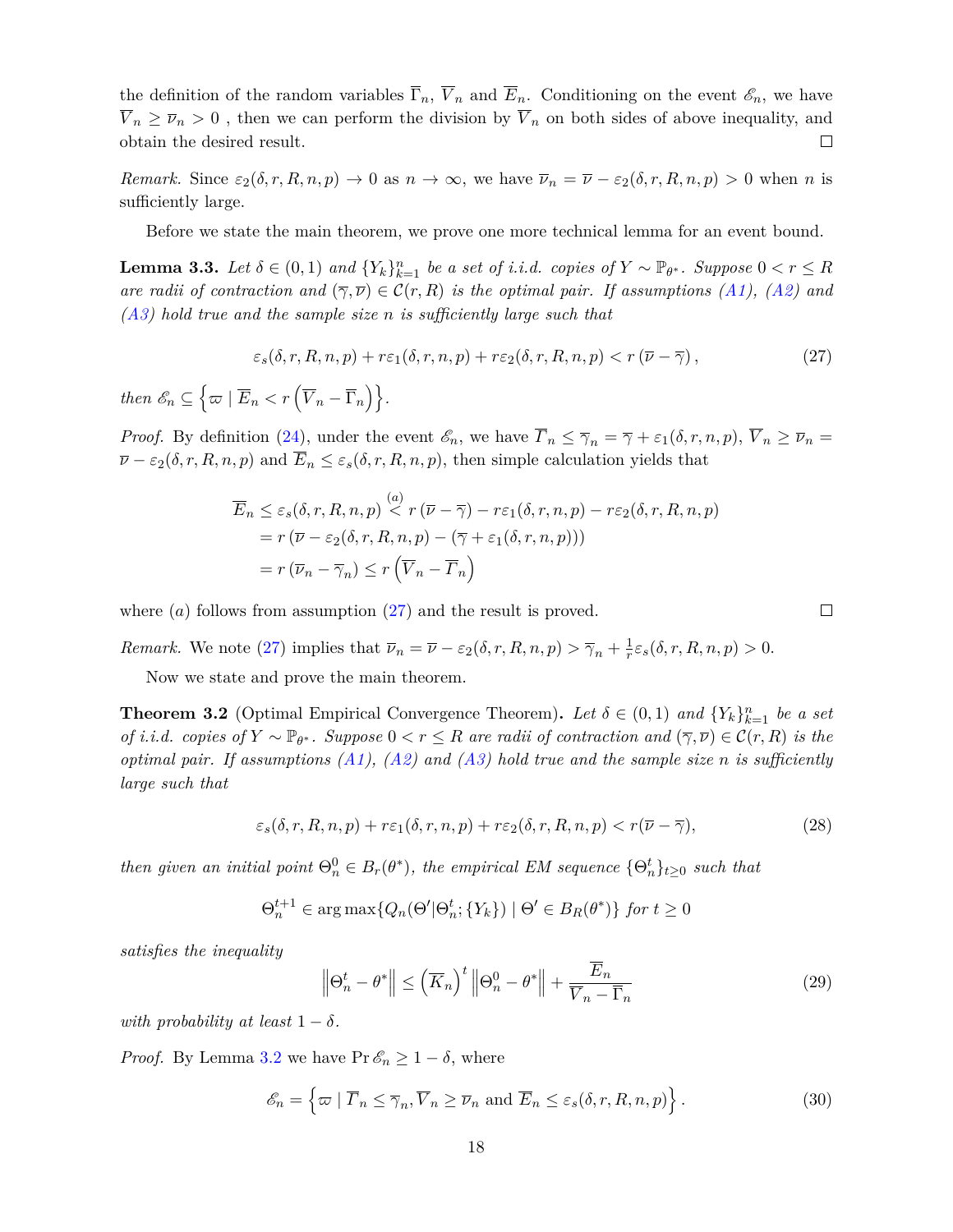the definition of the random variables $\overline{\Gamma}_n$, $\overline{V}_n$ and $\overline{E}_n$. Conditioning on the event $\mathscr{E}_n$, we have $\overline{V}_n \geq \overline{\nu}_n > 0$ , then we can perform the division by $\overline{V}_n$ on both sides of above inequality, and obtain the desired result. □

*Remark.* Since $\varepsilon_2(\delta, r, R, n, p) \to 0$ as $n \to \infty$, we have $\overline{\nu}_n = \overline{\nu} - \varepsilon_2(\delta, r, R, n, p) > 0$ when $n$ is sufficiently large.

Before we state the main theorem, we prove one more technical lemma for an event bound.

**Lemma 3.3.** *Let $\delta \in (0, 1)$ and $\{Y_k\}_{k=1}^n$ be a set of i.i.d. copies of $Y \sim \mathbb{P}_{\theta^*}$. Suppose $0 < r \leq R$ are radii of contraction and $(\overline{\gamma}, \overline{\nu}) \in \mathcal{C}(r, R)$ is the optimal pair. If assumptions (A1), (A2) and (A3) hold true and the sample size $n$ is sufficiently large such that*

$$\varepsilon_s(\delta, r, R, n, p) + r\varepsilon_1(\delta, r, n, p) + r\varepsilon_2(\delta, r, R, n, p) < r\left(\overline{\nu} - \overline{\gamma}\right), \tag{27}$$

*then $\mathscr{E}_n \subseteq \left\{\varpi \mid \overline{E}_n < r\left(\overline{V}_n - \overline{\Gamma}_n\right)\right\}$.*

*Proof.* By definition (24), under the event $\mathscr{E}_n$, we have $\overline{\Gamma}_n \leq \overline{\gamma}_n = \overline{\gamma} + \varepsilon_1(\delta, r, n, p)$, $\overline{V}_n \geq \overline{\nu}_n = \overline{\nu} - \varepsilon_2(\delta, r, R, n, p)$ and $\overline{E}_n \leq \varepsilon_s(\delta, r, R, n, p)$, then simple calculation yields that

$$\begin{aligned}
\overline{E}_n \leq \varepsilon_s(\delta, r, R, n, p) &\overset{(a)}{<} r\left(\overline{\nu} - \overline{\gamma}\right) - r\varepsilon_1(\delta, r, n, p) - r\varepsilon_2(\delta, r, R, n, p) \\
&= r\left(\overline{\nu} - \varepsilon_2(\delta, r, R, n, p) - (\overline{\gamma} + \varepsilon_1(\delta, r, n, p))\right) \\
&= r\left(\overline{\nu}_n - \overline{\gamma}_n\right) \leq r\left(\overline{V}_n - \overline{\Gamma}_n\right)
\end{aligned}$$

where $(a)$ follows from assumption (27) and the result is proved. □

*Remark.* We note (27) implies that $\overline{\nu}_n = \overline{\nu} - \varepsilon_2(\delta, r, R, n, p) > \overline{\gamma}_n + \frac{1}{r}\varepsilon_s(\delta, r, R, n, p) > 0$.

Now we state and prove the main theorem.

**Theorem 3.2** (Optimal Empirical Convergence Theorem)**.** *Let $\delta \in (0, 1)$ and $\{Y_k\}_{k=1}^n$ be a set of i.i.d. copies of $Y \sim \mathbb{P}_{\theta^*}$. Suppose $0 < r \leq R$ are radii of contraction and $(\overline{\gamma}, \overline{\nu}) \in \mathcal{C}(r, R)$ is the optimal pair. If assumptions (A1), (A2) and (A3) hold true and the sample size $n$ is sufficiently large such that*

$$\varepsilon_s(\delta, r, R, n, p) + r\varepsilon_1(\delta, r, n, p) + r\varepsilon_2(\delta, r, R, n, p) < r(\overline{\nu} - \overline{\gamma}), \tag{28}$$

*then given an initial point $\Theta_n^0 \in B_r(\theta^*)$, the empirical EM sequence $\{\Theta_n^t\}_{t\geq 0}$ such that*

$$\Theta_n^{t+1} \in \arg\max\{Q_n(\Theta'|\Theta_n^t; \{Y_k\}) \mid \Theta' \in B_R(\theta^*)\} \text{ for } t \geq 0$$

*satisfies the inequality*

$$\left\|\Theta_n^t - \theta^*\right\| \leq \left(\overline{K}_n\right)^t \left\|\Theta_n^0 - \theta^*\right\| + \frac{\overline{E}_n}{\overline{V}_n - \overline{\Gamma}_n} \tag{29}$$

*with probability at least $1 - \delta$.*

*Proof.* By Lemma 3.2 we have $\Pr \mathscr{E}_n \geq 1 - \delta$, where

$$\mathscr{E}_n = \left\{\varpi \mid \overline{\Gamma}_n \leq \overline{\gamma}_n, \overline{V}_n \geq \overline{\nu}_n \text{ and } \overline{E}_n \leq \varepsilon_s(\delta, r, R, n, p)\right\}. \tag{30}$$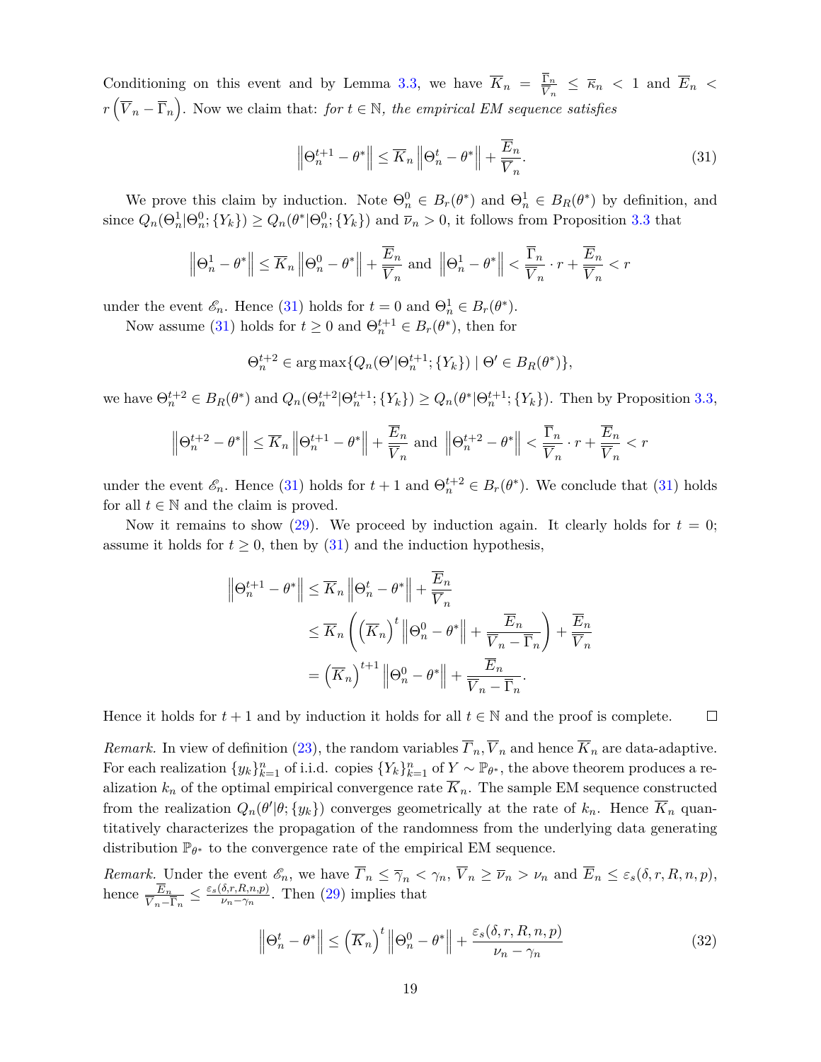Conditioning on this event and by Lemma 3.3, we have $\overline{K}_n = \frac{\overline{\Gamma}_n}{\overline{V}_n} \leq \overline{\kappa}_n < 1$ and $\overline{E}_n < r\left(\overline{V}_n - \overline{\Gamma}_n\right)$. Now we claim that: *for $t \in \mathbb{N}$, the empirical EM sequence satisfies*

$$\left\|\Theta_n^{t+1} - \theta^*\right\| \leq \overline{K}_n \left\|\Theta_n^t - \theta^*\right\| + \frac{\overline{E}_n}{\overline{V}_n}. \tag{31}$$

We prove this claim by induction. Note $\Theta_n^0 \in B_r(\theta^*)$ and $\Theta_n^1 \in B_R(\theta^*)$ by definition, and since $Q_n(\Theta_n^1|\Theta_n^0;\{Y_k\}) \geq Q_n(\theta^*|\Theta_n^0;\{Y_k\})$ and $\overline{\nu}_n > 0$, it follows from Proposition 3.3 that

$$\left\|\Theta_n^1 - \theta^*\right\| \leq \overline{K}_n \left\|\Theta_n^0 - \theta^*\right\| + \frac{\overline{E}_n}{\overline{V}_n} \text{ and } \left\|\Theta_n^1 - \theta^*\right\| < \frac{\overline{\Gamma}_n}{\overline{V}_n} \cdot r + \frac{\overline{E}_n}{\overline{V}_n} < r$$

under the event $\mathscr{E}_n$. Hence (31) holds for $t = 0$ and $\Theta_n^1 \in B_r(\theta^*)$.

Now assume (31) holds for $t \geq 0$ and $\Theta_n^{t+1} \in B_r(\theta^*)$, then for

$$\Theta_n^{t+2} \in \arg\max\{Q_n(\Theta'|\Theta_n^{t+1};\{Y_k\}) \mid \Theta' \in B_R(\theta^*)\},$$

we have $\Theta_n^{t+2} \in B_R(\theta^*)$ and $Q_n(\Theta_n^{t+2}|\Theta_n^{t+1};\{Y_k\}) \geq Q_n(\theta^*|\Theta_n^{t+1};\{Y_k\})$. Then by Proposition 3.3,

$$\left\|\Theta_n^{t+2} - \theta^*\right\| \leq \overline{K}_n \left\|\Theta_n^{t+1} - \theta^*\right\| + \frac{\overline{E}_n}{\overline{V}_n} \text{ and } \left\|\Theta_n^{t+2} - \theta^*\right\| < \frac{\overline{\Gamma}_n}{\overline{V}_n} \cdot r + \frac{\overline{E}_n}{\overline{V}_n} < r$$

under the event $\mathscr{E}_n$. Hence (31) holds for $t+1$ and $\Theta_n^{t+2} \in B_r(\theta^*)$. We conclude that (31) holds for all $t \in \mathbb{N}$ and the claim is proved.

Now it remains to show (29). We proceed by induction again. It clearly holds for $t = 0$; assume it holds for $t \geq 0$, then by (31) and the induction hypothesis,

$$\begin{aligned}
\left\|\Theta_n^{t+1} - \theta^*\right\| &\leq \overline{K}_n \left\|\Theta_n^t - \theta^*\right\| + \frac{\overline{E}_n}{\overline{V}_n} \\
&\leq \overline{K}_n \left(\left(\overline{K}_n\right)^t \left\|\Theta_n^0 - \theta^*\right\| + \frac{\overline{E}_n}{\overline{V}_n - \overline{\Gamma}_n}\right) + \frac{\overline{E}_n}{\overline{V}_n} \\
&= \left(\overline{K}_n\right)^{t+1} \left\|\Theta_n^0 - \theta^*\right\| + \frac{\overline{E}_n}{\overline{V}_n - \overline{\Gamma}_n}.
\end{aligned}$$

Hence it holds for $t+1$ and by induction it holds for all $t \in \mathbb{N}$ and the proof is complete. □

*Remark.* In view of definition (23), the random variables $\overline{\Gamma}_n, \overline{V}_n$ and hence $\overline{K}_n$ are data-adaptive. For each realization $\{y_k\}_{k=1}^n$ of i.i.d. copies $\{Y_k\}_{k=1}^n$ of $Y \sim \mathbb{P}_{\theta^*}$, the above theorem produces a realization $k_n$ of the optimal empirical convergence rate $\overline{K}_n$. The sample EM sequence constructed from the realization $Q_n(\theta'|\theta;\{y_k\})$ converges geometrically at the rate of $k_n$. Hence $\overline{K}_n$ quantitatively characterizes the propagation of the randomness from the underlying data generating distribution $\mathbb{P}_{\theta^*}$ to the convergence rate of the empirical EM sequence.

*Remark.* Under the event $\mathscr{E}_n$, we have $\overline{\Gamma}_n \leq \overline{\gamma}_n < \gamma_n$, $\overline{V}_n \geq \overline{\nu}_n > \nu_n$ and $\overline{E}_n \leq \varepsilon_s(\delta, r, R, n, p)$, hence $\frac{\overline{E}_n}{\overline{V}_n - \overline{\Gamma}_n} \leq \frac{\varepsilon_s(\delta,r,R,n,p)}{\nu_n - \gamma_n}$. Then (29) implies that

$$\left\|\Theta_n^t - \theta^*\right\| \leq \left(\overline{K}_n\right)^t \left\|\Theta_n^0 - \theta^*\right\| + \frac{\varepsilon_s(\delta, r, R, n, p)}{\nu_n - \gamma_n} \tag{32}$$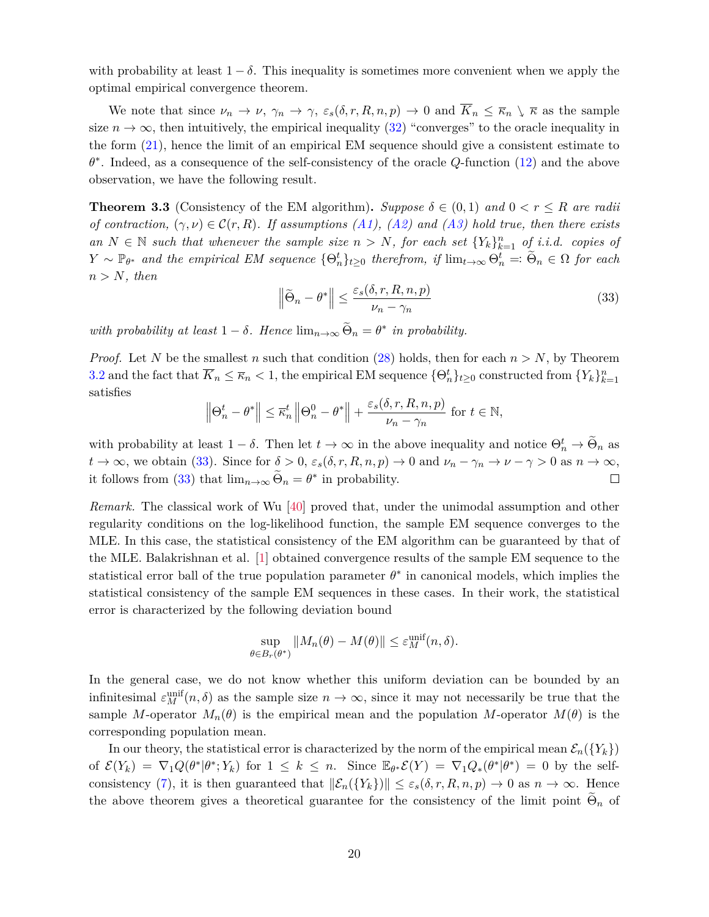with probability at least $1-\delta$. This inequality is sometimes more convenient when we apply the optimal empirical convergence theorem.

We note that since $\nu_n \to \nu$, $\gamma_n \to \gamma$, $\varepsilon_s(\delta, r, R, n, p) \to 0$ and $\overline{K}_n \le \overline{\kappa}_n \searrow \overline{\kappa}$ as the sample size $n \to \infty$, then intuitively, the empirical inequality (32) "converges" to the oracle inequality in the form (21), hence the limit of an empirical EM sequence should give a consistent estimate to $\theta^*$. Indeed, as a consequence of the self-consistency of the oracle $Q$-function (12) and the above observation, we have the following result.

**Theorem 3.3** (Consistency of the EM algorithm)**.** *Suppose $\delta \in (0,1)$ and $0 < r \le R$ are radii of contraction, $(\gamma, \nu) \in \mathcal{C}(r, R)$. If assumptions (A1), (A2) and (A3) hold true, then there exists an $N \in \mathbb{N}$ such that whenever the sample size $n > N$, for each set $\{Y_k\}_{k=1}^n$ of i.i.d. copies of $Y \sim \mathbb{P}_{\theta^*}$ and the empirical EM sequence $\{\Theta_n^t\}_{t\ge 0}$ therefrom, if $\lim_{t\to\infty} \Theta_n^t =: \widetilde{\Theta}_n \in \Omega$ for each $n > N$, then*

$$\left\| \widetilde{\Theta}_n - \theta^* \right\| \le \frac{\varepsilon_s(\delta, r, R, n, p)}{\nu_n - \gamma_n} \tag{33}$$

*with probability at least $1-\delta$. Hence $\lim_{n\to\infty} \widetilde{\Theta}_n = \theta^*$ in probability.*

*Proof.* Let $N$ be the smallest $n$ such that condition (28) holds, then for each $n > N$, by Theorem 3.2 and the fact that $\overline{K}_n \le \overline{\kappa}_n < 1$, the empirical EM sequence $\{\Theta_n^t\}_{t\ge 0}$ constructed from $\{Y_k\}_{k=1}^n$ satisfies

$$\left\| \Theta_n^t - \theta^* \right\| \le \overline{\kappa}_n^t \left\| \Theta_n^0 - \theta^* \right\| + \frac{\varepsilon_s(\delta, r, R, n, p)}{\nu_n - \gamma_n} \text{ for } t \in \mathbb{N},$$

with probability at least $1-\delta$. Then let $t \to \infty$ in the above inequality and notice $\Theta_n^t \to \widetilde{\Theta}_n$ as $t \to \infty$, we obtain (33). Since for $\delta > 0$, $\varepsilon_s(\delta, r, R, n, p) \to 0$ and $\nu_n - \gamma_n \to \nu - \gamma > 0$ as $n \to \infty$, it follows from (33) that $\lim_{n\to\infty} \widetilde{\Theta}_n = \theta^*$ in probability. $\square$

*Remark.* The classical work of Wu [40] proved that, under the unimodal assumption and other regularity conditions on the log-likelihood function, the sample EM sequence converges to the MLE. In this case, the statistical consistency of the EM algorithm can be guaranteed by that of the MLE. Balakrishnan et al. [1] obtained convergence results of the sample EM sequence to the statistical error ball of the true population parameter $\theta^*$ in canonical models, which implies the statistical consistency of the sample EM sequences in these cases. In their work, the statistical error is characterized by the following deviation bound

$$\sup_{\theta \in B_r(\theta^*)} \|M_n(\theta) - M(\theta)\| \le \varepsilon_M^{\mathrm{unif}}(n, \delta).$$

In the general case, we do not know whether this uniform deviation can be bounded by an infinitesimal $\varepsilon_M^{\mathrm{unif}}(n, \delta)$ as the sample size $n \to \infty$, since it may not necessarily be true that the sample $M$-operator $M_n(\theta)$ is the empirical mean and the population $M$-operator $M(\theta)$ is the corresponding population mean.

In our theory, the statistical error is characterized by the norm of the empirical mean $\mathcal{E}_n(\{Y_k\})$ of $\mathcal{E}(Y_k) = \nabla_1 Q(\theta^*|\theta^*; Y_k)$ for $1 \le k \le n$. Since $\mathbb{E}_{\theta^*}\mathcal{E}(Y) = \nabla_1 Q_*(\theta^*|\theta^*) = 0$ by the self-consistency (7), it is then guaranteed that $\|\mathcal{E}_n(\{Y_k\})\| \le \varepsilon_s(\delta, r, R, n, p) \to 0$ as $n \to \infty$. Hence the above theorem gives a theoretical guarantee for the consistency of the limit point $\widetilde{\Theta}_n$ of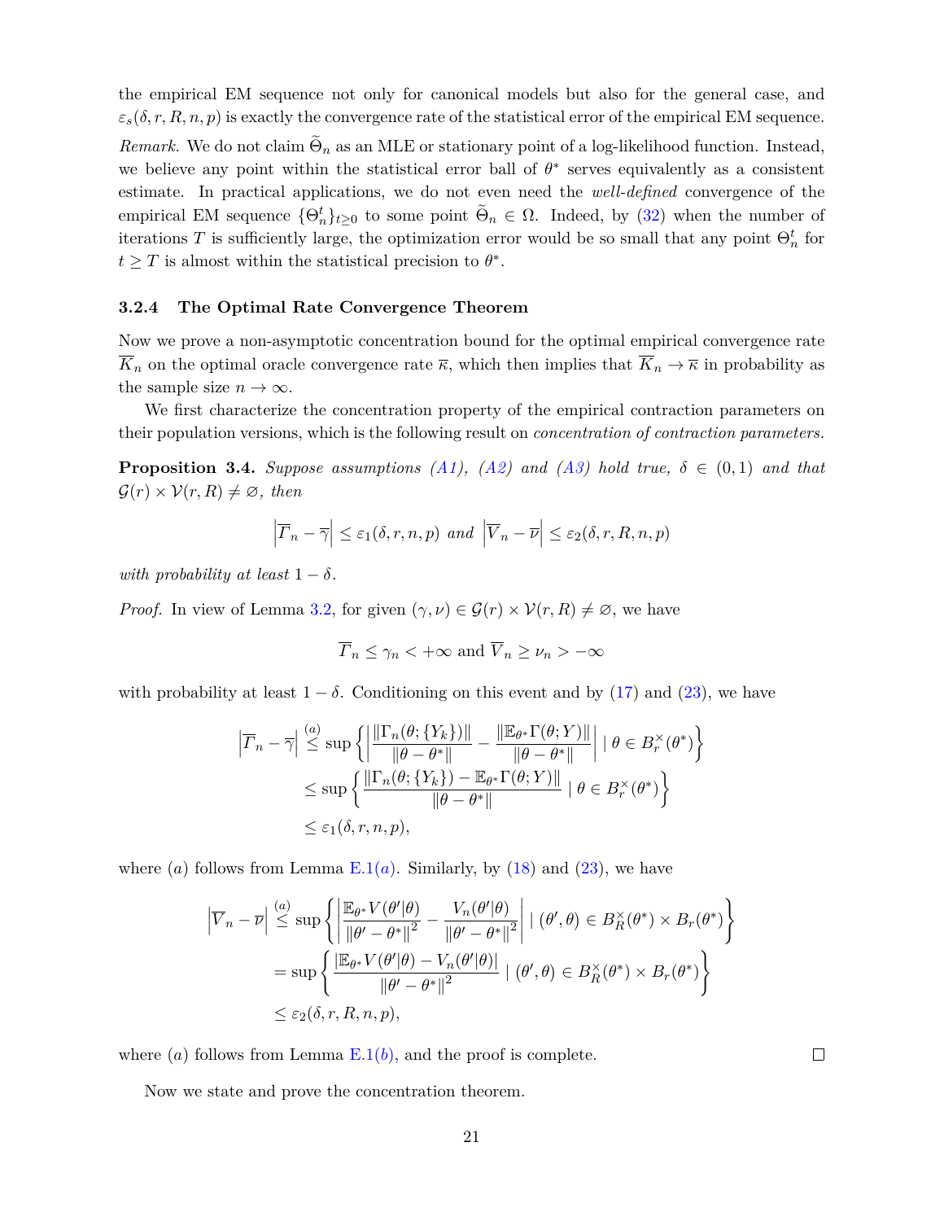the empirical EM sequence not only for canonical models but also for the general case, and $\varepsilon_s(\delta, r, R, n, p)$ is exactly the convergence rate of the statistical error of the empirical EM sequence.

*Remark.* We do not claim $\widetilde{\Theta}_n$ as an MLE or stationary point of a log-likelihood function. Instead, we believe any point within the statistical error ball of $\theta^*$ serves equivalently as a consistent estimate. In practical applications, we do not even need the *well-defined* convergence of the empirical EM sequence $\{\Theta_n^t\}_{t\geq 0}$ to some point $\widetilde{\Theta}_n \in \Omega$. Indeed, by (32) when the number of iterations $T$ is sufficiently large, the optimization error would be so small that any point $\Theta_n^t$ for $t \geq T$ is almost within the statistical precision to $\theta^*$.

### 3.2.4 The Optimal Rate Convergence Theorem

Now we prove a non-asymptotic concentration bound for the optimal empirical convergence rate $\overline{K}_n$ on the optimal oracle convergence rate $\overline{\kappa}$, which then implies that $\overline{K}_n \to \overline{\kappa}$ in probability as the sample size $n \to \infty$.

We first characterize the concentration property of the empirical contraction parameters on their population versions, which is the following result on *concentration of contraction parameters.*

**Proposition 3.4.** *Suppose assumptions (A1), (A2) and (A3) hold true, $\delta \in (0, 1)$ and that $\mathcal{G}(r) \times \mathcal{V}(r, R) \neq \varnothing$, then*

$$\left|\overline{\mathit{\Gamma}}_n - \overline{\gamma}\right| \leq \varepsilon_1(\delta, r, n, p) \text{ and } \left|\overline{V}_n - \overline{\nu}\right| \leq \varepsilon_2(\delta, r, R, n, p)$$

*with probability at least $1 - \delta$.*

*Proof.* In view of Lemma 3.2, for given $(\gamma, \nu) \in \mathcal{G}(r) \times \mathcal{V}(r, R) \neq \varnothing$, we have

$$\overline{\mathit{\Gamma}}_n \leq \gamma_n < +\infty \text{ and } \overline{V}_n \geq \nu_n > -\infty$$

with probability at least $1 - \delta$. Conditioning on this event and by (17) and (23), we have

$$\begin{aligned}
\left|\overline{\mathit{\Gamma}}_n - \overline{\gamma}\right| &\overset{(a)}{\leq} \sup\left\{\left|\frac{\|\Gamma_n(\theta; \{Y_k\})\|}{\|\theta - \theta^*\|} - \frac{\|\mathbb{E}_{\theta^*}\Gamma(\theta; Y)\|}{\|\theta - \theta^*\|}\right| \mid \theta \in B_r^{\times}(\theta^*)\right\} \\
&\leq \sup\left\{\frac{\|\Gamma_n(\theta; \{Y_k\}) - \mathbb{E}_{\theta^*}\Gamma(\theta; Y)\|}{\|\theta - \theta^*\|} \mid \theta \in B_r^{\times}(\theta^*)\right\} \\
&\leq \varepsilon_1(\delta, r, n, p),
\end{aligned}$$

where $(a)$ follows from Lemma E.1$(a)$. Similarly, by (18) and (23), we have

$$\begin{aligned}
\left|\overline{V}_n - \overline{\nu}\right| &\overset{(a)}{\leq} \sup\left\{\left|\frac{\mathbb{E}_{\theta^*}V(\theta'|\theta)}{\|\theta' - \theta^*\|^2} - \frac{V_n(\theta'|\theta)}{\|\theta' - \theta^*\|^2}\right| \mid (\theta', \theta) \in B_R^{\times}(\theta^*) \times B_r(\theta^*)\right\} \\
&= \sup\left\{\frac{|\mathbb{E}_{\theta^*}V(\theta'|\theta) - V_n(\theta'|\theta)|}{\|\theta' - \theta^*\|^2} \mid (\theta', \theta) \in B_R^{\times}(\theta^*) \times B_r(\theta^*)\right\} \\
&\leq \varepsilon_2(\delta, r, R, n, p),
\end{aligned}$$

where $(a)$ follows from Lemma E.1$(b)$, and the proof is complete. $\square$

Now we state and prove the concentration theorem.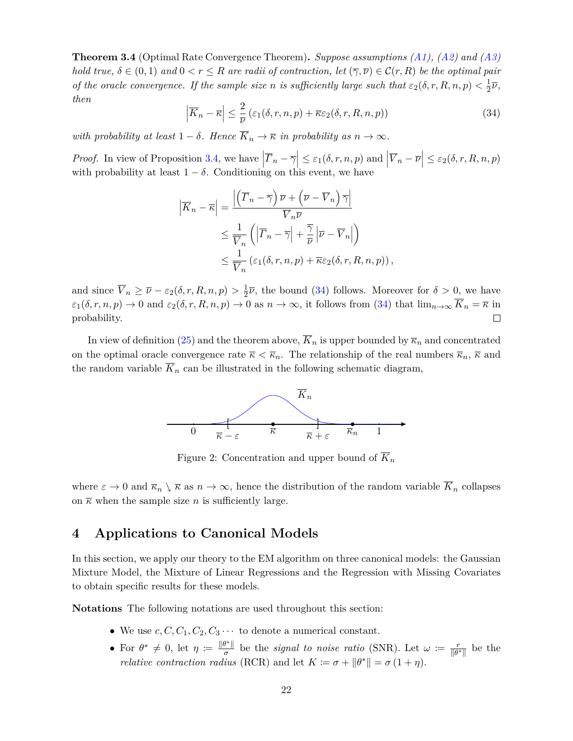**Theorem 3.4** (Optimal Rate Convergence Theorem)**.** *Suppose assumptions (A1), (A2) and (A3) hold true, $\delta \in (0,1)$ and $0 < r \leq R$ are radii of contraction, let $(\overline{\gamma}, \overline{\nu}) \in \mathcal{C}(r,R)$ be the optimal pair of the oracle convergence. If the sample size $n$ is sufficiently large such that $\varepsilon_2(\delta, r, R, n, p) < \frac{1}{2}\overline{\nu}$, then*

$$\left|\overline{K}_n - \overline{\kappa}\right| \leq \frac{2}{\overline{\nu}} \left(\varepsilon_1(\delta, r, n, p) + \overline{\kappa}\varepsilon_2(\delta, r, R, n, p)\right) \tag{34}$$

*with probability at least $1-\delta$. Hence $\overline{K}_n \to \overline{\kappa}$ in probability as $n \to \infty$.*

*Proof.* In view of Proposition 3.4, we have $\left|\overline{\Gamma}_n - \overline{\gamma}\right| \leq \varepsilon_1(\delta, r, n, p)$ and $\left|\overline{V}_n - \overline{\nu}\right| \leq \varepsilon_2(\delta, r, R, n, p)$ with probability at least $1-\delta$. Conditioning on this event, we have

$$\begin{aligned}
\left|\overline{K}_n - \overline{\kappa}\right| &= \frac{\left|\left(\overline{\Gamma}_n - \overline{\gamma}\right)\overline{\nu} + \left(\overline{\nu} - \overline{V}_n\right)\overline{\gamma}\right|}{\overline{V}_n \overline{\nu}} \\
&\leq \frac{1}{\overline{V}_n}\left(\left|\overline{\Gamma}_n - \overline{\gamma}\right| + \frac{\overline{\gamma}}{\overline{\nu}}\left|\overline{\nu} - \overline{V}_n\right|\right) \\
&\leq \frac{1}{\overline{V}_n}\left(\varepsilon_1(\delta, r, n, p) + \overline{\kappa}\varepsilon_2(\delta, r, R, n, p)\right),
\end{aligned}$$

and since $\overline{V}_n \geq \overline{\nu} - \varepsilon_2(\delta, r, R, n, p) > \frac{1}{2}\overline{\nu}$, the bound (34) follows. Moreover for $\delta > 0$, we have $\varepsilon_1(\delta, r, n, p) \to 0$ and $\varepsilon_2(\delta, r, R, n, p) \to 0$ as $n \to \infty$, it follows from (34) that $\lim_{n\to\infty} \overline{K}_n = \overline{\kappa}$ in probability. □

In view of definition (25) and the theorem above, $\overline{K}_n$ is upper bounded by $\overline{\kappa}_n$ and concentrated on the optimal oracle convergence rate $\overline{\kappa} < \overline{\kappa}_n$. The relationship of the real numbers $\overline{\kappa}_n$, $\overline{\kappa}$ and the random variable $\overline{K}_n$ can be illustrated in the following schematic diagram,

Figure 2: Concentration and upper bound of $\overline{K}_n$

where $\varepsilon \to 0$ and $\overline{\kappa}_n \searrow \overline{\kappa}$ as $n \to \infty$, hence the distribution of the random variable $\overline{K}_n$ collapses on $\overline{\kappa}$ when the sample size $n$ is sufficiently large.

## 4 Applications to Canonical Models

In this section, we apply our theory to the EM algorithm on three canonical models: the Gaussian Mixture Model, the Mixture of Linear Regressions and the Regression with Missing Covariates to obtain specific results for these models.

**Notations** The following notations are used throughout this section:

- We use $c, C, C_1, C_2, C_3 \cdots$ to denote a numerical constant.
- For $\theta^* \neq 0$, let $\eta := \frac{\|\theta^*\|}{\sigma}$ be the *signal to noise ratio* (SNR). Let $\omega := \frac{r}{\|\theta^*\|}$ be the *relative contraction radius* (RCR) and let $K := \sigma + \|\theta^*\| = \sigma(1+\eta)$.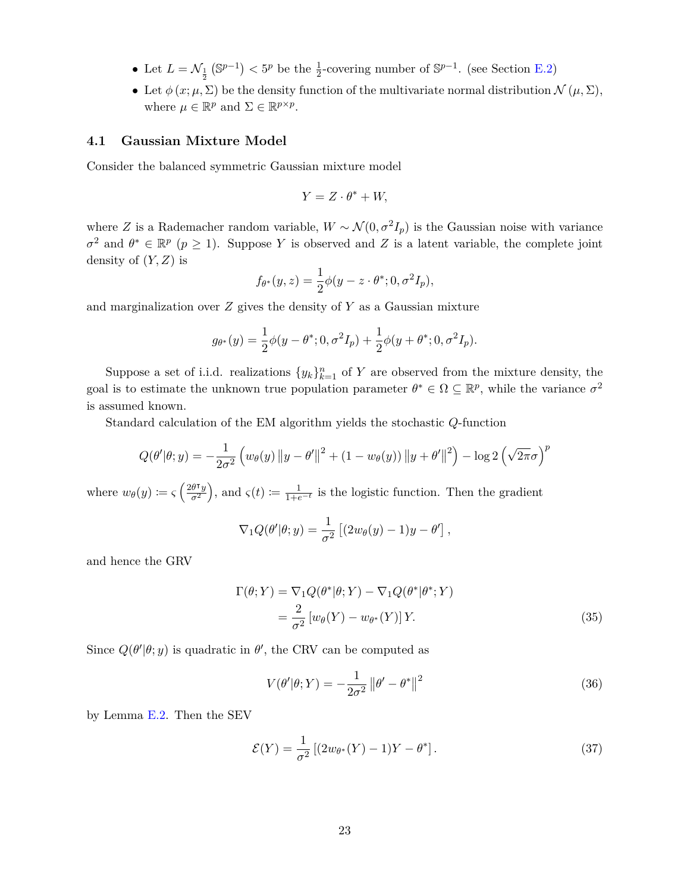- Let $L = \mathcal{N}_{\frac{1}{2}}\left(\mathbb{S}^{p-1}\right) < 5^p$ be the $\frac{1}{2}$-covering number of $\mathbb{S}^{p-1}$. (see Section E.2)
- Let $\phi\left(x; \mu, \Sigma\right)$ be the density function of the multivariate normal distribution $\mathcal{N}\left(\mu, \Sigma\right)$, where $\mu \in \mathbb{R}^p$ and $\Sigma \in \mathbb{R}^{p \times p}$.

### 4.1 Gaussian Mixture Model

Consider the balanced symmetric Gaussian mixture model

$$Y = Z \cdot \theta^* + W,$$

where $Z$ is a Rademacher random variable, $W \sim \mathcal{N}(0, \sigma^2 I_p)$ is the Gaussian noise with variance $\sigma^2$ and $\theta^* \in \mathbb{R}^p$ ($p \geq 1$). Suppose $Y$ is observed and $Z$ is a latent variable, the complete joint density of $(Y, Z)$ is

$$f_{\theta^*}(y, z) = \frac{1}{2}\phi(y - z \cdot \theta^*; 0, \sigma^2 I_p),$$

and marginalization over $Z$ gives the density of $Y$ as a Gaussian mixture

$$g_{\theta^*}(y) = \frac{1}{2}\phi(y - \theta^*; 0, \sigma^2 I_p) + \frac{1}{2}\phi(y + \theta^*; 0, \sigma^2 I_p).$$

Suppose a set of i.i.d. realizations $\{y_k\}_{k=1}^n$ of $Y$ are observed from the mixture density, the goal is to estimate the unknown true population parameter $\theta^* \in \Omega \subseteq \mathbb{R}^p$, while the variance $\sigma^2$ is assumed known.

Standard calculation of the EM algorithm yields the stochastic $Q$-function

$$Q(\theta'|\theta; y) = -\frac{1}{2\sigma^2}\left(w_\theta(y)\left\|y - \theta'\right\|^2 + (1 - w_\theta(y))\left\|y + \theta'\right\|^2\right) - \log 2\left(\sqrt{2\pi}\sigma\right)^p$$

where $w_\theta(y) \coloneqq \varsigma\left(\frac{2\theta^\intercal y}{\sigma^2}\right)$, and $\varsigma(t) \coloneqq \frac{1}{1+e^{-t}}$ is the logistic function. Then the gradient

$$\nabla_1 Q(\theta'|\theta; y) = \frac{1}{\sigma^2}\left[(2w_\theta(y) - 1)y - \theta'\right],$$

and hence the GRV

$$\begin{aligned} \Gamma(\theta; Y) &= \nabla_1 Q(\theta^*|\theta; Y) - \nabla_1 Q(\theta^*|\theta^*; Y) \\ &= \frac{2}{\sigma^2}\left[w_\theta(Y) - w_{\theta^*}(Y)\right]Y. \end{aligned} \tag{35}$$

Since $Q(\theta'|\theta; y)$ is quadratic in $\theta'$, the CRV can be computed as

$$V(\theta'|\theta; Y) = -\frac{1}{2\sigma^2}\left\|\theta' - \theta^*\right\|^2 \tag{36}$$

by Lemma E.2. Then the SEV

$$\mathcal{E}(Y) = \frac{1}{\sigma^2}\left[(2w_{\theta^*}(Y) - 1)Y - \theta^*\right]. \tag{37}$$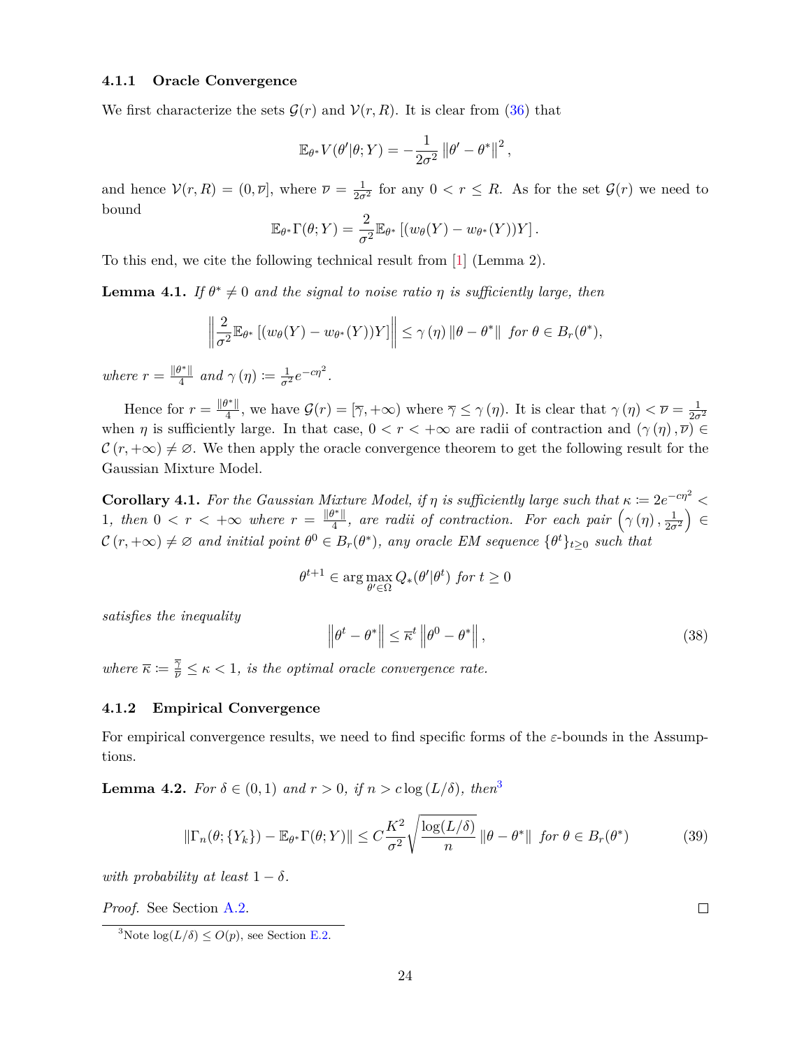#### 4.1.1 Oracle Convergence

We first characterize the sets $\mathcal{G}(r)$ and $\mathcal{V}(r, R)$. It is clear from (36) that

$$\mathbb{E}_{\theta^*} V(\theta'|\theta; Y) = -\frac{1}{2\sigma^2} \left\|\theta' - \theta^*\right\|^2,$$

and hence $\mathcal{V}(r, R) = (0, \overline{\nu}]$, where $\overline{\nu} = \frac{1}{2\sigma^2}$ for any $0 < r \leq R$. As for the set $\mathcal{G}(r)$ we need to bound

$$\mathbb{E}_{\theta^*}\Gamma(\theta; Y) = \frac{2}{\sigma^2}\mathbb{E}_{\theta^*}\left[(w_\theta(Y) - w_{\theta^*}(Y))Y\right].$$

To this end, we cite the following technical result from [1] (Lemma 2).

**Lemma 4.1.** *If $\theta^* \neq 0$ and the signal to noise ratio $\eta$ is sufficiently large, then*

$$\left\|\frac{2}{\sigma^2}\mathbb{E}_{\theta^*}\left[(w_\theta(Y) - w_{\theta^*}(Y))Y\right]\right\| \leq \gamma\left(\eta\right)\|\theta - \theta^*\| \text{ for } \theta \in B_r(\theta^*),$$

*where $r = \frac{\|\theta^*\|}{4}$ and $\gamma\left(\eta\right) := \frac{1}{\sigma^2}e^{-c\eta^2}$.*

Hence for $r = \frac{\|\theta^*\|}{4}$, we have $\mathcal{G}(r) = [\overline{\gamma}, +\infty)$ where $\overline{\gamma} \leq \gamma\left(\eta\right)$. It is clear that $\gamma\left(\eta\right) < \overline{\nu} = \frac{1}{2\sigma^2}$ when $\eta$ is sufficiently large. In that case, $0 < r < +\infty$ are radii of contraction and $\left(\gamma\left(\eta\right), \overline{\nu}\right) \in \mathcal{C}\left(r, +\infty\right) \neq \varnothing$. We then apply the oracle convergence theorem to get the following result for the Gaussian Mixture Model.

**Corollary 4.1.** *For the Gaussian Mixture Model, if $\eta$ is sufficiently large such that $\kappa := 2e^{-c\eta^2} < 1$, then $0 < r < +\infty$ where $r = \frac{\|\theta^*\|}{4}$, are radii of contraction. For each pair $\left(\gamma\left(\eta\right), \frac{1}{2\sigma^2}\right) \in \mathcal{C}\left(r, +\infty\right) \neq \varnothing$ and initial point $\theta^0 \in B_r(\theta^*)$, any oracle EM sequence $\{\theta^t\}_{t\geq 0}$ such that*

$$\theta^{t+1} \in \arg\max_{\theta' \in \Omega} Q_*(\theta'|\theta^t) \text{ for } t \geq 0$$

*satisfies the inequality*

$$\left\|\theta^t - \theta^*\right\| \leq \overline{\kappa}^t \left\|\theta^0 - \theta^*\right\|, \tag{38}$$

*where $\overline{\kappa} := \frac{\overline{\gamma}}{\overline{\nu}} \leq \kappa < 1$, is the optimal oracle convergence rate.*

#### 4.1.2 Empirical Convergence

For empirical convergence results, we need to find specific forms of the $\varepsilon$-bounds in the Assumptions.

**Lemma 4.2.** *For $\delta \in (0, 1)$ and $r > 0$, if $n > c\log\left(L/\delta\right)$, then*[3]

$$\|\Gamma_n(\theta; \{Y_k\}) - \mathbb{E}_{\theta^*}\Gamma(\theta; Y)\| \leq C\frac{K^2}{\sigma^2}\sqrt{\frac{\log(L/\delta)}{n}}\,\|\theta - \theta^*\| \text{ for } \theta \in B_r(\theta^*) \tag{39}$$

*with probability at least $1 - \delta$.*

*Proof.* See Section A.2. ◻

[3] Note $\log(L/\delta) \leq O(p)$, see Section E.2.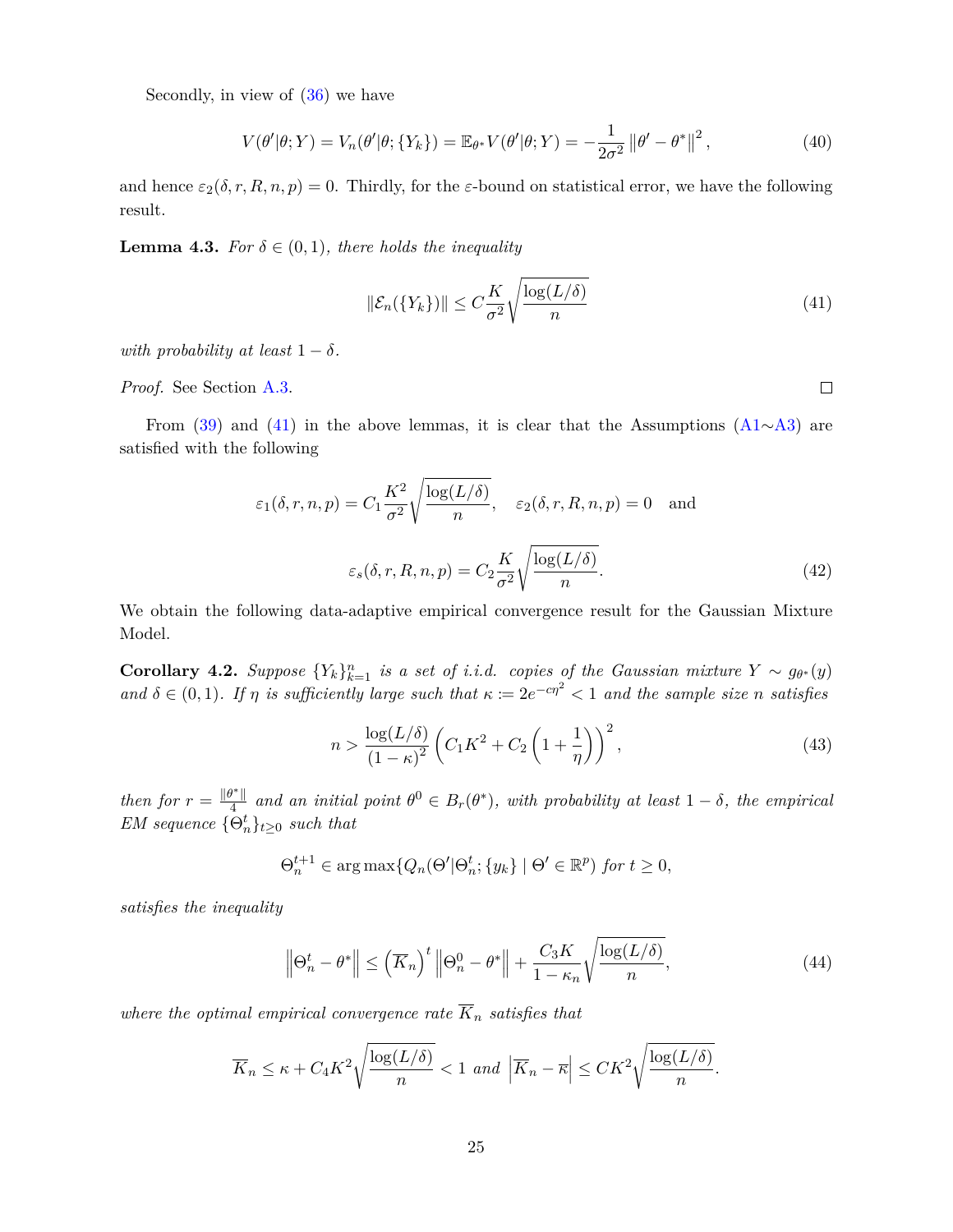Secondly, in view of (36) we have

$$
V(\theta'|\theta;Y) = V_n(\theta'|\theta;\{Y_k\}) = \mathbb{E}_{\theta^*} V(\theta'|\theta;Y) = -\frac{1}{2\sigma^2}\left\|\theta' - \theta^*\right\|^2, \tag{40}
$$

and hence $\varepsilon_2(\delta, r, R, n, p) = 0$. Thirdly, for the $\varepsilon$-bound on statistical error, we have the following result.

**Lemma 4.3.** *For $\delta \in (0,1)$, there holds the inequality*

$$
\|\mathcal{E}_n(\{Y_k\})\| \le C\frac{K}{\sigma^2}\sqrt{\frac{\log(L/\delta)}{n}} \tag{41}
$$

*with probability at least $1-\delta$.*

*Proof.* See Section A.3. □

From (39) and (41) in the above lemmas, it is clear that the Assumptions (A1∼A3) are satisfied with the following

$$
\varepsilon_1(\delta, r, n, p) = C_1\frac{K^2}{\sigma^2}\sqrt{\frac{\log(L/\delta)}{n}}, \quad \varepsilon_2(\delta, r, R, n, p) = 0 \quad \text{and}
$$

$$
\varepsilon_s(\delta, r, R, n, p) = C_2\frac{K}{\sigma^2}\sqrt{\frac{\log(L/\delta)}{n}}. \tag{42}
$$

We obtain the following data-adaptive empirical convergence result for the Gaussian Mixture Model.

**Corollary 4.2.** *Suppose $\{Y_k\}_{k=1}^n$ is a set of i.i.d. copies of the Gaussian mixture $Y \sim g_{\theta^*}(y)$ and $\delta \in (0,1)$. If $\eta$ is sufficiently large such that $\kappa := 2e^{-c\eta^2} < 1$ and the sample size $n$ satisfies*

$$
n > \frac{\log(L/\delta)}{(1-\kappa)^2}\left(C_1K^2 + C_2\left(1+\frac{1}{\eta}\right)\right)^2, \tag{43}
$$

*then for $r = \frac{\|\theta^*\|}{4}$ and an initial point $\theta^0 \in B_r(\theta^*)$, with probability at least $1-\delta$, the empirical EM sequence $\{\Theta_n^t\}_{t\ge 0}$ such that*

$$
\Theta_n^{t+1} \in \arg\max\{Q_n(\Theta'|\Theta_n^t;\{y_k\} \mid \Theta' \in \mathbb{R}^p) \text{ for } t \ge 0,
$$

*satisfies the inequality*

$$
\left\|\Theta_n^t - \theta^*\right\| \le \left(\overline{K}_n\right)^t\left\|\Theta_n^0 - \theta^*\right\| + \frac{C_3K}{1-\kappa_n}\sqrt{\frac{\log(L/\delta)}{n}}, \tag{44}
$$

*where the optimal empirical convergence rate $\overline{K}_n$ satisfies that*

$$
\overline{K}_n \le \kappa + C_4K^2\sqrt{\frac{\log(L/\delta)}{n}} < 1 \text{ and } \left|\overline{K}_n - \overline{\kappa}\right| \le CK^2\sqrt{\frac{\log(L/\delta)}{n}}.
$$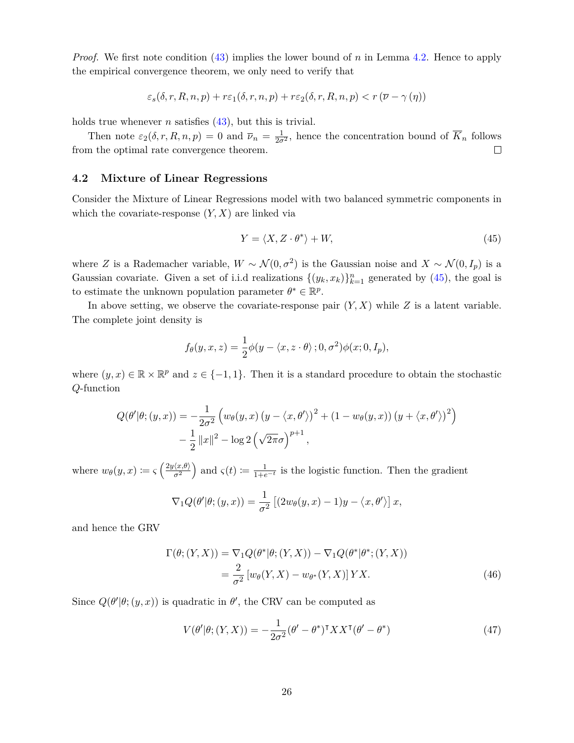*Proof.* We first note condition (43) implies the lower bound of $n$ in Lemma 4.2. Hence to apply the empirical convergence theorem, we only need to verify that

$$\varepsilon_s(\delta, r, R, n, p) + r\varepsilon_1(\delta, r, n, p) + r\varepsilon_2(\delta, r, R, n, p) < r\left(\overline{\nu} - \gamma\left(\eta\right)\right)$$

holds true whenever $n$ satisfies (43), but this is trivial.

Then note $\varepsilon_2(\delta, r, R, n, p) = 0$ and $\overline{\nu}_n = \frac{1}{2\sigma^2}$, hence the concentration bound of $\overline{K}_n$ follows from the optimal rate convergence theorem. $\square$

### 4.2 Mixture of Linear Regressions

Consider the Mixture of Linear Regressions model with two balanced symmetric components in which the covariate-response $(Y, X)$ are linked via

$$Y = \langle X, Z \cdot \theta^* \rangle + W, \tag{45}$$

where $Z$ is a Rademacher variable, $W \sim \mathcal{N}(0, \sigma^2)$ is the Gaussian noise and $X \sim \mathcal{N}(0, I_p)$ is a Gaussian covariate. Given a set of i.i.d realizations $\{(y_k, x_k)\}_{k=1}^n$ generated by (45), the goal is to estimate the unknown population parameter $\theta^* \in \mathbb{R}^p$.

In above setting, we observe the covariate-response pair $(Y, X)$ while $Z$ is a latent variable. The complete joint density is

$$f_\theta(y, x, z) = \frac{1}{2}\phi(y - \langle x, z \cdot \theta\rangle\,; 0, \sigma^2)\phi(x; 0, I_p),$$

where $(y, x) \in \mathbb{R} \times \mathbb{R}^p$ and $z \in \{-1, 1\}$. Then it is a standard procedure to obtain the stochastic $Q$-function

$$\begin{aligned}
Q(\theta'|\theta; (y, x)) = &-\frac{1}{2\sigma^2}\left(w_\theta(y, x)\left(y - \langle x, \theta'\rangle\right)^2 + \left(1 - w_\theta(y, x)\right)\left(y + \langle x, \theta'\rangle\right)^2\right) \\
&- \frac{1}{2}\left\|x\right\|^2 - \log 2\left(\sqrt{2\pi}\sigma\right)^{p+1},
\end{aligned}$$

where $w_\theta(y, x) \coloneqq \varsigma\left(\frac{2y\langle x, \theta\rangle}{\sigma^2}\right)$ and $\varsigma(t) \coloneqq \frac{1}{1+e^{-t}}$ is the logistic function. Then the gradient

$$\nabla_1 Q(\theta'|\theta; (y, x)) = \frac{1}{\sigma^2}\left[(2w_\theta(y, x) - 1)y - \langle x, \theta'\rangle\right]x,$$

and hence the GRV

$$\begin{aligned}
\Gamma(\theta; (Y, X)) &= \nabla_1 Q(\theta^*|\theta; (Y, X)) - \nabla_1 Q(\theta^*|\theta^*; (Y, X)) \\
&= \frac{2}{\sigma^2}\left[w_\theta(Y, X) - w_{\theta^*}(Y, X)\right]YX.
\end{aligned} \tag{46}$$

Since $Q(\theta'|\theta; (y, x))$ is quadratic in $\theta'$, the CRV can be computed as

$$V(\theta'|\theta; (Y, X)) = -\frac{1}{2\sigma^2}(\theta' - \theta^*)^\intercal XX^\intercal(\theta' - \theta^*) \tag{47}$$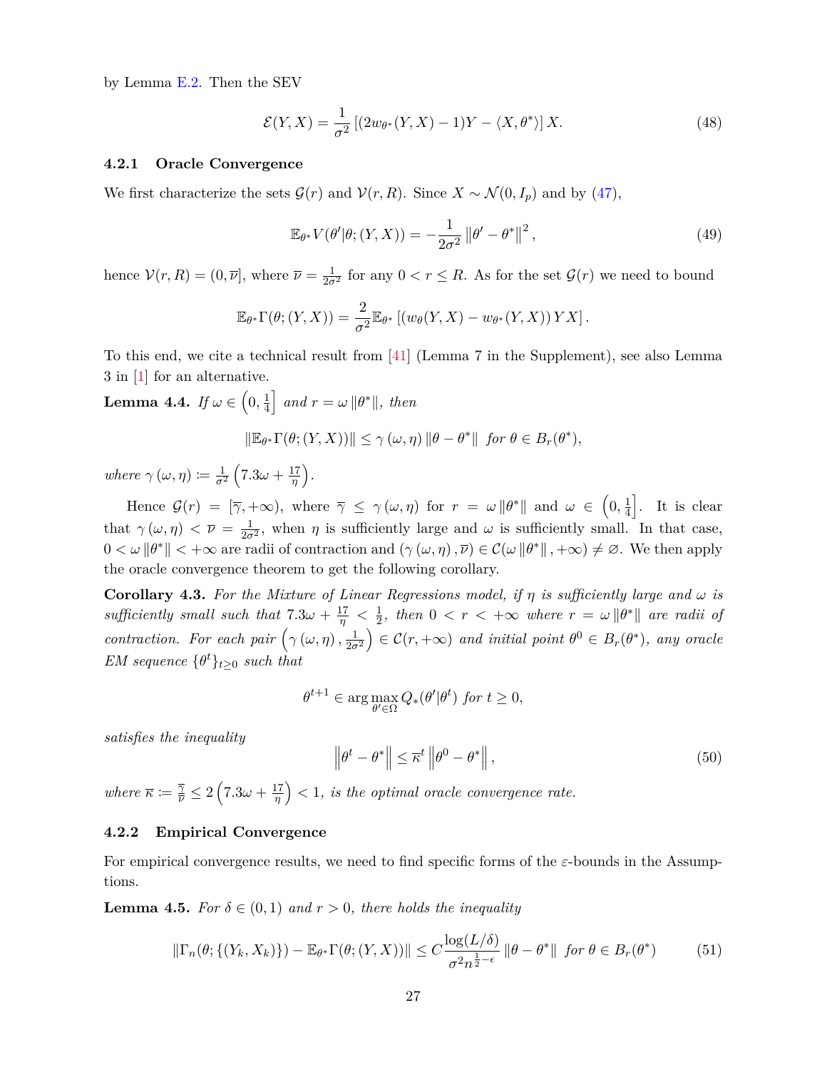by Lemma E.2. Then the SEV

$$\mathcal{E}(Y, X) = \frac{1}{\sigma^2}\left[(2w_{\theta^*}(Y, X) - 1)Y - \langle X, \theta^* \rangle\right] X. \tag{48}$$

### 4.2.1 Oracle Convergence

We first characterize the sets $\mathcal{G}(r)$ and $\mathcal{V}(r, R)$. Since $X \sim \mathcal{N}(0, I_p)$ and by (47),

$$\mathbb{E}_{\theta^*} V(\theta'|\theta; (Y, X)) = -\frac{1}{2\sigma^2}\left\|\theta' - \theta^*\right\|^2, \tag{49}$$

hence $\mathcal{V}(r, R) = (0, \overline{\nu}]$, where $\overline{\nu} = \frac{1}{2\sigma^2}$ for any $0 < r \leq R$. As for the set $\mathcal{G}(r)$ we need to bound

$$\mathbb{E}_{\theta^*}\Gamma(\theta; (Y, X)) = \frac{2}{\sigma^2}\mathbb{E}_{\theta^*}\left[(w_\theta(Y, X) - w_{\theta^*}(Y, X))\, YX\right].$$

To this end, we cite a technical result from [41] (Lemma 7 in the Supplement), see also Lemma 3 in [1] for an alternative.

**Lemma 4.4.** *If $\omega \in \left(0, \frac{1}{4}\right]$ and $r = \omega\left\|\theta^*\right\|$, then*

$$\left\|\mathbb{E}_{\theta^*}\Gamma(\theta; (Y, X))\right\| \leq \gamma\left(\omega, \eta\right)\left\|\theta - \theta^*\right\| \text{ for } \theta \in B_r(\theta^*),$$

*where $\gamma\left(\omega, \eta\right) \coloneqq \frac{1}{\sigma^2}\left(7.3\omega + \frac{17}{\eta}\right)$.*

Hence $\mathcal{G}(r) = [\overline{\gamma}, +\infty)$, where $\overline{\gamma} \leq \gamma\left(\omega, \eta\right)$ for $r = \omega\left\|\theta^*\right\|$ and $\omega \in \left(0, \frac{1}{4}\right]$. It is clear that $\gamma\left(\omega, \eta\right) < \overline{\nu} = \frac{1}{2\sigma^2}$, when $\eta$ is sufficiently large and $\omega$ is sufficiently small. In that case, $0 < \omega\left\|\theta^*\right\| < +\infty$ are radii of contraction and $\left(\gamma\left(\omega, \eta\right), \overline{\nu}\right) \in \mathcal{C}(\omega\left\|\theta^*\right\|, +\infty) \neq \varnothing$. We then apply the oracle convergence theorem to get the following corollary.

**Corollary 4.3.** *For the Mixture of Linear Regressions model, if $\eta$ is sufficiently large and $\omega$ is sufficiently small such that $7.3\omega + \frac{17}{\eta} < \frac{1}{2}$, then $0 < r < +\infty$ where $r = \omega\left\|\theta^*\right\|$ are radii of contraction. For each pair $\left(\gamma\left(\omega, \eta\right), \frac{1}{2\sigma^2}\right) \in \mathcal{C}(r, +\infty)$ and initial point $\theta^0 \in B_r(\theta^*)$, any oracle EM sequence $\{\theta^t\}_{t\geq 0}$ such that*

$$\theta^{t+1} \in \arg\max_{\theta' \in \Omega} Q_*(\theta'|\theta^t) \text{ for } t \geq 0,$$

*satisfies the inequality*

$$\left\|\theta^t - \theta^*\right\| \leq \overline{\kappa}^t\left\|\theta^0 - \theta^*\right\|, \tag{50}$$

*where $\overline{\kappa} \coloneqq \frac{\overline{\gamma}}{\overline{\nu}} \leq 2\left(7.3\omega + \frac{17}{\eta}\right) < 1$, is the optimal oracle convergence rate.*

### 4.2.2 Empirical Convergence

For empirical convergence results, we need to find specific forms of the $\varepsilon$-bounds in the Assumptions.

**Lemma 4.5.** *For $\delta \in (0, 1)$ and $r > 0$, there holds the inequality*

$$\left\|\Gamma_n(\theta; \{(Y_k, X_k)\}) - \mathbb{E}_{\theta^*}\Gamma(\theta; (Y, X))\right\| \leq C\frac{\log(L/\delta)}{\sigma^2 n^{\frac{1}{2}-\epsilon}}\left\|\theta - \theta^*\right\| \text{ for } \theta \in B_r(\theta^*) \tag{51}$$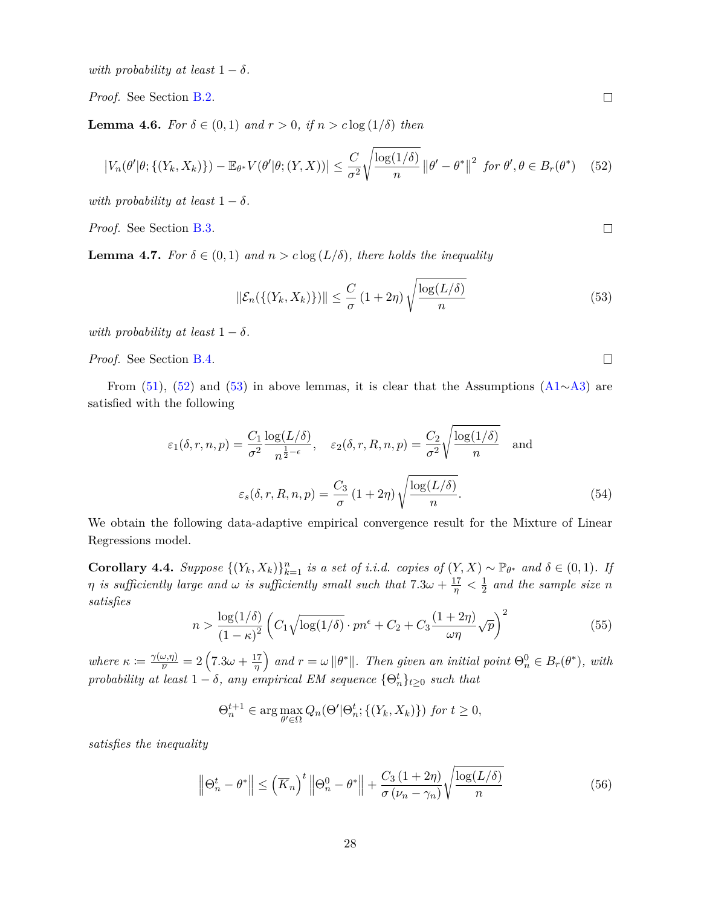*with probability at least* $1 - \delta$.

*Proof.* See Section B.2. □

**Lemma 4.6.** *For* $\delta \in (0,1)$ *and* $r > 0$*, if* $n > c \log(1/\delta)$ *then*

$$\left|V_n(\theta'|\theta; \{(Y_k, X_k)\}) - \mathbb{E}_{\theta^*} V(\theta'|\theta; (Y, X))\right| \leq \frac{C}{\sigma^2}\sqrt{\frac{\log(1/\delta)}{n}} \left\|\theta' - \theta^*\right\|^2 \text{ for } \theta', \theta \in B_r(\theta^*) \tag{52}$$

*with probability at least* $1 - \delta$.

*Proof.* See Section B.3. □

**Lemma 4.7.** *For* $\delta \in (0,1)$ *and* $n > c \log(L/\delta)$*, there holds the inequality*

$$\left\|\mathcal{E}_n(\{(Y_k, X_k)\})\right\| \leq \frac{C}{\sigma}(1 + 2\eta)\sqrt{\frac{\log(L/\delta)}{n}} \tag{53}$$

*with probability at least* $1 - \delta$.

*Proof.* See Section B.4. □

From (51), (52) and (53) in above lemmas, it is clear that the Assumptions (A1∼A3) are satisfied with the following

$$\varepsilon_1(\delta, r, n, p) = \frac{C_1}{\sigma^2}\frac{\log(L/\delta)}{n^{\frac{1}{2}-\epsilon}}, \quad \varepsilon_2(\delta, r, R, n, p) = \frac{C_2}{\sigma^2}\sqrt{\frac{\log(1/\delta)}{n}} \quad \text{and}$$

$$\varepsilon_s(\delta, r, R, n, p) = \frac{C_3}{\sigma}(1 + 2\eta)\sqrt{\frac{\log(L/\delta)}{n}}. \tag{54}$$

We obtain the following data-adaptive empirical convergence result for the Mixture of Linear Regressions model.

**Corollary 4.4.** *Suppose* $\{(Y_k, X_k)\}_{k=1}^n$ *is a set of i.i.d. copies of* $(Y, X) \sim \mathbb{P}_{\theta^*}$ *and* $\delta \in (0,1)$*. If* $\eta$ *is sufficiently large and* $\omega$ *is sufficiently small such that* $7.3\omega + \frac{17}{\eta} < \frac{1}{2}$ *and the sample size* $n$ *satisfies*

$$n > \frac{\log(1/\delta)}{(1-\kappa)^2}\left(C_1\sqrt{\log(1/\delta)} \cdot pn^{\epsilon} + C_2 + C_3\frac{(1+2\eta)}{\omega\eta}\sqrt{p}\right)^2 \tag{55}$$

*where* $\kappa := \frac{\gamma(\omega,\eta)}{\overline{\nu}} = 2\left(7.3\omega + \frac{17}{\eta}\right)$ *and* $r = \omega\left\|\theta^*\right\|$*. Then given an initial point* $\Theta_n^0 \in B_r(\theta^*)$*, with probability at least* $1 - \delta$*, any empirical EM sequence* $\{\Theta_n^t\}_{t \geq 0}$ *such that*

$$\Theta_n^{t+1} \in \arg\max_{\theta' \in \Omega} Q_n(\Theta'|\Theta_n^t; \{(Y_k, X_k)\}) \text{ for } t \geq 0,$$

*satisfies the inequality*

$$\left\|\Theta_n^t - \theta^*\right\| \leq \left(\overline{K}_n\right)^t \left\|\Theta_n^0 - \theta^*\right\| + \frac{C_3(1+2\eta)}{\sigma(\nu_n - \gamma_n)}\sqrt{\frac{\log(L/\delta)}{n}} \tag{56}$$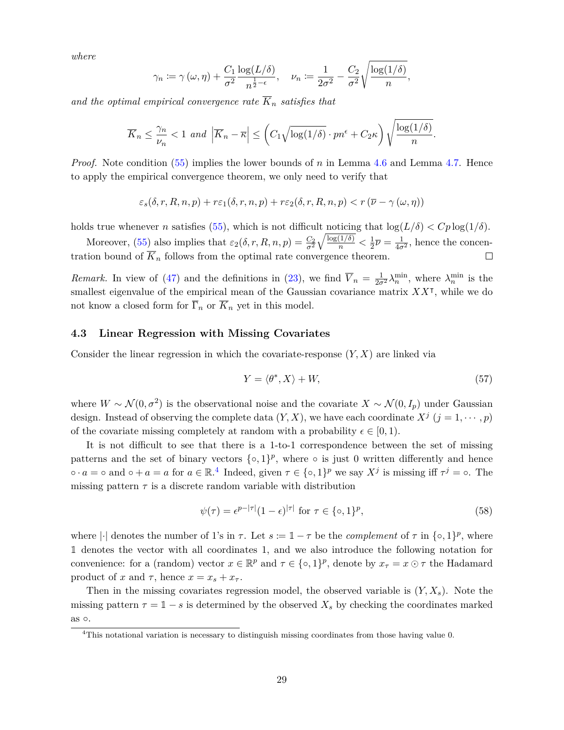*where*

$$\gamma_n := \gamma(\omega, \eta) + \frac{C_1}{\sigma^2} \frac{\log(L/\delta)}{n^{\frac{1}{2}-\epsilon}}, \quad \nu_n := \frac{1}{2\sigma^2} - \frac{C_2}{\sigma^2}\sqrt{\frac{\log(1/\delta)}{n}},$$

*and the optimal empirical convergence rate* $\overline{K}_n$ *satisfies that*

$$\overline{K}_n \leq \frac{\gamma_n}{\nu_n} < 1 \text{ and } \left|\overline{K}_n - \overline{\kappa}\right| \leq \left(C_1\sqrt{\log(1/\delta)} \cdot pn^{\epsilon} + C_2\kappa\right)\sqrt{\frac{\log(1/\delta)}{n}}.$$

*Proof.* Note condition (55) implies the lower bounds of $n$ in Lemma 4.6 and Lemma 4.7. Hence to apply the empirical convergence theorem, we only need to verify that

$$\varepsilon_s(\delta, r, R, n, p) + r\varepsilon_1(\delta, r, n, p) + r\varepsilon_2(\delta, r, R, n, p) < r\left(\overline{\nu} - \gamma(\omega, \eta)\right)$$

holds true whenever $n$ satisfies (55), which is not difficult noticing that $\log(L/\delta) < Cp\log(1/\delta)$.

Moreover, (55) also implies that $\varepsilon_2(\delta, r, R, n, p) = \frac{C_2}{\sigma^2}\sqrt{\frac{\log(1/\delta)}{n}} < \frac{1}{2}\overline{\nu} = \frac{1}{4\sigma^2}$, hence the concentration bound of $\overline{K}_n$ follows from the optimal rate convergence theorem. □

*Remark.* In view of (47) and the definitions in (23), we find $\overline{V}_n = \frac{1}{2\sigma^2}\lambda_n^{\min}$, where $\lambda_n^{\min}$ is the smallest eigenvalue of the empirical mean of the Gaussian covariance matrix $XX^\intercal$, while we do not know a closed form for $\overline{\Gamma}_n$ or $\overline{K}_n$ yet in this model.

### 4.3 Linear Regression with Missing Covariates

Consider the linear regression in which the covariate-response $(Y, X)$ are linked via

$$Y = \langle \theta^*, X \rangle + W, \tag{57}$$

where $W \sim \mathcal{N}(0, \sigma^2)$ is the observational noise and the covariate $X \sim \mathcal{N}(0, I_p)$ under Gaussian design. Instead of observing the complete data $(Y, X)$, we have each coordinate $X^j$ $(j = 1, \cdots, p)$ of the covariate missing completely at random with a probability $\epsilon \in [0, 1)$.

It is not difficult to see that there is a 1-to-1 correspondence between the set of missing patterns and the set of binary vectors $\{\circ, 1\}^p$, where $\circ$ is just 0 written differently and hence $\circ \cdot a = \circ$ and $\circ + a = a$ for $a \in \mathbb{R}$.[4] Indeed, given $\tau \in \{\circ, 1\}^p$ we say $X^j$ is missing iff $\tau^j = \circ$. The missing pattern $\tau$ is a discrete random variable with distribution

$$\psi(\tau) = \epsilon^{p-|\tau|}(1-\epsilon)^{|\tau|} \text{ for } \tau \in \{\circ, 1\}^p, \tag{58}$$

where $|\cdot|$ denotes the number of 1's in $\tau$. Let $s := \mathbb{1} - \tau$ be the *complement* of $\tau$ in $\{\circ, 1\}^p$, where $\mathbb{1}$ denotes the vector with all coordinates 1, and we also introduce the following notation for convenience: for a (random) vector $x \in \mathbb{R}^p$ and $\tau \in \{\circ, 1\}^p$, denote by $x_\tau = x \odot \tau$ the Hadamard product of $x$ and $\tau$, hence $x = x_s + x_\tau$.

Then in the missing covariates regression model, the observed variable is $(Y, X_s)$. Note the missing pattern $\tau = \mathbb{1} - s$ is determined by the observed $X_s$ by checking the coordinates marked as $\circ$.

[4] This notational variation is necessary to distinguish missing coordinates from those having value 0.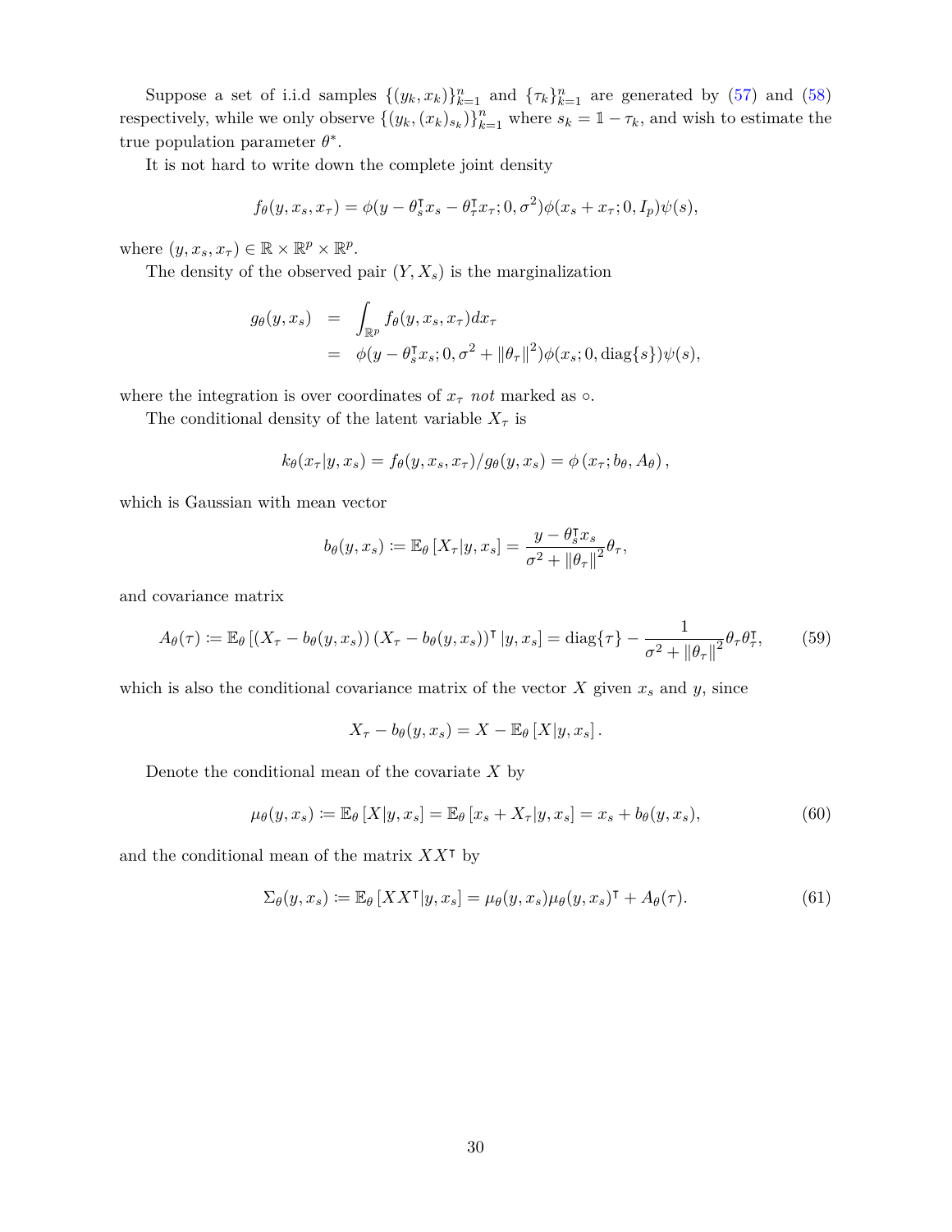Suppose a set of i.i.d samples $\{(y_k, x_k)\}_{k=1}^n$ and $\{\tau_k\}_{k=1}^n$ are generated by (57) and (58) respectively, while we only observe $\{(y_k, (x_k)_{s_k})\}_{k=1}^n$ where $s_k = \mathbb{1} - \tau_k$, and wish to estimate the true population parameter $\theta^*$.

It is not hard to write down the complete joint density

$$f_\theta(y, x_s, x_\tau) = \phi(y - \theta_s^\intercal x_s - \theta_\tau^\intercal x_\tau; 0, \sigma^2)\phi(x_s + x_\tau; 0, I_p)\psi(s),$$

where $(y, x_s, x_\tau) \in \mathbb{R} \times \mathbb{R}^p \times \mathbb{R}^p$.

The density of the observed pair $(Y, X_s)$ is the marginalization

$$\begin{aligned} g_\theta(y, x_s) &= \int_{\mathbb{R}^p} f_\theta(y, x_s, x_\tau) dx_\tau \\ &= \phi(y - \theta_s^\intercal x_s; 0, \sigma^2 + \|\theta_\tau\|^2)\phi(x_s; 0, \operatorname{diag}\{s\})\psi(s), \end{aligned}$$

where the integration is over coordinates of $x_\tau$ *not* marked as $\circ$.

The conditional density of the latent variable $X_\tau$ is

$$k_\theta(x_\tau | y, x_s) = f_\theta(y, x_s, x_\tau)/g_\theta(y, x_s) = \phi\left(x_\tau; b_\theta, A_\theta\right),$$

which is Gaussian with mean vector

$$b_\theta(y, x_s) := \mathbb{E}_\theta\left[X_\tau | y, x_s\right] = \frac{y - \theta_s^\intercal x_s}{\sigma^2 + \|\theta_\tau\|^2}\theta_\tau,$$

and covariance matrix

$$A_\theta(\tau) := \mathbb{E}_\theta\left[\left(X_\tau - b_\theta(y, x_s)\right)\left(X_\tau - b_\theta(y, x_s)\right)^\intercal | y, x_s\right] = \operatorname{diag}\{\tau\} - \frac{1}{\sigma^2 + \|\theta_\tau\|^2}\theta_\tau\theta_\tau^\intercal, \tag{59}$$

which is also the conditional covariance matrix of the vector $X$ given $x_s$ and $y$, since

$$X_\tau - b_\theta(y, x_s) = X - \mathbb{E}_\theta\left[X | y, x_s\right].$$

Denote the conditional mean of the covariate $X$ by

$$\mu_\theta(y, x_s) := \mathbb{E}_\theta\left[X | y, x_s\right] = \mathbb{E}_\theta\left[x_s + X_\tau | y, x_s\right] = x_s + b_\theta(y, x_s), \tag{60}$$

and the conditional mean of the matrix $XX^\intercal$ by

$$\Sigma_\theta(y, x_s) := \mathbb{E}_\theta\left[XX^\intercal | y, x_s\right] = \mu_\theta(y, x_s)\mu_\theta(y, x_s)^\intercal + A_\theta(\tau). \tag{61}$$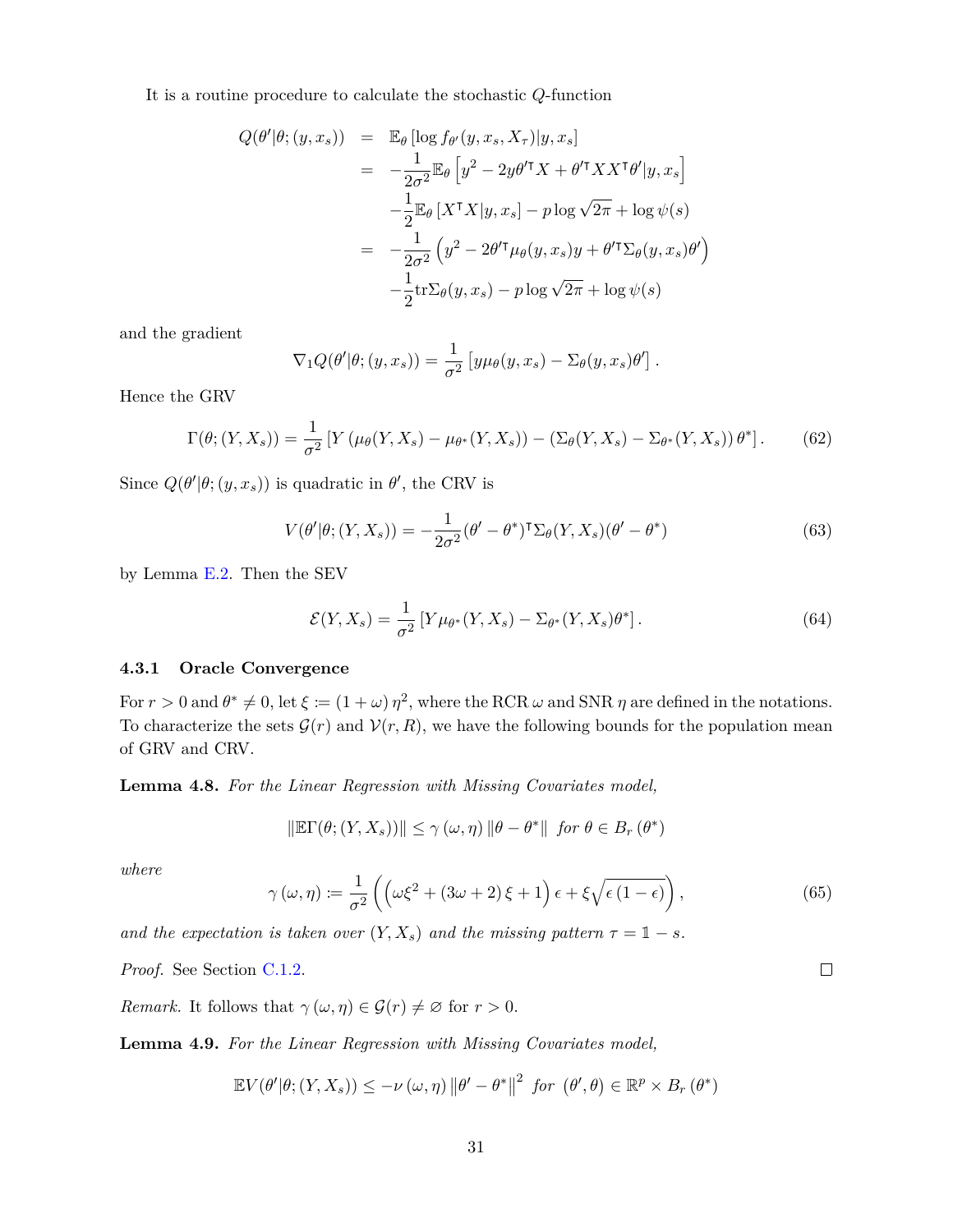It is a routine procedure to calculate the stochastic $Q$-function

$$
\begin{aligned}
Q(\theta'|\theta;(y,x_s)) &= \mathbb{E}_\theta\left[\log f_{\theta'}(y,x_s,X_\tau)|y,x_s\right] \\
&= -\frac{1}{2\sigma^2}\mathbb{E}_\theta\left[y^2 - 2y\theta'^\intercal X + \theta'^\intercal XX^\intercal\theta'|y,x_s\right] \\
&\quad -\frac{1}{2}\mathbb{E}_\theta\left[X^\intercal X|y,x_s\right] - p\log\sqrt{2\pi} + \log\psi(s) \\
&= -\frac{1}{2\sigma^2}\left(y^2 - 2\theta'^\intercal\mu_\theta(y,x_s)y + \theta'^\intercal\Sigma_\theta(y,x_s)\theta'\right) \\
&\quad -\frac{1}{2}\mathrm{tr}\Sigma_\theta(y,x_s) - p\log\sqrt{2\pi} + \log\psi(s)
\end{aligned}
$$

and the gradient

$$
\nabla_1 Q(\theta'|\theta;(y,x_s)) = \frac{1}{\sigma^2}\left[y\mu_\theta(y,x_s) - \Sigma_\theta(y,x_s)\theta'\right].
$$

Hence the GRV

$$
\Gamma(\theta;(Y,X_s)) = \frac{1}{\sigma^2}\left[Y\left(\mu_\theta(Y,X_s) - \mu_{\theta^*}(Y,X_s)\right) - \left(\Sigma_\theta(Y,X_s) - \Sigma_{\theta^*}(Y,X_s)\right)\theta^*\right]. \tag{62}
$$

Since $Q(\theta'|\theta;(y,x_s))$ is quadratic in $\theta'$, the CRV is

$$
V(\theta'|\theta;(Y,X_s)) = -\frac{1}{2\sigma^2}(\theta'-\theta^*)^\intercal\Sigma_\theta(Y,X_s)(\theta'-\theta^*) \tag{63}
$$

by Lemma E.2. Then the SEV

$$
\mathcal{E}(Y,X_s) = \frac{1}{\sigma^2}\left[Y\mu_{\theta^*}(Y,X_s) - \Sigma_{\theta^*}(Y,X_s)\theta^*\right]. \tag{64}
$$

### 4.3.1 Oracle Convergence

For $r > 0$ and $\theta^* \neq 0$, let $\xi := (1+\omega)\eta^2$, where the RCR $\omega$ and SNR $\eta$ are defined in the notations. To characterize the sets $\mathcal{G}(r)$ and $\mathcal{V}(r,R)$, we have the following bounds for the population mean of GRV and CRV.

**Lemma 4.8.** *For the Linear Regression with Missing Covariates model,*

$$
\|\mathbb{E}\Gamma(\theta;(Y,X_s))\| \le \gamma(\omega,\eta)\|\theta-\theta^*\| \ \text{ for } \theta \in B_r(\theta^*)
$$

*where*

$$
\gamma(\omega,\eta) := \frac{1}{\sigma^2}\left(\left(\omega\xi^2 + (3\omega+2)\xi + 1\right)\epsilon + \xi\sqrt{\epsilon(1-\epsilon)}\right), \tag{65}
$$

*and the expectation is taken over $(Y,X_s)$ and the missing pattern $\tau = \mathbb{1} - s$.*

*Proof.* See Section C.1.2. $\square$

*Remark.* It follows that $\gamma(\omega,\eta) \in \mathcal{G}(r) \neq \varnothing$ for $r > 0$.

**Lemma 4.9.** *For the Linear Regression with Missing Covariates model,*

$$
\mathbb{E}V(\theta'|\theta;(Y,X_s)) \le -\nu(\omega,\eta)\|\theta'-\theta^*\|^2 \ \text{ for } (\theta',\theta) \in \mathbb{R}^p \times B_r(\theta^*)
$$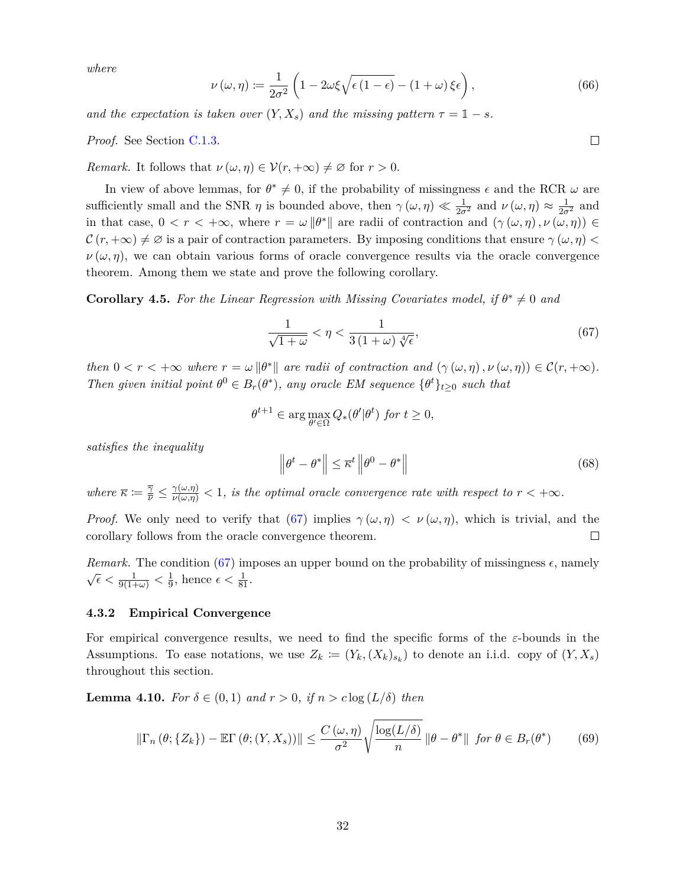*where*

$$\nu(\omega,\eta) := \frac{1}{2\sigma^2}\left(1 - 2\omega\xi\sqrt{\epsilon(1-\epsilon)} - (1+\omega)\xi\epsilon\right), \tag{66}$$

*and the expectation is taken over* $(Y, X_s)$ *and the missing pattern* $\tau = \mathbb{1} - s$.

*Proof.* See Section C.1.3. ◻

*Remark.* It follows that $\nu(\omega,\eta) \in \mathcal{V}(r,+\infty) \neq \varnothing$ for $r > 0$.

In view of above lemmas, for $\theta^* \neq 0$, if the probability of missingness $\epsilon$ and the RCR $\omega$ are sufficiently small and the SNR $\eta$ is bounded above, then $\gamma(\omega,\eta) \ll \frac{1}{2\sigma^2}$ and $\nu(\omega,\eta) \approx \frac{1}{2\sigma^2}$ and in that case, $0 < r < +\infty$, where $r = \omega\|\theta^*\|$ are radii of contraction and $(\gamma(\omega,\eta), \nu(\omega,\eta)) \in \mathcal{C}(r,+\infty) \neq \varnothing$ is a pair of contraction parameters. By imposing conditions that ensure $\gamma(\omega,\eta) < \nu(\omega,\eta)$, we can obtain various forms of oracle convergence results via the oracle convergence theorem. Among them we state and prove the following corollary.

**Corollary 4.5.** *For the Linear Regression with Missing Covariates model, if* $\theta^* \neq 0$ *and*

$$\frac{1}{\sqrt{1+\omega}} < \eta < \frac{1}{3(1+\omega)\sqrt[4]{\epsilon}}, \tag{67}$$

*then* $0 < r < +\infty$ *where* $r = \omega\|\theta^*\|$ *are radii of contraction and* $(\gamma(\omega,\eta), \nu(\omega,\eta)) \in \mathcal{C}(r,+\infty)$. *Then given initial point* $\theta^0 \in B_r(\theta^*)$, *any oracle EM sequence* $\{\theta^t\}_{t\geq 0}$ *such that*

$$\theta^{t+1} \in \arg\max_{\theta' \in \Omega} Q_*(\theta'|\theta^t) \text{ for } t \geq 0,$$

*satisfies the inequality*

$$\left\|\theta^t - \theta^*\right\| \leq \overline{\kappa}^t \left\|\theta^0 - \theta^*\right\| \tag{68}$$

*where* $\overline{\kappa} := \frac{\overline{\gamma}}{\overline{\nu}} \leq \frac{\gamma(\omega,\eta)}{\nu(\omega,\eta)} < 1$, *is the optimal oracle convergence rate with respect to* $r < +\infty$.

*Proof.* We only need to verify that (67) implies $\gamma(\omega,\eta) < \nu(\omega,\eta)$, which is trivial, and the corollary follows from the oracle convergence theorem. ◻

*Remark.* The condition (67) imposes an upper bound on the probability of missingness $\epsilon$, namely $\sqrt{\epsilon} < \frac{1}{9(1+\omega)} < \frac{1}{9}$, hence $\epsilon < \frac{1}{81}$.

### 4.3.2 Empirical Convergence

For empirical convergence results, we need to find the specific forms of the $\varepsilon$-bounds in the Assumptions. To ease notations, we use $Z_k := (Y_k, (X_k)_{s_k})$ to denote an i.i.d. copy of $(Y, X_s)$ throughout this section.

**Lemma 4.10.** *For* $\delta \in (0,1)$ *and* $r > 0$, *if* $n > c\log(L/\delta)$ *then*

$$\|\Gamma_n(\theta;\{Z_k\}) - \mathbb{E}\Gamma(\theta;(Y,X_s))\| \leq \frac{C(\omega,\eta)}{\sigma^2}\sqrt{\frac{\log(L/\delta)}{n}}\|\theta - \theta^*\| \text{ for } \theta \in B_r(\theta^*) \tag{69}$$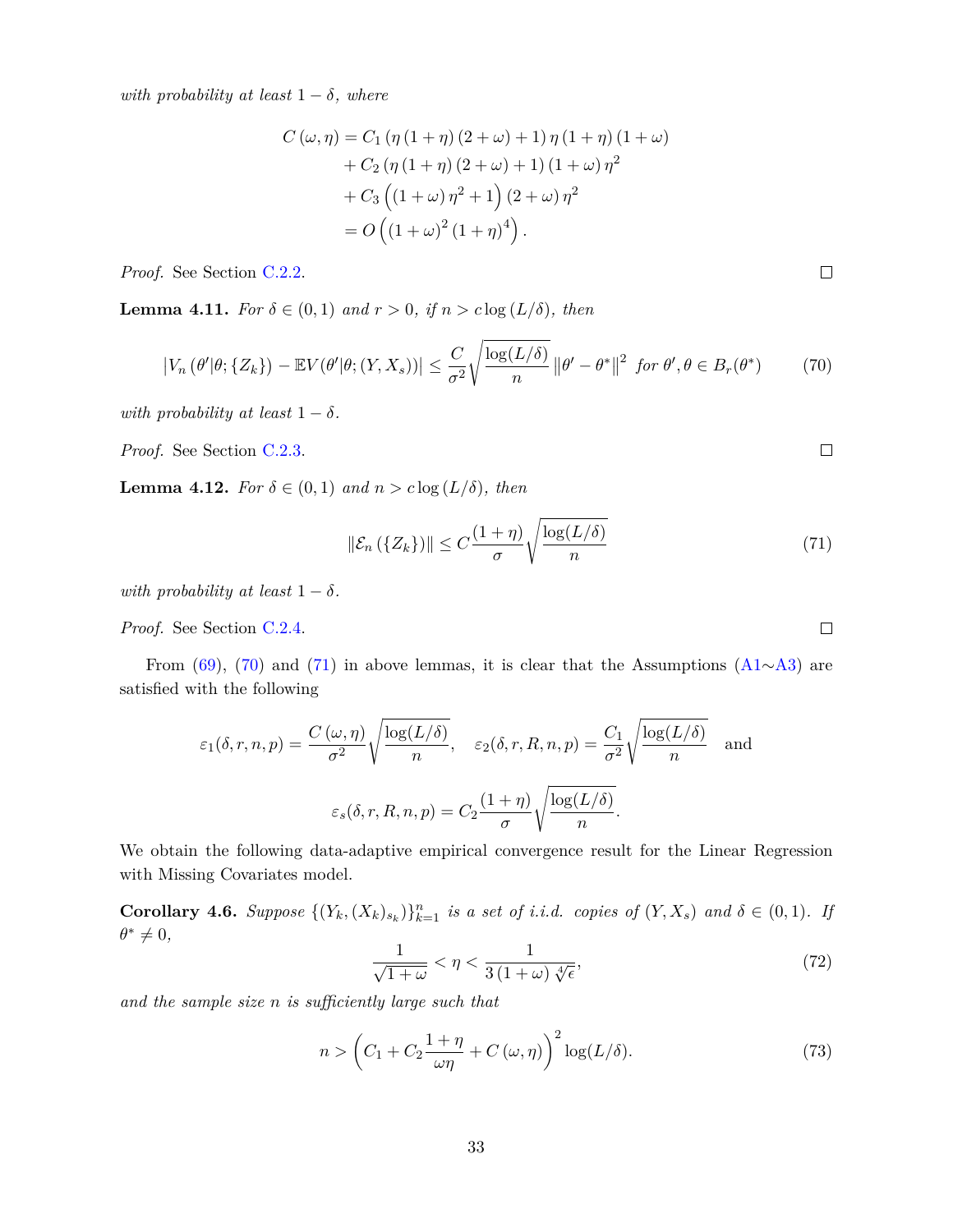*with probability at least* $1-\delta$*, where*

$$
\begin{aligned}
C(\omega,\eta) &= C_1\left(\eta(1+\eta)(2+\omega)+1\right)\eta(1+\eta)(1+\omega) \\
&\quad + C_2\left(\eta(1+\eta)(2+\omega)+1\right)(1+\omega)\eta^2 \\
&\quad + C_3\left((1+\omega)\eta^2+1\right)(2+\omega)\eta^2 \\
&= O\left((1+\omega)^2(1+\eta)^4\right).
\end{aligned}
$$

*Proof.* See Section C.2.2. □

**Lemma 4.11.** *For* $\delta \in (0,1)$ *and* $r>0$*, if* $n > c\log(L/\delta)$*, then*

$$
\left|V_n(\theta'|\theta;\{Z_k\}) - \mathbb{E}V(\theta'|\theta;(Y,X_s))\right| \le \frac{C}{\sigma^2}\sqrt{\frac{\log(L/\delta)}{n}}\left\|\theta'-\theta^*\right\|^2 \ \text{ for } \theta',\theta \in B_r(\theta^*) \tag{70}
$$

*with probability at least* $1-\delta$.

*Proof.* See Section C.2.3. □

**Lemma 4.12.** *For* $\delta \in (0,1)$ *and* $n > c\log(L/\delta)$*, then*

$$
\left\|\mathcal{E}_n(\{Z_k\})\right\| \le C\frac{(1+\eta)}{\sigma}\sqrt{\frac{\log(L/\delta)}{n}} \tag{71}
$$

*with probability at least* $1-\delta$.

*Proof.* See Section C.2.4. □

From (69), (70) and (71) in above lemmas, it is clear that the Assumptions (A1∼A3) are satisfied with the following

$$
\varepsilon_1(\delta,r,n,p) = \frac{C(\omega,\eta)}{\sigma^2}\sqrt{\frac{\log(L/\delta)}{n}}, \quad \varepsilon_2(\delta,r,R,n,p) = \frac{C_1}{\sigma^2}\sqrt{\frac{\log(L/\delta)}{n}} \quad \text{and}
$$

$$
\varepsilon_s(\delta,r,R,n,p) = C_2\frac{(1+\eta)}{\sigma}\sqrt{\frac{\log(L/\delta)}{n}}.
$$

We obtain the following data-adaptive empirical convergence result for the Linear Regression with Missing Covariates model.

**Corollary 4.6.** *Suppose* $\{(Y_k,(X_k)_{s_k})\}_{k=1}^n$ *is a set of i.i.d. copies of* $(Y,X_s)$ *and* $\delta\in(0,1)$*. If* $\theta^*\neq 0$*,*

$$
\frac{1}{\sqrt{1+\omega}} < \eta < \frac{1}{3(1+\omega)\sqrt[4]{\epsilon}}, \tag{72}
$$

*and the sample size* $n$ *is sufficiently large such that*

$$
n > \left(C_1 + C_2\frac{1+\eta}{\omega\eta} + C(\omega,\eta)\right)^2\log(L/\delta). \tag{73}
$$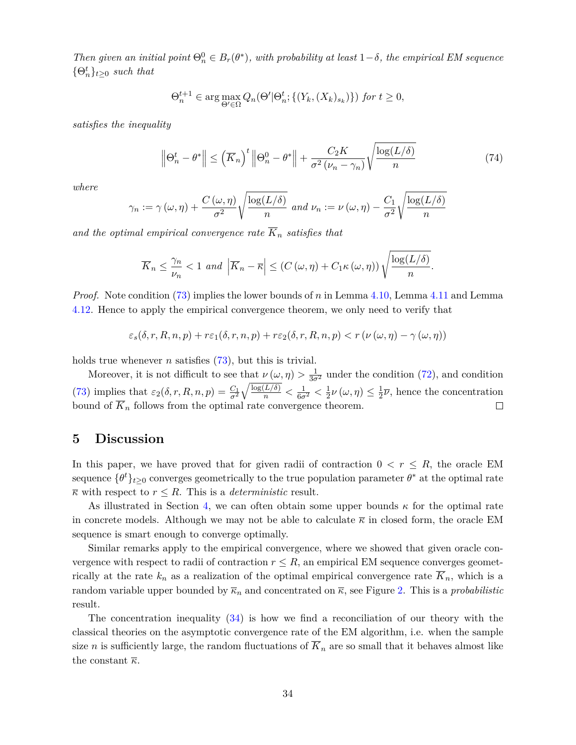*Then given an initial point $\Theta_n^0 \in B_r(\theta^*)$, with probability at least $1-\delta$, the empirical EM sequence $\{\Theta_n^t\}_{t\geq 0}$ such that*

$$\Theta_n^{t+1} \in \arg\max_{\Theta' \in \Omega} Q_n(\Theta' | \Theta_n^t; \{(Y_k, (X_k)_{s_k})\}) \text{ for } t \geq 0,$$

*satisfies the inequality*

$$\left\| \Theta_n^t - \theta^* \right\| \leq \left( \overline{K}_n \right)^t \left\| \Theta_n^0 - \theta^* \right\| + \frac{C_2 K}{\sigma^2 (\nu_n - \gamma_n)} \sqrt{\frac{\log(L/\delta)}{n}} \tag{74}$$

*where*

$$\gamma_n := \gamma(\omega, \eta) + \frac{C(\omega, \eta)}{\sigma^2} \sqrt{\frac{\log(L/\delta)}{n}} \text{ and } \nu_n := \nu(\omega, \eta) - \frac{C_1}{\sigma^2} \sqrt{\frac{\log(L/\delta)}{n}}$$

*and the optimal empirical convergence rate $\overline{K}_n$ satisfies that*

$$\overline{K}_n \leq \frac{\gamma_n}{\nu_n} < 1 \text{ and } \left| \overline{K}_n - \overline{\kappa} \right| \leq (C(\omega, \eta) + C_1 \kappa(\omega, \eta)) \sqrt{\frac{\log(L/\delta)}{n}}.$$

*Proof.* Note condition (73) implies the lower bounds of $n$ in Lemma 4.10, Lemma 4.11 and Lemma 4.12. Hence to apply the empirical convergence theorem, we only need to verify that

$$\varepsilon_s(\delta, r, R, n, p) + r\varepsilon_1(\delta, r, n, p) + r\varepsilon_2(\delta, r, R, n, p) < r(\nu(\omega, \eta) - \gamma(\omega, \eta))$$

holds true whenever $n$ satisfies (73), but this is trivial.

Moreover, it is not difficult to see that $\nu(\omega, \eta) > \frac{1}{3\sigma^2}$ under the condition (72), and condition (73) implies that $\varepsilon_2(\delta, r, R, n, p) = \frac{C_1}{\sigma^2}\sqrt{\frac{\log(L/\delta)}{n}} < \frac{1}{6\sigma^2} < \frac{1}{2}\nu(\omega, \eta) \leq \frac{1}{2}\overline{\nu}$, hence the concentration bound of $\overline{K}_n$ follows from the optimal rate convergence theorem. ∎

## 5 Discussion

In this paper, we have proved that for given radii of contraction $0 < r \leq R$, the oracle EM sequence $\{\theta^t\}_{t\geq 0}$ converges geometrically to the true population parameter $\theta^*$ at the optimal rate $\overline{\kappa}$ with respect to $r \leq R$. This is a *deterministic* result.

As illustrated in Section 4, we can often obtain some upper bounds $\kappa$ for the optimal rate in concrete models. Although we may not be able to calculate $\overline{\kappa}$ in closed form, the oracle EM sequence is smart enough to converge optimally.

Similar remarks apply to the empirical convergence, where we showed that given oracle convergence with respect to radii of contraction $r \leq R$, an empirical EM sequence converges geometrically at the rate $k_n$ as a realization of the optimal empirical convergence rate $\overline{K}_n$, which is a random variable upper bounded by $\overline{\kappa}_n$ and concentrated on $\overline{\kappa}$, see Figure 2. This is a *probabilistic* result.

The concentration inequality (34) is how we find a reconciliation of our theory with the classical theories on the asymptotic convergence rate of the EM algorithm, i.e. when the sample size $n$ is sufficiently large, the random fluctuations of $\overline{K}_n$ are so small that it behaves almost like the constant $\overline{\kappa}$.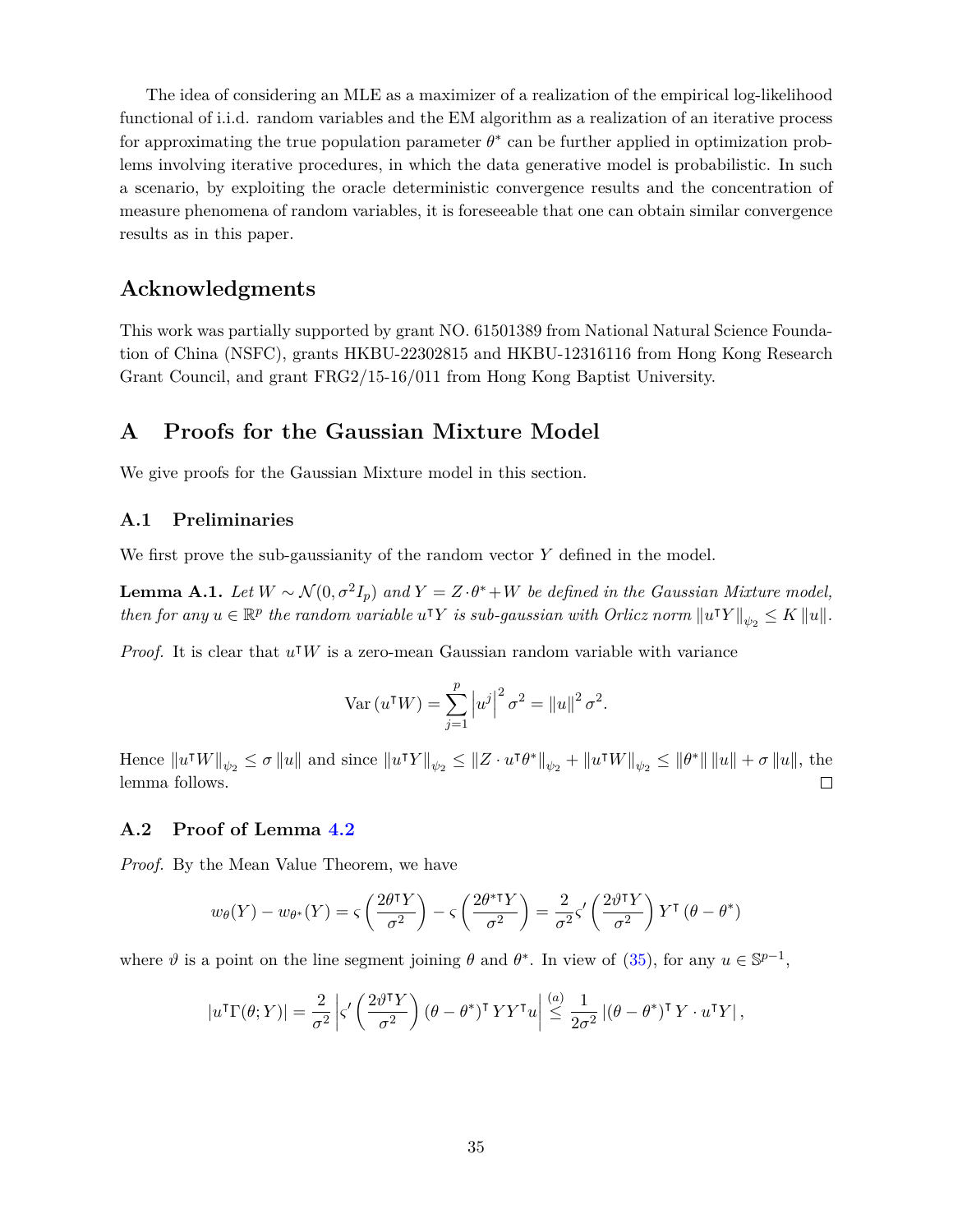The idea of considering an MLE as a maximizer of a realization of the empirical log-likelihood functional of i.i.d. random variables and the EM algorithm as a realization of an iterative process for approximating the true population parameter $\theta^*$ can be further applied in optimization problems involving iterative procedures, in which the data generative model is probabilistic. In such a scenario, by exploiting the oracle deterministic convergence results and the concentration of measure phenomena of random variables, it is foreseeable that one can obtain similar convergence results as in this paper.

## Acknowledgments

This work was partially supported by grant NO. 61501389 from National Natural Science Foundation of China (NSFC), grants HKBU-22302815 and HKBU-12316116 from Hong Kong Research Grant Council, and grant FRG2/15-16/011 from Hong Kong Baptist University.

## A Proofs for the Gaussian Mixture Model

We give proofs for the Gaussian Mixture model in this section.

### A.1 Preliminaries

We first prove the sub-gaussianity of the random vector $Y$ defined in the model.

**Lemma A.1.** *Let $W \sim \mathcal{N}(0, \sigma^2 I_p)$ and $Y = Z \cdot \theta^* + W$ be defined in the Gaussian Mixture model, then for any $u \in \mathbb{R}^p$ the random variable $u^\intercal Y$ is sub-gaussian with Orlicz norm $\|u^\intercal Y\|_{\psi_2} \leq K \|u\|$.*

*Proof.* It is clear that $u^\intercal W$ is a zero-mean Gaussian random variable with variance

$$\mathrm{Var}\left(u^\intercal W\right) = \sum_{j=1}^{p} \left|u^j\right|^2 \sigma^2 = \|u\|^2 \sigma^2.$$

Hence $\|u^\intercal W\|_{\psi_2} \leq \sigma \|u\|$ and since $\|u^\intercal Y\|_{\psi_2} \leq \|Z \cdot u^\intercal \theta^*\|_{\psi_2} + \|u^\intercal W\|_{\psi_2} \leq \|\theta^*\| \|u\| + \sigma \|u\|$, the lemma follows. □

### A.2 Proof of Lemma 4.2

*Proof.* By the Mean Value Theorem, we have

$$w_\theta(Y) - w_{\theta^*}(Y) = \varsigma\left(\frac{2\theta^\intercal Y}{\sigma^2}\right) - \varsigma\left(\frac{2\theta^{*\intercal} Y}{\sigma^2}\right) = \frac{2}{\sigma^2}\varsigma'\left(\frac{2\vartheta^\intercal Y}{\sigma^2}\right) Y^\intercal \left(\theta - \theta^*\right)$$

where $\vartheta$ is a point on the line segment joining $\theta$ and $\theta^*$. In view of (35), for any $u \in \mathbb{S}^{p-1}$,

$$|u^\intercal \Gamma(\theta; Y)| = \frac{2}{\sigma^2}\left|\varsigma'\left(\frac{2\vartheta^\intercal Y}{\sigma^2}\right)\left(\theta - \theta^*\right)^\intercal Y Y^\intercal u\right| \overset{(a)}{\leq} \frac{1}{2\sigma^2}\left|\left(\theta - \theta^*\right)^\intercal Y \cdot u^\intercal Y\right|,$$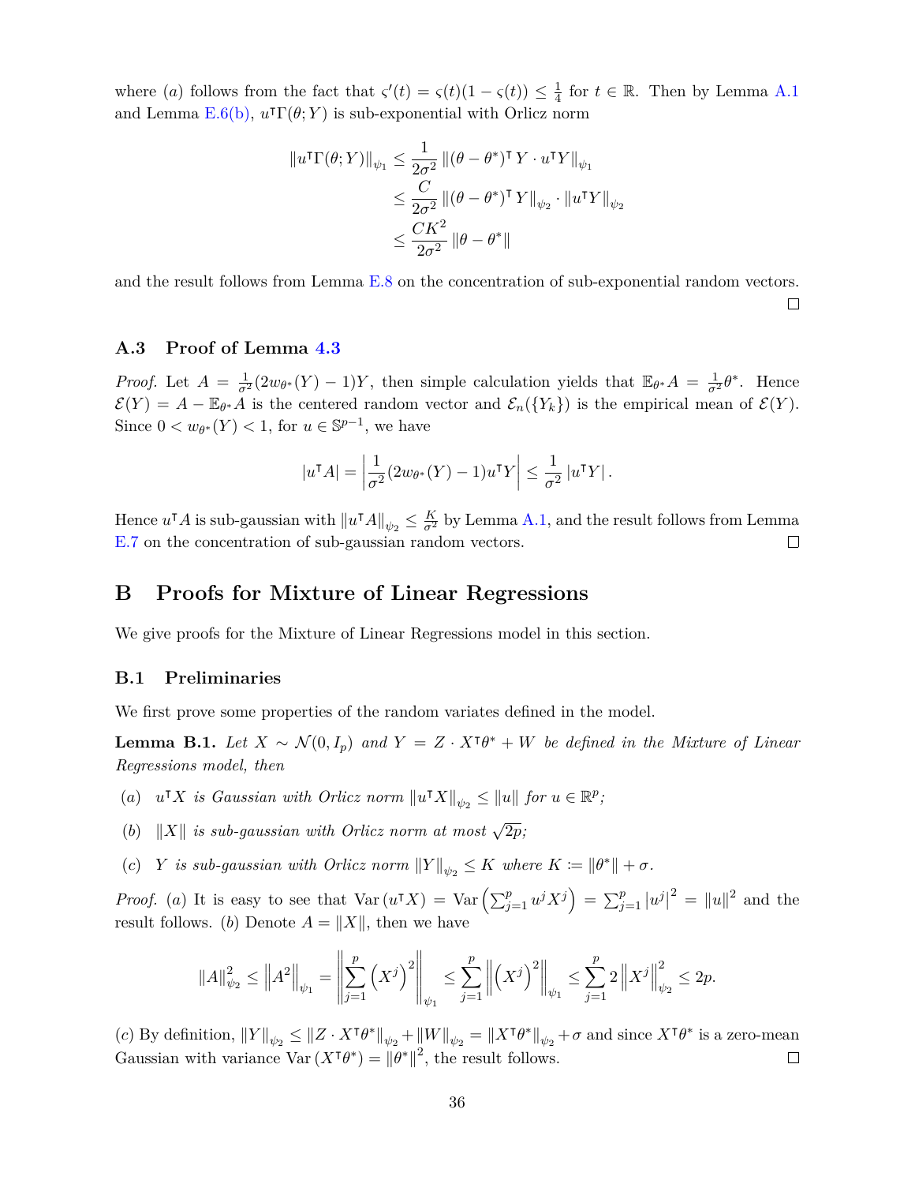where $(a)$ follows from the fact that $\varsigma'(t) = \varsigma(t)(1-\varsigma(t)) \leq \frac{1}{4}$ for $t \in \mathbb{R}$. Then by Lemma A.1 and Lemma E.6(b), $u^\intercal \Gamma(\theta; Y)$ is sub-exponential with Orlicz norm

$$
\begin{aligned}
\|u^\intercal \Gamma(\theta; Y)\|_{\psi_1} &\leq \frac{1}{2\sigma^2} \left\|(\theta - \theta^*)^\intercal Y \cdot u^\intercal Y\right\|_{\psi_1} \\
&\leq \frac{C}{2\sigma^2} \left\|(\theta - \theta^*)^\intercal Y\right\|_{\psi_2} \cdot \|u^\intercal Y\|_{\psi_2} \\
&\leq \frac{CK^2}{2\sigma^2} \|\theta - \theta^*\|
\end{aligned}
$$

and the result follows from Lemma E.8 on the concentration of sub-exponential random vectors. $\square$

### A.3 Proof of Lemma 4.3

*Proof.* Let $A = \frac{1}{\sigma^2}(2w_{\theta^*}(Y) - 1)Y$, then simple calculation yields that $\mathbb{E}_{\theta^*} A = \frac{1}{\sigma^2}\theta^*$. Hence $\mathcal{E}(Y) = A - \mathbb{E}_{\theta^*} A$ is the centered random vector and $\mathcal{E}_n(\{Y_k\})$ is the empirical mean of $\mathcal{E}(Y)$. Since $0 < w_{\theta^*}(Y) < 1$, for $u \in \mathbb{S}^{p-1}$, we have

$$
|u^\intercal A| = \left|\frac{1}{\sigma^2}(2w_{\theta^*}(Y) - 1)u^\intercal Y\right| \leq \frac{1}{\sigma^2}|u^\intercal Y|.
$$

Hence $u^\intercal A$ is sub-gaussian with $\|u^\intercal A\|_{\psi_2} \leq \frac{K}{\sigma^2}$ by Lemma A.1, and the result follows from Lemma E.7 on the concentration of sub-gaussian random vectors. $\square$

## B Proofs for Mixture of Linear Regressions

We give proofs for the Mixture of Linear Regressions model in this section.

### B.1 Preliminaries

We first prove some properties of the random variates defined in the model.

**Lemma B.1.** *Let $X \sim \mathcal{N}(0, I_p)$ and $Y = Z \cdot X^\intercal \theta^* + W$ be defined in the Mixture of Linear Regressions model, then*

- $(a)$ *$u^\intercal X$ is Gaussian with Orlicz norm $\|u^\intercal X\|_{\psi_2} \leq \|u\|$ for $u \in \mathbb{R}^p$;*
- $(b)$ *$\|X\|$ is sub-gaussian with Orlicz norm at most $\sqrt{2p}$;*
- $(c)$ *$Y$ is sub-gaussian with Orlicz norm $\|Y\|_{\psi_2} \leq K$ where $K := \|\theta^*\| + \sigma$.*

*Proof.* $(a)$ It is easy to see that $\mathrm{Var}(u^\intercal X) = \mathrm{Var}\left(\sum_{j=1}^p u^j X^j\right) = \sum_{j=1}^p |u^j|^2 = \|u\|^2$ and the result follows. $(b)$ Denote $A = \|X\|$, then we have

$$
\|A\|_{\psi_2}^2 \leq \left\|A^2\right\|_{\psi_1} = \left\|\sum_{j=1}^p \left(X^j\right)^2\right\|_{\psi_1} \leq \sum_{j=1}^p \left\|\left(X^j\right)^2\right\|_{\psi_1} \leq \sum_{j=1}^p 2\left\|X^j\right\|_{\psi_2}^2 \leq 2p.
$$

$(c)$ By definition, $\|Y\|_{\psi_2} \leq \|Z \cdot X^\intercal \theta^*\|_{\psi_2} + \|W\|_{\psi_2} = \|X^\intercal \theta^*\|_{\psi_2} + \sigma$ and since $X^\intercal \theta^*$ is a zero-mean Gaussian with variance $\mathrm{Var}(X^\intercal \theta^*) = \|\theta^*\|^2$, the result follows. $\square$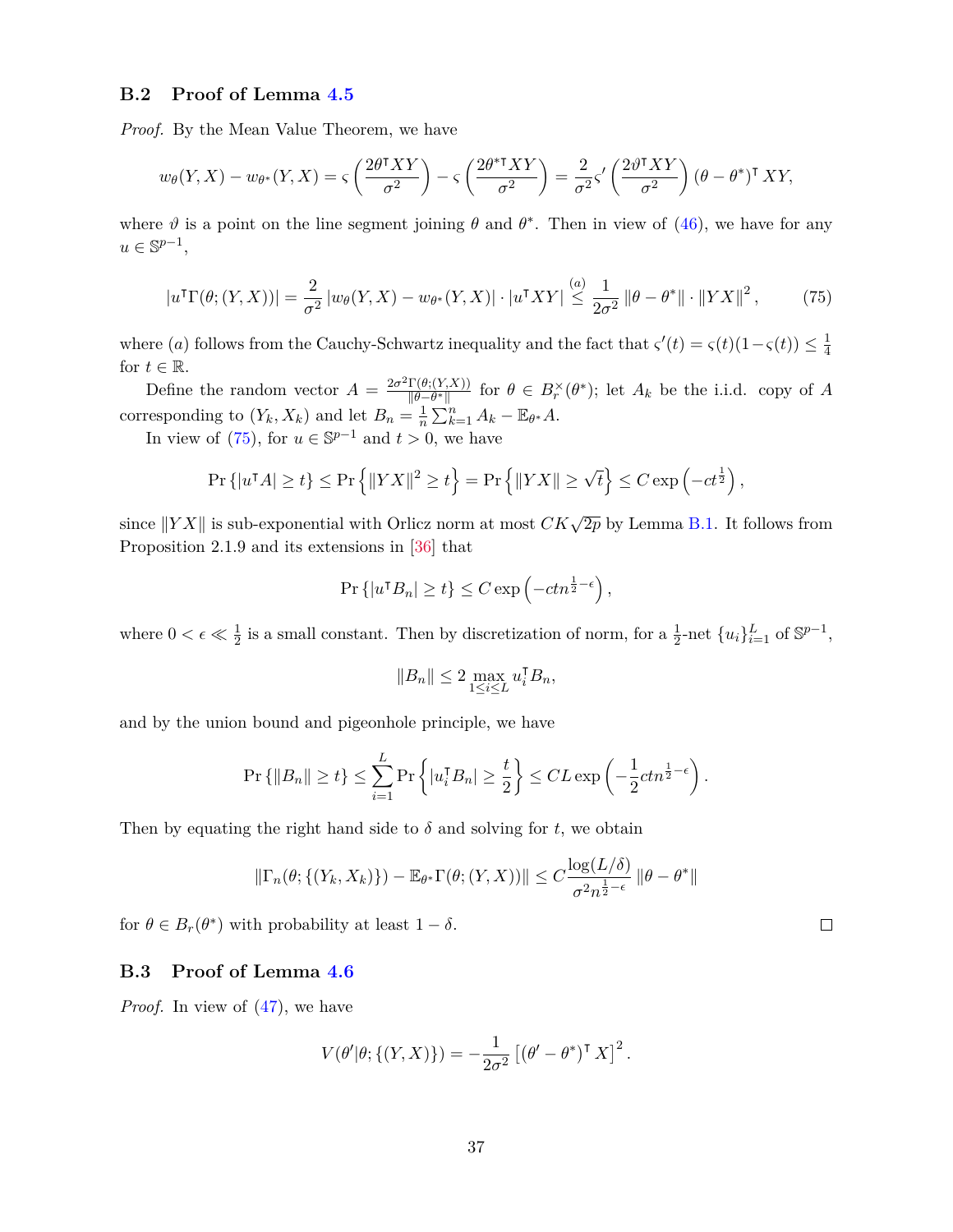## B.2 Proof of Lemma 4.5

*Proof.* By the Mean Value Theorem, we have

$$w_\theta(Y,X) - w_{\theta^*}(Y,X) = \varsigma\left(\frac{2\theta^\intercal XY}{\sigma^2}\right) - \varsigma\left(\frac{2\theta^{*\intercal} XY}{\sigma^2}\right) = \frac{2}{\sigma^2}\varsigma'\left(\frac{2\vartheta^\intercal XY}{\sigma^2}\right)(\theta-\theta^*)^\intercal XY,$$

where $\vartheta$ is a point on the line segment joining $\theta$ and $\theta^*$. Then in view of (46), we have for any $u \in \mathbb{S}^{p-1}$,

$$|u^\intercal \Gamma(\theta;(Y,X))| = \frac{2}{\sigma^2}\left|w_\theta(Y,X) - w_{\theta^*}(Y,X)\right| \cdot |u^\intercal XY| \overset{(a)}{\leq} \frac{1}{2\sigma^2}\|\theta-\theta^*\| \cdot \|YX\|^2, \tag{75}$$

where $(a)$ follows from the Cauchy-Schwartz inequality and the fact that $\varsigma'(t) = \varsigma(t)(1-\varsigma(t)) \leq \frac{1}{4}$ for $t \in \mathbb{R}$.

Define the random vector $A = \frac{2\sigma^2\Gamma(\theta;(Y,X))}{\|\theta-\theta^*\|}$ for $\theta \in B_r^\times(\theta^*)$; let $A_k$ be the i.i.d. copy of $A$ corresponding to $(Y_k, X_k)$ and let $B_n = \frac{1}{n}\sum_{k=1}^n A_k - \mathbb{E}_{\theta^*}A$.

In view of (75), for $u \in \mathbb{S}^{p-1}$ and $t > 0$, we have

$$\Pr\left\{|u^\intercal A| \geq t\right\} \leq \Pr\left\{\|YX\|^2 \geq t\right\} = \Pr\left\{\|YX\| \geq \sqrt{t}\right\} \leq C\exp\left(-ct^{\frac{1}{2}}\right),$$

since $\|YX\|$ is sub-exponential with Orlicz norm at most $CK\sqrt{2p}$ by Lemma B.1. It follows from Proposition 2.1.9 and its extensions in [36] that

$$\Pr\left\{|u^\intercal B_n| \geq t\right\} \leq C\exp\left(-ctn^{\frac{1}{2}-\epsilon}\right),$$

where $0 < \epsilon \ll \frac{1}{2}$ is a small constant. Then by discretization of norm, for a $\frac{1}{2}$-net $\{u_i\}_{i=1}^L$ of $\mathbb{S}^{p-1}$,

$$\|B_n\| \leq 2\max_{1\leq i\leq L} u_i^\intercal B_n,$$

and by the union bound and pigeonhole principle, we have

$$\Pr\left\{\|B_n\| \geq t\right\} \leq \sum_{i=1}^L \Pr\left\{|u_i^\intercal B_n| \geq \frac{t}{2}\right\} \leq CL\exp\left(-\frac{1}{2}ctn^{\frac{1}{2}-\epsilon}\right).$$

Then by equating the right hand side to $\delta$ and solving for $t$, we obtain

$$\|\Gamma_n(\theta;\{(Y_k,X_k)\}) - \mathbb{E}_{\theta^*}\Gamma(\theta;(Y,X))\| \leq C\frac{\log(L/\delta)}{\sigma^2 n^{\frac{1}{2}-\epsilon}}\|\theta-\theta^*\|$$

for $\theta \in B_r(\theta^*)$ with probability at least $1-\delta$. ∎

## B.3 Proof of Lemma 4.6

*Proof.* In view of (47), we have

$$V(\theta'|\theta;\{(Y,X)\}) = -\frac{1}{2\sigma^2}\left[(\theta'-\theta^*)^\intercal X\right]^2.$$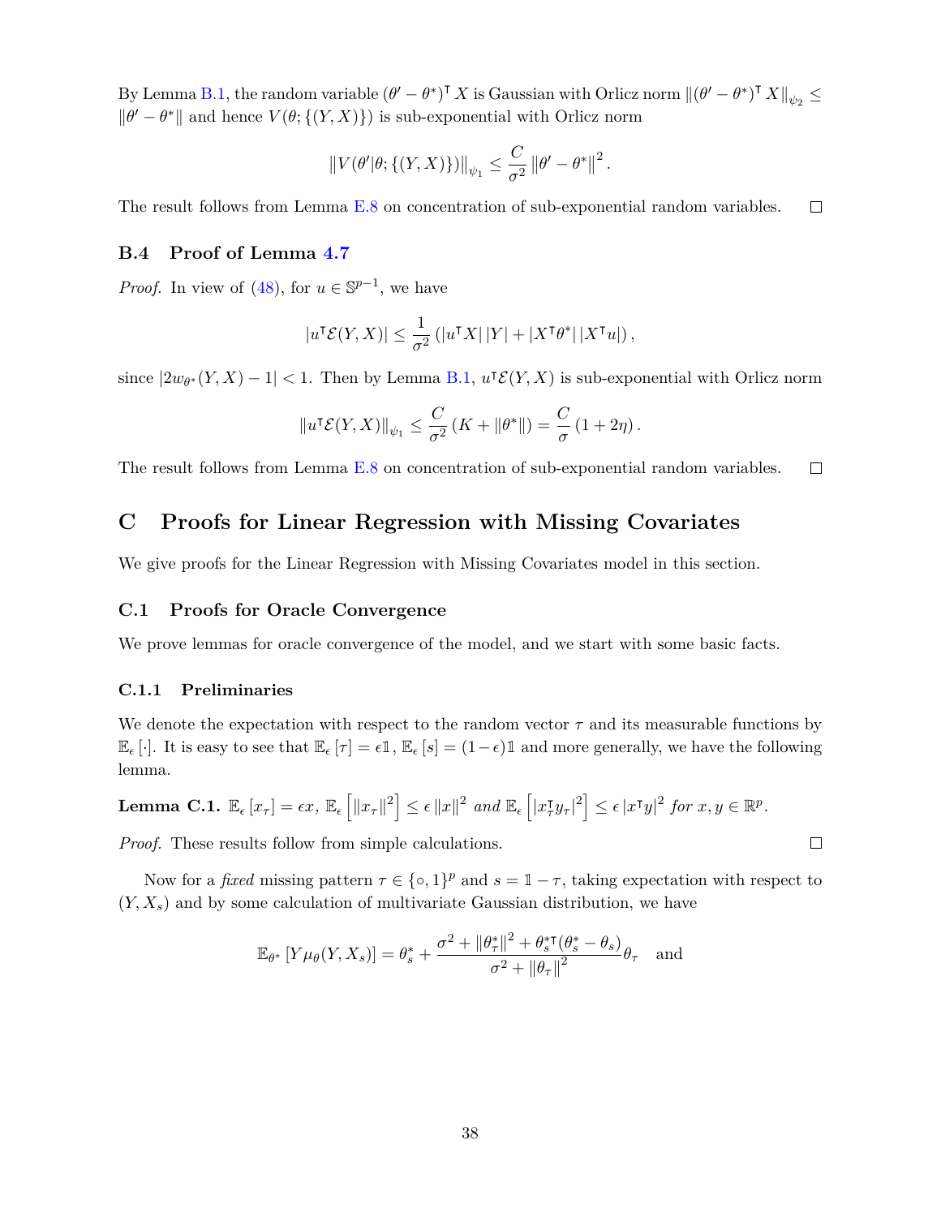By Lemma B.1, the random variable $(\theta' - \theta^*)^\intercal X$ is Gaussian with Orlicz norm $\|(\theta' - \theta^*)^\intercal X\|_{\psi_2} \leq \|\theta' - \theta^*\|$ and hence $V(\theta; \{(Y, X)\})$ is sub-exponential with Orlicz norm

$$\|V(\theta'|\theta; \{(Y, X)\})\|_{\psi_1} \leq \frac{C}{\sigma^2} \|\theta' - \theta^*\|^2.$$

The result follows from Lemma E.8 on concentration of sub-exponential random variables. $\square$

### B.4 Proof of Lemma 4.7

*Proof.* In view of (48), for $u \in \mathbb{S}^{p-1}$, we have

$$|u^\intercal \mathcal{E}(Y, X)| \leq \frac{1}{\sigma^2} \left( |u^\intercal X| \, |Y| + |X^\intercal \theta^*| \, |X^\intercal u| \right),$$

since $|2w_{\theta^*}(Y, X) - 1| < 1$. Then by Lemma B.1, $u^\intercal \mathcal{E}(Y, X)$ is sub-exponential with Orlicz norm

$$\|u^\intercal \mathcal{E}(Y, X)\|_{\psi_1} \leq \frac{C}{\sigma^2} \left( K + \|\theta^*\| \right) = \frac{C}{\sigma} \left( 1 + 2\eta \right).$$

The result follows from Lemma E.8 on concentration of sub-exponential random variables. $\square$

## C Proofs for Linear Regression with Missing Covariates

We give proofs for the Linear Regression with Missing Covariates model in this section.

### C.1 Proofs for Oracle Convergence

We prove lemmas for oracle convergence of the model, and we start with some basic facts.

#### C.1.1 Preliminaries

We denote the expectation with respect to the random vector $\tau$ and its measurable functions by $\mathbb{E}_\epsilon[\cdot]$. It is easy to see that $\mathbb{E}_\epsilon[\tau] = \epsilon \mathbb{1}$, $\mathbb{E}_\epsilon[s] = (1 - \epsilon)\mathbb{1}$ and more generally, we have the following lemma.

**Lemma C.1.** *$\mathbb{E}_\epsilon[x_\tau] = \epsilon x$, $\mathbb{E}_\epsilon\left[\|x_\tau\|^2\right] \leq \epsilon \|x\|^2$ and $\mathbb{E}_\epsilon\left[|x_\tau^\intercal y_\tau|^2\right] \leq \epsilon \, |x^\intercal y|^2$ for $x, y \in \mathbb{R}^p$.*

*Proof.* These results follow from simple calculations. $\square$

Now for a *fixed* missing pattern $\tau \in \{\circ, 1\}^p$ and $s = \mathbb{1} - \tau$, taking expectation with respect to $(Y, X_s)$ and by some calculation of multivariate Gaussian distribution, we have

$$\mathbb{E}_{\theta^*}\left[Y \mu_\theta(Y, X_s)\right] = \theta_s^* + \frac{\sigma^2 + \|\theta_\tau^*\|^2 + \theta_s^{*\intercal}(\theta_s^* - \theta_s)}{\sigma^2 + \|\theta_\tau\|^2} \theta_\tau \quad \text{and}$$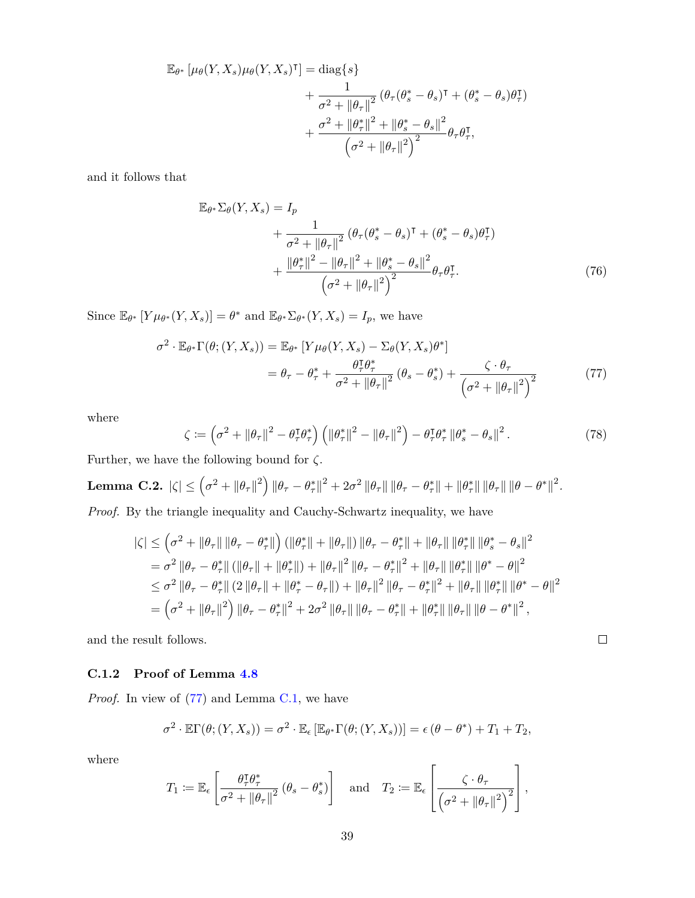$$
\begin{aligned}
\mathbb{E}_{\theta^*}\left[\mu_\theta(Y, X_s)\mu_\theta(Y, X_s)^\intercal\right] = \operatorname{diag}\{s\} \\
&+ \frac{1}{\sigma^2 + \|\theta_\tau\|^2}\left(\theta_\tau(\theta_s^* - \theta_s)^\intercal + (\theta_s^* - \theta_s)\theta_\tau^\intercal\right) \\
&+ \frac{\sigma^2 + \|\theta_\tau^*\|^2 + \|\theta_s^* - \theta_s\|^2}{\left(\sigma^2 + \|\theta_\tau\|^2\right)^2}\theta_\tau\theta_\tau^\intercal,
\end{aligned}
$$

and it follows that

$$
\begin{aligned}
\mathbb{E}_{\theta^*}\Sigma_\theta(Y, X_s) = I_p \\
&+ \frac{1}{\sigma^2 + \|\theta_\tau\|^2}\left(\theta_\tau(\theta_s^* - \theta_s)^\intercal + (\theta_s^* - \theta_s)\theta_\tau^\intercal\right) \\
&+ \frac{\|\theta_\tau^*\|^2 - \|\theta_\tau\|^2 + \|\theta_s^* - \theta_s\|^2}{\left(\sigma^2 + \|\theta_\tau\|^2\right)^2}\theta_\tau\theta_\tau^\intercal. \qquad (76)
\end{aligned}
$$

Since $\mathbb{E}_{\theta^*}\left[Y\mu_{\theta^*}(Y, X_s)\right] = \theta^*$ and $\mathbb{E}_{\theta^*}\Sigma_{\theta^*}(Y, X_s) = I_p$, we have

$$
\begin{aligned}
\sigma^2 \cdot \mathbb{E}_{\theta^*}\Gamma(\theta; (Y, X_s)) &= \mathbb{E}_{\theta^*}\left[Y\mu_\theta(Y, X_s) - \Sigma_\theta(Y, X_s)\theta^*\right] \\
&= \theta_\tau - \theta_\tau^* + \frac{\theta_\tau^\intercal\theta_\tau^*}{\sigma^2 + \|\theta_\tau\|^2}(\theta_s - \theta_s^*) + \frac{\zeta \cdot \theta_\tau}{\left(\sigma^2 + \|\theta_\tau\|^2\right)^2} \qquad (77)
\end{aligned}
$$

where

$$
\zeta := \left(\sigma^2 + \|\theta_\tau\|^2 - \theta_\tau^\intercal\theta_\tau^*\right)\left(\|\theta_\tau^*\|^2 - \|\theta_\tau\|^2\right) - \theta_\tau^\intercal\theta_\tau^*\|\theta_s^* - \theta_s\|^2. \qquad (78)
$$

Further, we have the following bound for $\zeta$.

**Lemma C.2.** $|\zeta| \leq \left(\sigma^2 + \|\theta_\tau\|^2\right)\|\theta_\tau - \theta_\tau^*\|^2 + 2\sigma^2\|\theta_\tau\|\|\theta_\tau - \theta_\tau^*\| + \|\theta_\tau^*\|\|\theta_\tau\|\|\theta - \theta^*\|^2$.

*Proof.* By the triangle inequality and Cauchy-Schwartz inequality, we have

$$
\begin{aligned}
|\zeta| &\leq \left(\sigma^2 + \|\theta_\tau\|\|\theta_\tau - \theta_\tau^*\|\right)\left(\|\theta_\tau^*\| + \|\theta_\tau\|\right)\|\theta_\tau - \theta_\tau^*\| + \|\theta_\tau\|\|\theta_\tau^*\|\|\theta_s^* - \theta_s\|^2 \\
&= \sigma^2\|\theta_\tau - \theta_\tau^*\|\left(\|\theta_\tau\| + \|\theta_\tau^*\|\right) + \|\theta_\tau\|^2\|\theta_\tau - \theta_\tau^*\|^2 + \|\theta_\tau\|\|\theta_\tau^*\|\|\theta^* - \theta\|^2 \\
&\leq \sigma^2\|\theta_\tau - \theta_\tau^*\|\left(2\|\theta_\tau\| + \|\theta_\tau^* - \theta_\tau\|\right) + \|\theta_\tau\|^2\|\theta_\tau - \theta_\tau^*\|^2 + \|\theta_\tau\|\|\theta_\tau^*\|\|\theta^* - \theta\|^2 \\
&= \left(\sigma^2 + \|\theta_\tau\|^2\right)\|\theta_\tau - \theta_\tau^*\|^2 + 2\sigma^2\|\theta_\tau\|\|\theta_\tau - \theta_\tau^*\| + \|\theta_\tau^*\|\|\theta_\tau\|\|\theta - \theta^*\|^2,
\end{aligned}
$$

and the result follows. ∎

#### C.1.2 Proof of Lemma 4.8

*Proof.* In view of (77) and Lemma C.1, we have

$$
\sigma^2 \cdot \mathbb{E}\Gamma(\theta; (Y, X_s)) = \sigma^2 \cdot \mathbb{E}_\epsilon\left[\mathbb{E}_{\theta^*}\Gamma(\theta; (Y, X_s))\right] = \epsilon(\theta - \theta^*) + T_1 + T_2,
$$

where

$$
T_1 := \mathbb{E}_\epsilon\left[\frac{\theta_\tau^\intercal\theta_\tau^*}{\sigma^2 + \|\theta_\tau\|^2}(\theta_s - \theta_s^*)\right] \quad \text{and} \quad T_2 := \mathbb{E}_\epsilon\left[\frac{\zeta \cdot \theta_\tau}{\left(\sigma^2 + \|\theta_\tau\|^2\right)^2}\right],
$$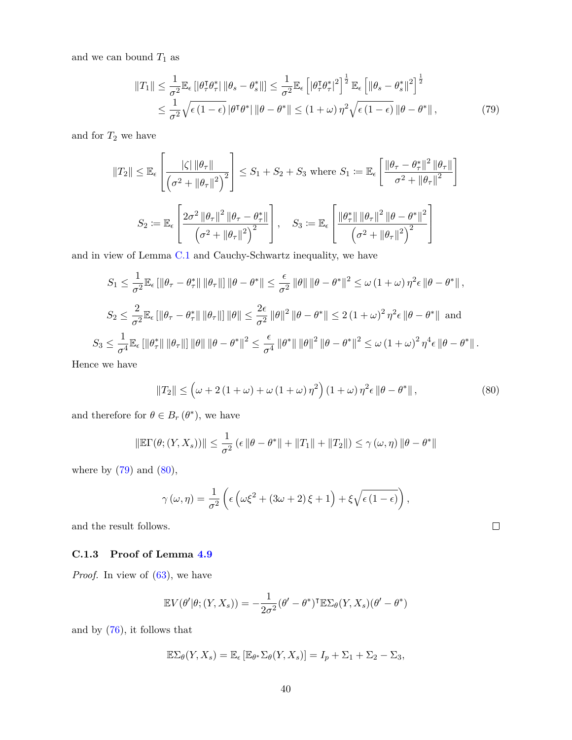and we can bound $T_1$ as

$$
\begin{aligned}
\|T_1\| &\leq \frac{1}{\sigma^2}\mathbb{E}_\epsilon\left[|\theta_\tau^\intercal \theta_\tau^*|\,\|\theta_s - \theta_s^*\|\right] \leq \frac{1}{\sigma^2}\mathbb{E}_\epsilon\left[|\theta_\tau^\intercal \theta_\tau^*|^2\right]^{\frac{1}{2}}\mathbb{E}_\epsilon\left[\|\theta_s - \theta_s^*\|^2\right]^{\frac{1}{2}} \\
&\leq \frac{1}{\sigma^2}\sqrt{\epsilon\,(1-\epsilon)}\,|\theta^\intercal \theta^*|\,\|\theta - \theta^*\| \leq (1+\omega)\,\eta^2\sqrt{\epsilon\,(1-\epsilon)}\,\|\theta - \theta^*\|, \qquad (79)
\end{aligned}
$$

and for $T_2$ we have

$$
\|T_2\| \leq \mathbb{E}_\epsilon\left[\frac{|\zeta|\,\|\theta_\tau\|}{\left(\sigma^2 + \|\theta_\tau\|^2\right)^2}\right] \leq S_1 + S_2 + S_3 \text{ where } S_1 := \mathbb{E}_\epsilon\left[\frac{\|\theta_\tau - \theta_\tau^*\|^2\,\|\theta_\tau\|}{\sigma^2 + \|\theta_\tau\|^2}\right]
$$

$$
S_2 := \mathbb{E}_\epsilon\left[\frac{2\sigma^2\,\|\theta_\tau\|^2\,\|\theta_\tau - \theta_\tau^*\|}{\left(\sigma^2 + \|\theta_\tau\|^2\right)^2}\right], \quad S_3 := \mathbb{E}_\epsilon\left[\frac{\|\theta_\tau^*\|\,\|\theta_\tau\|^2\,\|\theta - \theta^*\|^2}{\left(\sigma^2 + \|\theta_\tau\|^2\right)^2}\right]
$$

and in view of Lemma C.1 and Cauchy-Schwartz inequality, we have

$$
\begin{aligned}
S_1 &\leq \frac{1}{\sigma^2}\mathbb{E}_\epsilon\left[\|\theta_\tau - \theta_\tau^*\|\,\|\theta_\tau\|\right]\|\theta - \theta^*\| \leq \frac{\epsilon}{\sigma^2}\,\|\theta\|\,\|\theta - \theta^*\|^2 \leq \omega\,(1+\omega)\,\eta^2\epsilon\,\|\theta - \theta^*\|, \\
S_2 &\leq \frac{2}{\sigma^2}\mathbb{E}_\epsilon\left[\|\theta_\tau - \theta_\tau^*\|\,\|\theta_\tau\|\right]\|\theta\| \leq \frac{2\epsilon}{\sigma^2}\,\|\theta\|^2\,\|\theta - \theta^*\| \leq 2\,(1+\omega)^2\,\eta^2\epsilon\,\|\theta - \theta^*\| \text{ and} \\
S_3 &\leq \frac{1}{\sigma^4}\mathbb{E}_\epsilon\left[\|\theta_\tau^*\|\,\|\theta_\tau\|\right]\|\theta\|\,\|\theta - \theta^*\|^2 \leq \frac{\epsilon}{\sigma^4}\,\|\theta^*\|\,\|\theta\|^2\,\|\theta - \theta^*\|^2 \leq \omega\,(1+\omega)^2\,\eta^4\epsilon\,\|\theta - \theta^*\|.
\end{aligned}
$$

Hence we have

$$
\|T_2\| \leq \left(\omega + 2\,(1+\omega) + \omega\,(1+\omega)\,\eta^2\right)(1+\omega)\,\eta^2\epsilon\,\|\theta - \theta^*\|, \qquad (80)
$$

and therefore for $\theta \in B_r(\theta^*)$, we have

$$
\|\mathbb{E}\Gamma(\theta; (Y, X_s))\| \leq \frac{1}{\sigma^2}\left(\epsilon\,\|\theta - \theta^*\| + \|T_1\| + \|T_2\|\right) \leq \gamma\,(\omega, \eta)\,\|\theta - \theta^*\|
$$

where by (79) and (80),

$$
\gamma\,(\omega, \eta) = \frac{1}{\sigma^2}\left(\epsilon\left(\omega\xi^2 + (3\omega + 2)\,\xi + 1\right) + \xi\sqrt{\epsilon\,(1-\epsilon)}\right),
$$

and the result follows. ◻

### C.1.3 Proof of Lemma 4.9

*Proof.* In view of (63), we have

$$
\mathbb{E}V(\theta'|\theta; (Y, X_s)) = -\frac{1}{2\sigma^2}(\theta' - \theta^*)^\intercal \mathbb{E}\Sigma_\theta(Y, X_s)(\theta' - \theta^*)
$$

and by (76), it follows that

$$
\mathbb{E}\Sigma_\theta(Y, X_s) = \mathbb{E}_\epsilon\left[\mathbb{E}_{\theta^*}\Sigma_\theta(Y, X_s)\right] = I_p + \Sigma_1 + \Sigma_2 - \Sigma_3,
$$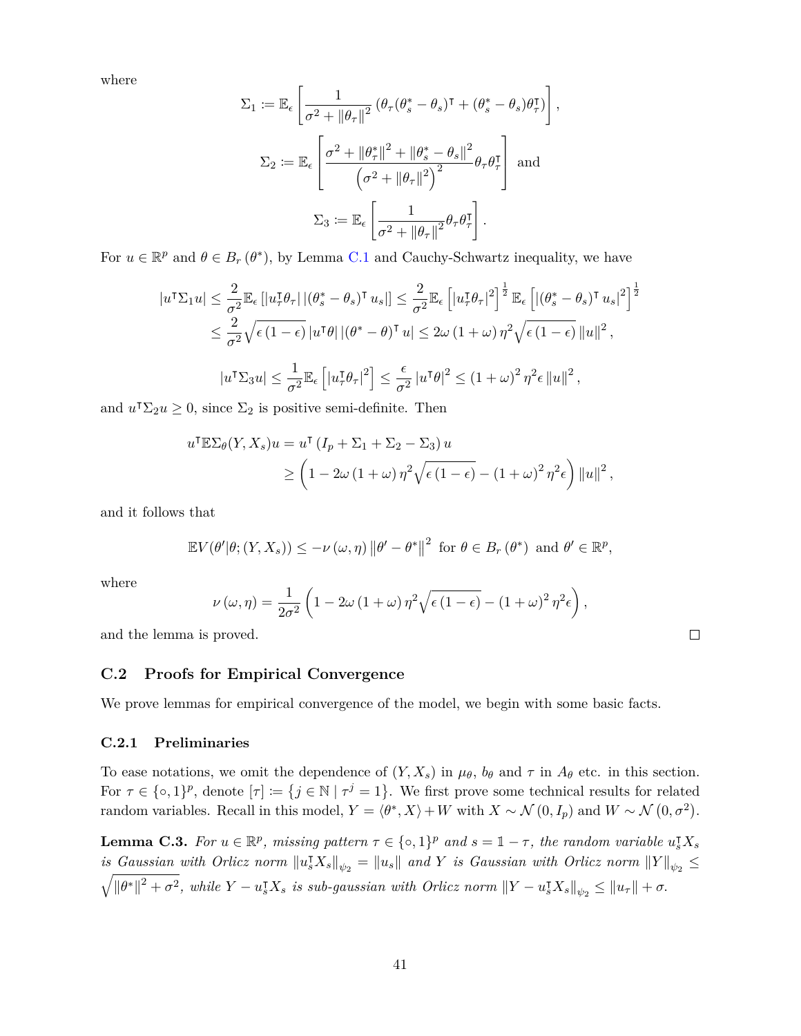where

$$\Sigma_1 \coloneqq \mathbb{E}_\epsilon \left[ \frac{1}{\sigma^2 + \|\theta_\tau\|^2} \left( \theta_\tau (\theta_s^* - \theta_s)^\intercal + (\theta_s^* - \theta_s) \theta_\tau^\intercal \right) \right],$$

$$\Sigma_2 \coloneqq \mathbb{E}_\epsilon \left[ \frac{\sigma^2 + \|\theta_\tau^*\|^2 + \|\theta_s^* - \theta_s\|^2}{\left(\sigma^2 + \|\theta_\tau\|^2\right)^2} \theta_\tau \theta_\tau^\intercal \right] \text{ and}$$

$$\Sigma_3 \coloneqq \mathbb{E}_\epsilon \left[ \frac{1}{\sigma^2 + \|\theta_\tau\|^2} \theta_\tau \theta_\tau^\intercal \right].$$

For $u \in \mathbb{R}^p$ and $\theta \in B_r(\theta^*)$, by Lemma C.1 and Cauchy-Schwartz inequality, we have

$$\begin{aligned}
|u^\intercal \Sigma_1 u| &\le \frac{2}{\sigma^2} \mathbb{E}_\epsilon \left[ |u_\tau^\intercal \theta_\tau| \left| (\theta_s^* - \theta_s)^\intercal u_s \right| \right] \le \frac{2}{\sigma^2} \mathbb{E}_\epsilon \left[ |u_\tau^\intercal \theta_\tau|^2 \right]^{\frac{1}{2}} \mathbb{E}_\epsilon \left[ \left| (\theta_s^* - \theta_s)^\intercal u_s \right|^2 \right]^{\frac{1}{2}} \\
&\le \frac{2}{\sigma^2} \sqrt{\epsilon (1 - \epsilon)} \, |u^\intercal \theta| \left| (\theta^* - \theta)^\intercal u \right| \le 2\omega (1 + \omega) \eta^2 \sqrt{\epsilon(1-\epsilon)} \, \|u\|^2,
\end{aligned}$$

$$|u^\intercal \Sigma_3 u| \le \frac{1}{\sigma^2} \mathbb{E}_\epsilon \left[ |u_\tau^\intercal \theta_\tau|^2 \right] \le \frac{\epsilon}{\sigma^2} |u^\intercal \theta|^2 \le (1 + \omega)^2 \eta^2 \epsilon \|u\|^2,$$

and $u^\intercal \Sigma_2 u \ge 0$, since $\Sigma_2$ is positive semi-definite. Then

$$\begin{aligned}
u^\intercal \mathbb{E} \Sigma_\theta(Y, X_s) u &= u^\intercal \left( I_p + \Sigma_1 + \Sigma_2 - \Sigma_3 \right) u \\
&\ge \left( 1 - 2\omega (1 + \omega) \eta^2 \sqrt{\epsilon(1-\epsilon)} - (1+\omega)^2 \eta^2 \epsilon \right) \|u\|^2,
\end{aligned}$$

and it follows that

$$\mathbb{E} V(\theta' | \theta; (Y, X_s)) \le -\nu(\omega, \eta) \|\theta' - \theta^*\|^2 \text{ for } \theta \in B_r(\theta^*) \text{ and } \theta' \in \mathbb{R}^p,$$

where

$$\nu(\omega, \eta) = \frac{1}{2\sigma^2} \left( 1 - 2\omega(1+\omega) \eta^2 \sqrt{\epsilon(1-\epsilon)} - (1+\omega)^2 \eta^2 \epsilon \right),$$

and the lemma is proved. ∎

### C.2 Proofs for Empirical Convergence

We prove lemmas for empirical convergence of the model, we begin with some basic facts.

#### C.2.1 Preliminaries

To ease notations, we omit the dependence of $(Y, X_s)$ in $\mu_\theta$, $b_\theta$ and $\tau$ in $A_\theta$ etc. in this section. For $\tau \in \{\circ, 1\}^p$, denote $[\tau] \coloneqq \{ j \in \mathbb{N} \mid \tau^j = 1 \}$. We first prove some technical results for related random variables. Recall in this model, $Y = \langle \theta^*, X \rangle + W$ with $X \sim \mathcal{N}(0, I_p)$ and $W \sim \mathcal{N}(0, \sigma^2)$.

**Lemma C.3.** *For $u \in \mathbb{R}^p$, missing pattern $\tau \in \{\circ, 1\}^p$ and $s = \mathbb{1} - \tau$, the random variable $u_s^\intercal X_s$ is Gaussian with Orlicz norm $\|u_s^\intercal X_s\|_{\psi_2} = \|u_s\|$ and $Y$ is Gaussian with Orlicz norm $\|Y\|_{\psi_2} \le \sqrt{\|\theta^*\|^2 + \sigma^2}$, while $Y - u_s^\intercal X_s$ is sub-gaussian with Orlicz norm $\|Y - u_s^\intercal X_s\|_{\psi_2} \le \|u_\tau\| + \sigma$.*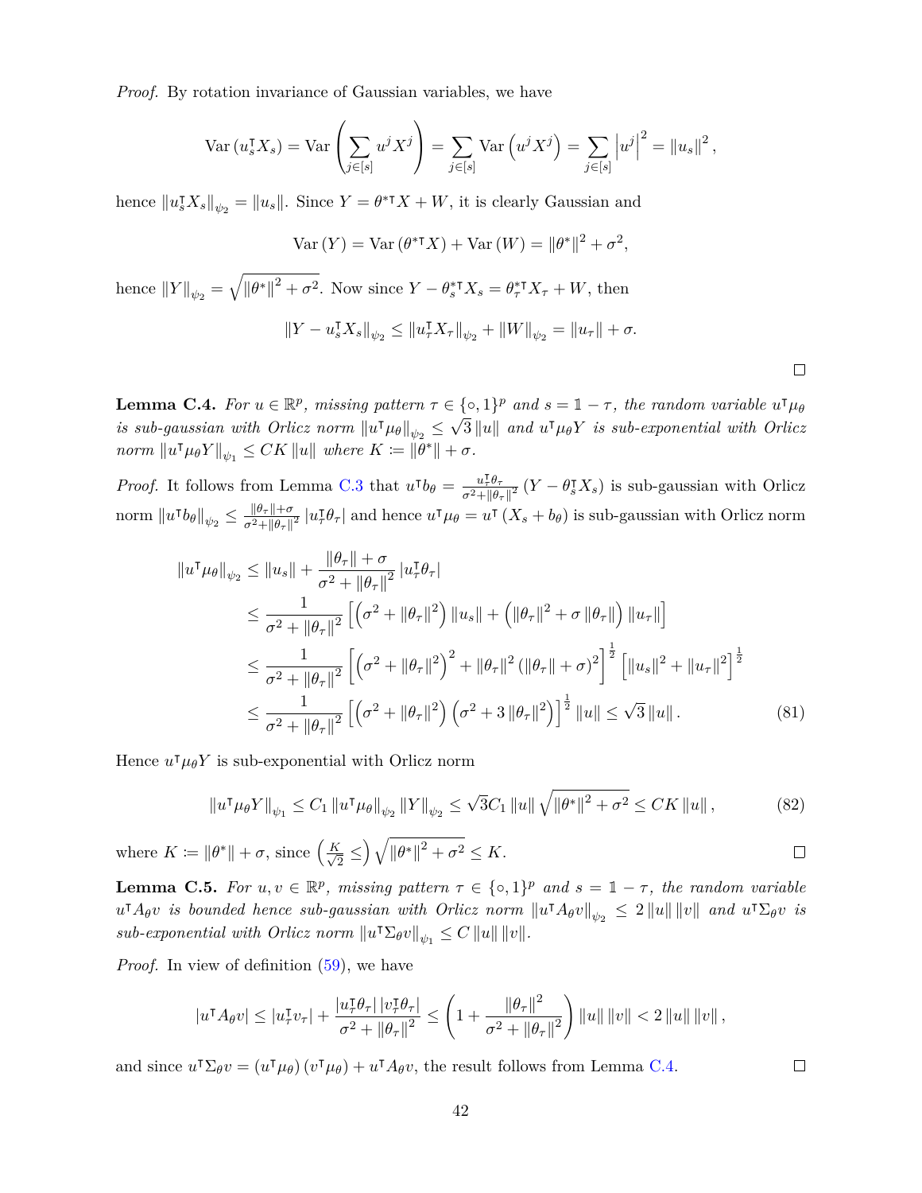*Proof.* By rotation invariance of Gaussian variables, we have

$$\mathrm{Var}\left(u_s^\intercal X_s\right) = \mathrm{Var}\left(\sum_{j\in[s]} u^j X^j\right) = \sum_{j\in[s]} \mathrm{Var}\left(u^j X^j\right) = \sum_{j\in[s]} \left|u^j\right|^2 = \left\|u_s\right\|^2,$$

hence $\|u_s^\intercal X_s\|_{\psi_2} = \|u_s\|$. Since $Y = \theta^{*\intercal} X + W$, it is clearly Gaussian and

$$\mathrm{Var}\left(Y\right) = \mathrm{Var}\left(\theta^{*\intercal} X\right) + \mathrm{Var}\left(W\right) = \left\|\theta^*\right\|^2 + \sigma^2,$$

hence $\|Y\|_{\psi_2} = \sqrt{\|\theta^*\|^2 + \sigma^2}$. Now since $Y - \theta_s^{*\intercal} X_s = \theta_\tau^{*\intercal} X_\tau + W$, then

$$\left\|Y - u_s^\intercal X_s\right\|_{\psi_2} \leq \left\|u_\tau^\intercal X_\tau\right\|_{\psi_2} + \left\|W\right\|_{\psi_2} = \left\|u_\tau\right\| + \sigma.$$

$\square$

**Lemma C.4.** *For $u \in \mathbb{R}^p$, missing pattern $\tau \in \{\circ, 1\}^p$ and $s = \mathbb{1} - \tau$, the random variable $u^\intercal \mu_\theta$ is sub-gaussian with Orlicz norm $\|u^\intercal \mu_\theta\|_{\psi_2} \leq \sqrt{3}\|u\|$ and $u^\intercal \mu_\theta Y$ is sub-exponential with Orlicz norm $\|u^\intercal \mu_\theta Y\|_{\psi_1} \leq CK\|u\|$ where $K \coloneqq \|\theta^*\| + \sigma$.*

*Proof.* It follows from Lemma C.3 that $u^\intercal b_\theta = \frac{u_\tau^\intercal \theta_\tau}{\sigma^2 + \|\theta_\tau\|^2}\left(Y - \theta_s^\intercal X_s\right)$ is sub-gaussian with Orlicz norm $\|u^\intercal b_\theta\|_{\psi_2} \leq \frac{\|\theta_\tau\| + \sigma}{\sigma^2 + \|\theta_\tau\|^2}\left|u_\tau^\intercal \theta_\tau\right|$ and hence $u^\intercal \mu_\theta = u^\intercal\left(X_s + b_\theta\right)$ is sub-gaussian with Orlicz norm

$$\begin{aligned}
\|u^\intercal \mu_\theta\|_{\psi_2} &\leq \|u_s\| + \frac{\|\theta_\tau\| + \sigma}{\sigma^2 + \|\theta_\tau\|^2}\left|u_\tau^\intercal \theta_\tau\right| \\
&\leq \frac{1}{\sigma^2 + \|\theta_\tau\|^2}\left[\left(\sigma^2 + \|\theta_\tau\|^2\right)\|u_s\| + \left(\|\theta_\tau\|^2 + \sigma\|\theta_\tau\|\right)\|u_\tau\|\right] \\
&\leq \frac{1}{\sigma^2 + \|\theta_\tau\|^2}\left[\left(\sigma^2 + \|\theta_\tau\|^2\right)^2 + \|\theta_\tau\|^2\left(\|\theta_\tau\| + \sigma\right)^2\right]^{\frac{1}{2}}\left[\|u_s\|^2 + \|u_\tau\|^2\right]^{\frac{1}{2}} \\
&\leq \frac{1}{\sigma^2 + \|\theta_\tau\|^2}\left[\left(\sigma^2 + \|\theta_\tau\|^2\right)\left(\sigma^2 + 3\|\theta_\tau\|^2\right)\right]^{\frac{1}{2}}\|u\| \leq \sqrt{3}\|u\|. \qquad (81)
\end{aligned}$$

Hence $u^\intercal \mu_\theta Y$ is sub-exponential with Orlicz norm

$$\|u^\intercal \mu_\theta Y\|_{\psi_1} \leq C_1\|u^\intercal \mu_\theta\|_{\psi_2}\|Y\|_{\psi_2} \leq \sqrt{3}C_1\|u\|\sqrt{\|\theta^*\|^2 + \sigma^2} \leq CK\|u\|, \qquad (82)$$

where $K \coloneqq \|\theta^*\| + \sigma$, since $\left(\frac{K}{\sqrt{2}} \leq\right)\sqrt{\|\theta^*\|^2 + \sigma^2} \leq K$. $\square$

**Lemma C.5.** *For $u, v \in \mathbb{R}^p$, missing pattern $\tau \in \{\circ, 1\}^p$ and $s = \mathbb{1} - \tau$, the random variable $u^\intercal A_\theta v$ is bounded hence sub-gaussian with Orlicz norm $\|u^\intercal A_\theta v\|_{\psi_2} \leq 2\|u\|\|v\|$ and $u^\intercal \Sigma_\theta v$ is sub-exponential with Orlicz norm $\|u^\intercal \Sigma_\theta v\|_{\psi_1} \leq C\|u\|\|v\|$.*

*Proof.* In view of definition (59), we have

$$\left|u^\intercal A_\theta v\right| \leq \left|u_\tau^\intercal v_\tau\right| + \frac{\left|u_\tau^\intercal \theta_\tau\right|\left|v_\tau^\intercal \theta_\tau\right|}{\sigma^2 + \|\theta_\tau\|^2} \leq \left(1 + \frac{\|\theta_\tau\|^2}{\sigma^2 + \|\theta_\tau\|^2}\right)\|u\|\|v\| < 2\|u\|\|v\|,$$

and since $u^\intercal \Sigma_\theta v = \left(u^\intercal \mu_\theta\right)\left(v^\intercal \mu_\theta\right) + u^\intercal A_\theta v$, the result follows from Lemma C.4. $\square$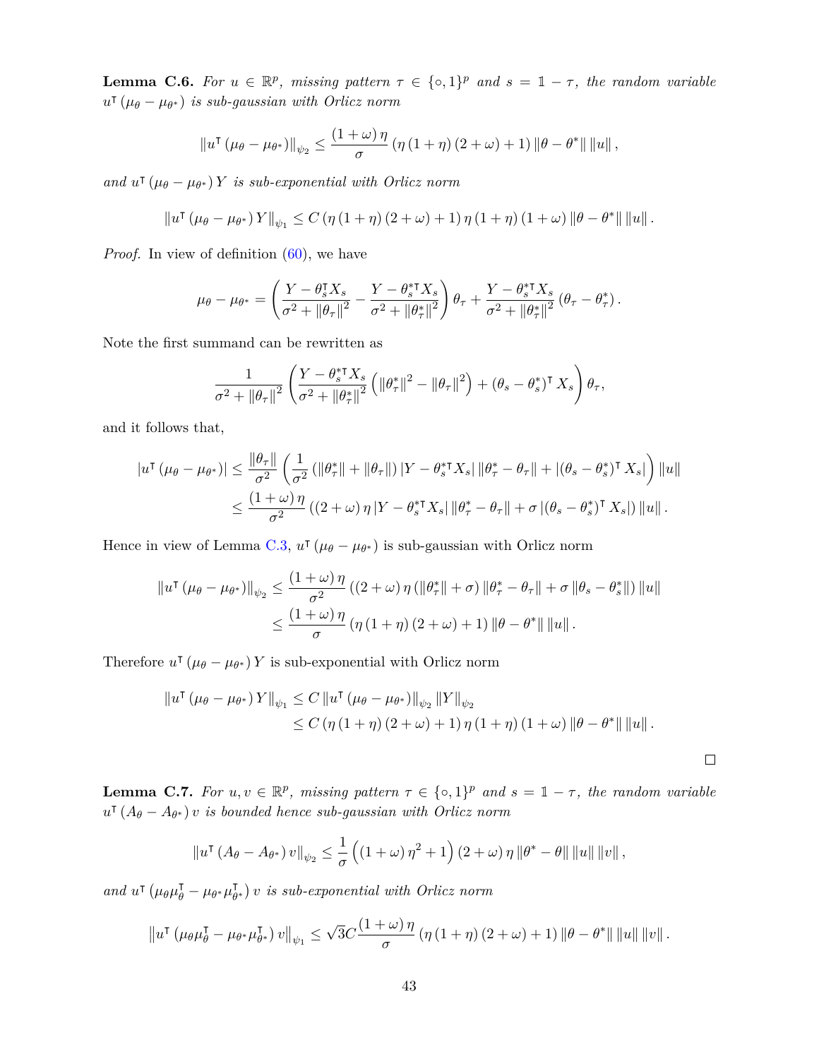**Lemma C.6.** *For $u \in \mathbb{R}^p$, missing pattern $\tau \in \{\circ, 1\}^p$ and $s = \mathbb{1} - \tau$, the random variable $u^\intercal (\mu_\theta - \mu_{\theta^*})$ is sub-gaussian with Orlicz norm*

$$\left\| u^\intercal (\mu_\theta - \mu_{\theta^*}) \right\|_{\psi_2} \leq \frac{(1+\omega)\,\eta}{\sigma} \left( \eta \,(1+\eta)\,(2+\omega) + 1 \right) \|\theta - \theta^*\| \, \|u\| \,,$$

*and $u^\intercal (\mu_\theta - \mu_{\theta^*})\, Y$ is sub-exponential with Orlicz norm*

$$\left\| u^\intercal (\mu_\theta - \mu_{\theta^*})\, Y \right\|_{\psi_1} \leq C \left( \eta \,(1+\eta)\,(2+\omega) + 1 \right) \eta \,(1+\eta)\,(1+\omega) \|\theta - \theta^*\| \, \|u\| \,.$$

*Proof.* In view of definition (60), we have

$$\mu_\theta - \mu_{\theta^*} = \left( \frac{Y - \theta_s^\intercal X_s}{\sigma^2 + \|\theta_\tau\|^2} - \frac{Y - \theta_s^{*\intercal} X_s}{\sigma^2 + \|\theta_\tau^*\|^2} \right) \theta_\tau + \frac{Y - \theta_s^{*\intercal} X_s}{\sigma^2 + \|\theta_\tau^*\|^2} \left( \theta_\tau - \theta_\tau^* \right).$$

Note the first summand can be rewritten as

$$\frac{1}{\sigma^2 + \|\theta_\tau\|^2} \left( \frac{Y - \theta_s^{*\intercal} X_s}{\sigma^2 + \|\theta_\tau^*\|^2} \left( \|\theta_\tau^*\|^2 - \|\theta_\tau\|^2 \right) + (\theta_s - \theta_s^*)^\intercal X_s \right) \theta_\tau,$$

and it follows that,

$$\begin{aligned}
\left| u^\intercal (\mu_\theta - \mu_{\theta^*}) \right| &\leq \frac{\|\theta_\tau\|}{\sigma^2} \left( \frac{1}{\sigma^2} \left( \|\theta_\tau^*\| + \|\theta_\tau\| \right) \left| Y - \theta_s^{*\intercal} X_s \right| \|\theta_\tau^* - \theta_\tau\| + \left| (\theta_s - \theta_s^*)^\intercal X_s \right| \right) \|u\| \\
&\leq \frac{(1+\omega)\,\eta}{\sigma^2} \left( (2+\omega)\,\eta \left| Y - \theta_s^{*\intercal} X_s \right| \|\theta_\tau^* - \theta_\tau\| + \sigma \left| (\theta_s - \theta_s^*)^\intercal X_s \right| \right) \|u\| \,.
\end{aligned}$$

Hence in view of Lemma C.3, $u^\intercal (\mu_\theta - \mu_{\theta^*})$ is sub-gaussian with Orlicz norm

$$\begin{aligned}
\left\| u^\intercal (\mu_\theta - \mu_{\theta^*}) \right\|_{\psi_2} &\leq \frac{(1+\omega)\,\eta}{\sigma^2} \left( (2+\omega)\,\eta \left( \|\theta_\tau^*\| + \sigma \right) \|\theta_\tau^* - \theta_\tau\| + \sigma \|\theta_s - \theta_s^*\| \right) \|u\| \\
&\leq \frac{(1+\omega)\,\eta}{\sigma} \left( \eta \,(1+\eta)\,(2+\omega) + 1 \right) \|\theta - \theta^*\| \, \|u\| \,.
\end{aligned}$$

Therefore $u^\intercal (\mu_\theta - \mu_{\theta^*})\, Y$ is sub-exponential with Orlicz norm

$$\begin{aligned}
\left\| u^\intercal (\mu_\theta - \mu_{\theta^*})\, Y \right\|_{\psi_1} &\leq C \left\| u^\intercal (\mu_\theta - \mu_{\theta^*}) \right\|_{\psi_2} \|Y\|_{\psi_2} \\
&\leq C \left( \eta \,(1+\eta)\,(2+\omega) + 1 \right) \eta \,(1+\eta)\,(1+\omega) \|\theta - \theta^*\| \, \|u\| \,.
\end{aligned}$$

$\square$

**Lemma C.7.** *For $u, v \in \mathbb{R}^p$, missing pattern $\tau \in \{\circ, 1\}^p$ and $s = \mathbb{1} - \tau$, the random variable $u^\intercal (A_\theta - A_{\theta^*})\, v$ is bounded hence sub-gaussian with Orlicz norm*

$$\left\| u^\intercal (A_\theta - A_{\theta^*})\, v \right\|_{\psi_2} \leq \frac{1}{\sigma} \left( (1+\omega)\,\eta^2 + 1 \right) (2+\omega)\,\eta \,\|\theta^* - \theta\| \, \|u\| \, \|v\| \,,$$

*and $u^\intercal \left( \mu_\theta \mu_\theta^\intercal - \mu_{\theta^*} \mu_{\theta^*}^\intercal \right) v$ is sub-exponential with Orlicz norm*

$$\left\| u^\intercal \left( \mu_\theta \mu_\theta^\intercal - \mu_{\theta^*} \mu_{\theta^*}^\intercal \right) v \right\|_{\psi_1} \leq \sqrt{3} C \frac{(1+\omega)\,\eta}{\sigma} \left( \eta \,(1+\eta)\,(2+\omega) + 1 \right) \|\theta - \theta^*\| \, \|u\| \, \|v\| \,.$$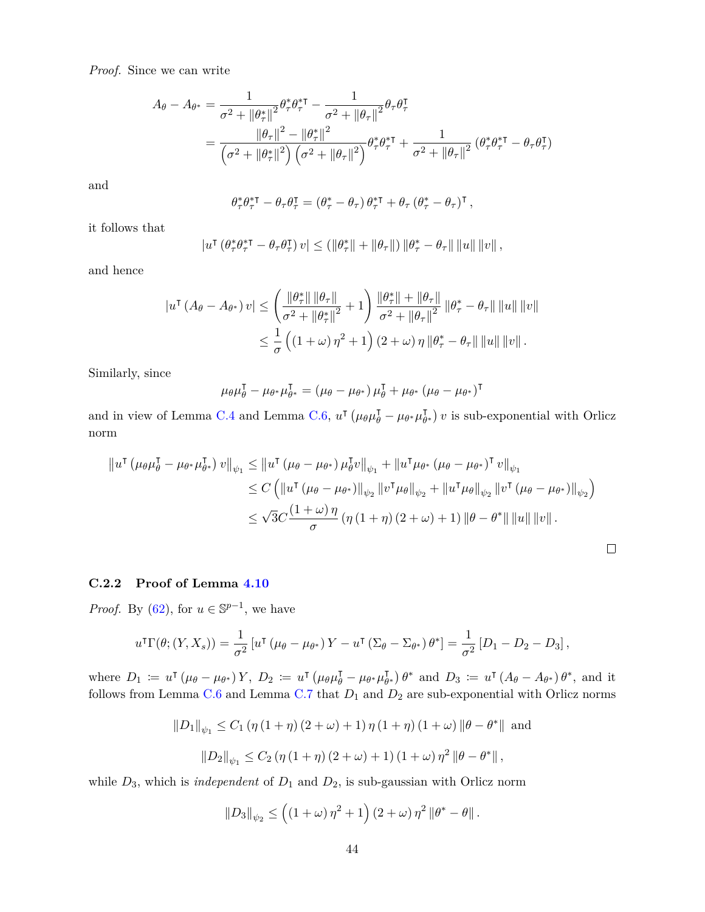*Proof.* Since we can write

$$
\begin{aligned}
A_\theta - A_{\theta^*} &= \frac{1}{\sigma^2 + \|\theta_\tau^*\|^2}\theta_\tau^*\theta_\tau^{*\intercal} - \frac{1}{\sigma^2 + \|\theta_\tau\|^2}\theta_\tau\theta_\tau^\intercal \\
&= \frac{\|\theta_\tau\|^2 - \|\theta_\tau^*\|^2}{\left(\sigma^2 + \|\theta_\tau^*\|^2\right)\left(\sigma^2 + \|\theta_\tau\|^2\right)}\theta_\tau^*\theta_\tau^{*\intercal} + \frac{1}{\sigma^2 + \|\theta_\tau\|^2}\left(\theta_\tau^*\theta_\tau^{*\intercal} - \theta_\tau\theta_\tau^\intercal\right)
\end{aligned}
$$

and

$$
\theta_\tau^*\theta_\tau^{*\intercal} - \theta_\tau\theta_\tau^\intercal = \left(\theta_\tau^* - \theta_\tau\right)\theta_\tau^{*\intercal} + \theta_\tau\left(\theta_\tau^* - \theta_\tau\right)^\intercal,
$$

it follows that

$$
\left|u^\intercal\left(\theta_\tau^*\theta_\tau^{*\intercal} - \theta_\tau\theta_\tau^\intercal\right)v\right| \le \left(\|\theta_\tau^*\| + \|\theta_\tau\|\right)\|\theta_\tau^* - \theta_\tau\|\|u\|\|v\|,
$$

and hence

$$
\begin{aligned}
\left|u^\intercal\left(A_\theta - A_{\theta^*}\right)v\right| &\le \left(\frac{\|\theta_\tau^*\|\|\theta_\tau\|}{\sigma^2 + \|\theta_\tau^*\|^2} + 1\right)\frac{\|\theta_\tau^*\| + \|\theta_\tau\|}{\sigma^2 + \|\theta_\tau\|^2}\|\theta_\tau^* - \theta_\tau\|\|u\|\|v\| \\
&\le \frac{1}{\sigma}\left(\left(1+\omega\right)\eta^2 + 1\right)\left(2+\omega\right)\eta\|\theta_\tau^* - \theta_\tau\|\|u\|\|v\|.
\end{aligned}
$$

Similarly, since

$$
\mu_\theta\mu_\theta^\intercal - \mu_{\theta^*}\mu_{\theta^*}^\intercal = \left(\mu_\theta - \mu_{\theta^*}\right)\mu_\theta^\intercal + \mu_{\theta^*}\left(\mu_\theta - \mu_{\theta^*}\right)^\intercal
$$

and in view of Lemma C.4 and Lemma C.6, $u^\intercal\left(\mu_\theta\mu_\theta^\intercal - \mu_{\theta^*}\mu_{\theta^*}^\intercal\right)v$ is sub-exponential with Orlicz norm

$$
\begin{aligned}
\left\|u^\intercal\left(\mu_\theta\mu_\theta^\intercal - \mu_{\theta^*}\mu_{\theta^*}^\intercal\right)v\right\|_{\psi_1} &\le \left\|u^\intercal\left(\mu_\theta - \mu_{\theta^*}\right)\mu_\theta^\intercal v\right\|_{\psi_1} + \left\|u^\intercal\mu_{\theta^*}\left(\mu_\theta - \mu_{\theta^*}\right)^\intercal v\right\|_{\psi_1} \\
&\le C\left(\left\|u^\intercal\left(\mu_\theta - \mu_{\theta^*}\right)\right\|_{\psi_2}\left\|v^\intercal\mu_\theta\right\|_{\psi_2} + \left\|u^\intercal\mu_\theta\right\|_{\psi_2}\left\|v^\intercal\left(\mu_\theta - \mu_{\theta^*}\right)\right\|_{\psi_2}\right) \\
&\le \sqrt{3}C\frac{\left(1+\omega\right)\eta}{\sigma}\left(\eta\left(1+\eta\right)\left(2+\omega\right) + 1\right)\|\theta - \theta^*\|\|u\|\|v\|.
\end{aligned}
$$

□

### C.2.2 Proof of Lemma 4.10

*Proof.* By (62), for $u \in \mathbb{S}^{p-1}$, we have

$$
u^\intercal\Gamma(\theta;(Y,X_s)) = \frac{1}{\sigma^2}\left[u^\intercal\left(\mu_\theta - \mu_{\theta^*}\right)Y - u^\intercal\left(\Sigma_\theta - \Sigma_{\theta^*}\right)\theta^*\right] = \frac{1}{\sigma^2}\left[D_1 - D_2 - D_3\right],
$$

where $D_1 \coloneqq u^\intercal\left(\mu_\theta - \mu_{\theta^*}\right)Y$, $D_2 \coloneqq u^\intercal\left(\mu_\theta\mu_\theta^\intercal - \mu_{\theta^*}\mu_{\theta^*}^\intercal\right)\theta^*$ and $D_3 \coloneqq u^\intercal\left(A_\theta - A_{\theta^*}\right)\theta^*$, and it follows from Lemma C.6 and Lemma C.7 that $D_1$ and $D_2$ are sub-exponential with Orlicz norms

$$
\|D_1\|_{\psi_1} \le C_1\left(\eta\left(1+\eta\right)\left(2+\omega\right) + 1\right)\eta\left(1+\eta\right)\left(1+\omega\right)\|\theta - \theta^*\| \text{ and}
$$

$$
\|D_2\|_{\psi_1} \le C_2\left(\eta\left(1+\eta\right)\left(2+\omega\right) + 1\right)\left(1+\omega\right)\eta^2\|\theta - \theta^*\|,
$$

while $D_3$, which is *independent* of $D_1$ and $D_2$, is sub-gaussian with Orlicz norm

$$
\|D_3\|_{\psi_2} \le \left(\left(1+\omega\right)\eta^2 + 1\right)\left(2+\omega\right)\eta^2\|\theta^* - \theta\|.
$$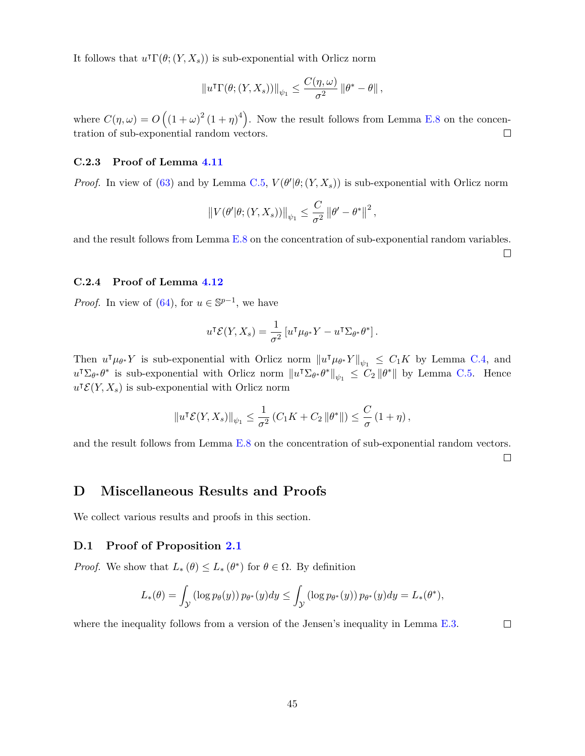It follows that $u^\intercal \Gamma(\theta; (Y, X_s))$ is sub-exponential with Orlicz norm

$$\left\| u^\intercal \Gamma(\theta; (Y, X_s)) \right\|_{\psi_1} \leq \frac{C(\eta, \omega)}{\sigma^2} \left\| \theta^* - \theta \right\|,$$

where $C(\eta, \omega) = O\left( (1+\omega)^2 (1+\eta)^4 \right)$. Now the result follows from Lemma E.8 on the concentration of sub-exponential random vectors. □

### C.2.3 Proof of Lemma 4.11

*Proof.* In view of (63) and by Lemma C.5, $V(\theta'|\theta; (Y, X_s))$ is sub-exponential with Orlicz norm

$$\left\| V(\theta'|\theta; (Y, X_s)) \right\|_{\psi_1} \leq \frac{C}{\sigma^2} \left\| \theta' - \theta^* \right\|^2,$$

and the result follows from Lemma E.8 on the concentration of sub-exponential random variables. □

### C.2.4 Proof of Lemma 4.12

*Proof.* In view of (64), for $u \in \mathbb{S}^{p-1}$, we have

$$u^\intercal \mathcal{E}(Y, X_s) = \frac{1}{\sigma^2} \left[ u^\intercal \mu_{\theta^*} Y - u^\intercal \Sigma_{\theta^*} \theta^* \right].$$

Then $u^\intercal \mu_{\theta^*} Y$ is sub-exponential with Orlicz norm $\left\| u^\intercal \mu_{\theta^*} Y \right\|_{\psi_1} \leq C_1 K$ by Lemma C.4, and $u^\intercal \Sigma_{\theta^*} \theta^*$ is sub-exponential with Orlicz norm $\left\| u^\intercal \Sigma_{\theta^*} \theta^* \right\|_{\psi_1} \leq C_2 \left\| \theta^* \right\|$ by Lemma C.5. Hence $u^\intercal \mathcal{E}(Y, X_s)$ is sub-exponential with Orlicz norm

$$\left\| u^\intercal \mathcal{E}(Y, X_s) \right\|_{\psi_1} \leq \frac{1}{\sigma^2} \left( C_1 K + C_2 \left\| \theta^* \right\| \right) \leq \frac{C}{\sigma} (1 + \eta),$$

and the result follows from Lemma E.8 on the concentration of sub-exponential random vectors. □

# D Miscellaneous Results and Proofs

We collect various results and proofs in this section.

## D.1 Proof of Proposition 2.1

*Proof.* We show that $L_*(\theta) \leq L_*(\theta^*)$ for $\theta \in \Omega$. By definition

$$L_*(\theta) = \int_{\mathcal{Y}} (\log p_\theta(y))\, p_{\theta^*}(y) dy \leq \int_{\mathcal{Y}} (\log p_{\theta^*}(y))\, p_{\theta^*}(y) dy = L_*(\theta^*),$$

where the inequality follows from a version of the Jensen's inequality in Lemma E.3. □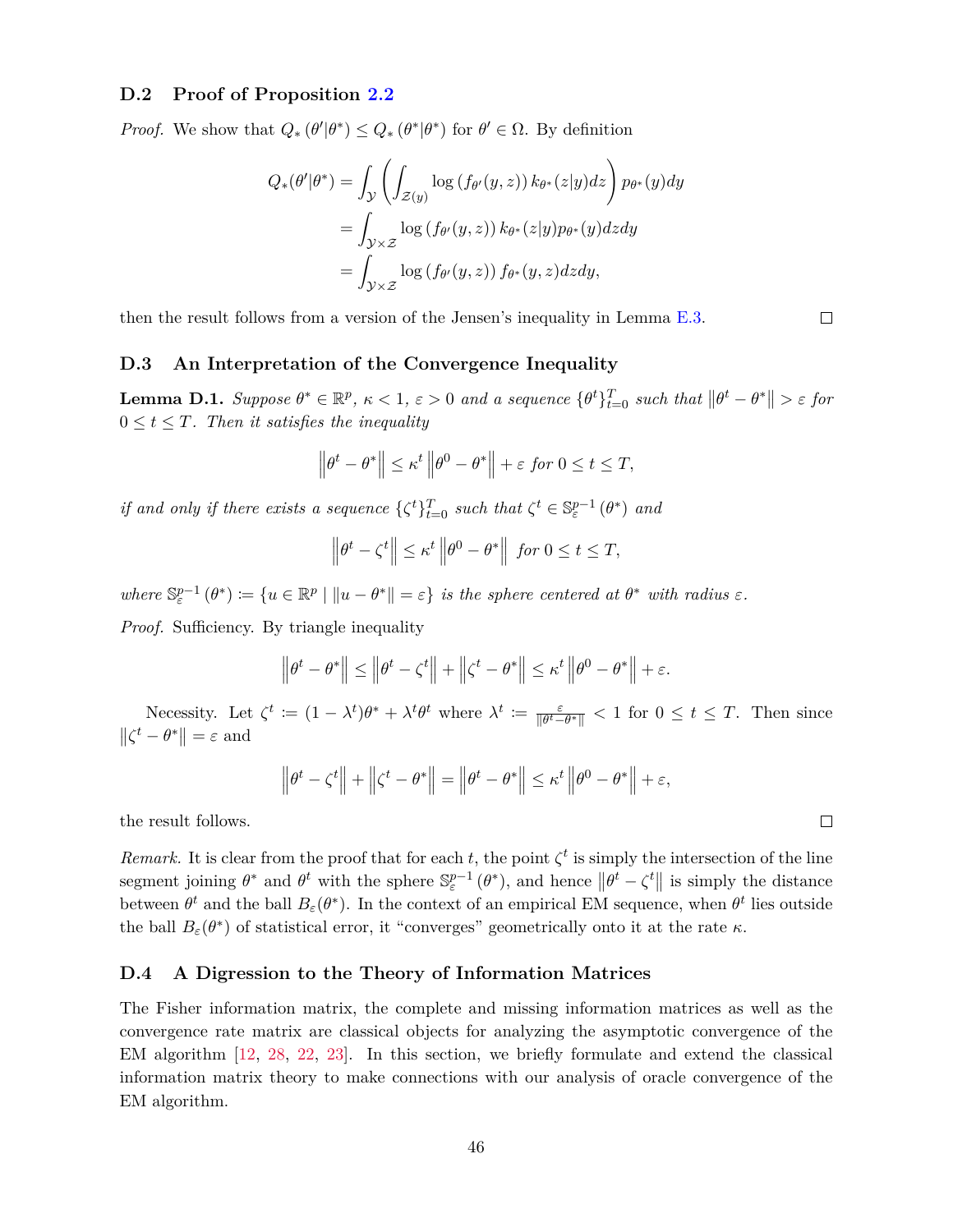### D.2 Proof of Proposition 2.2

*Proof.* We show that $Q_*(\theta'|\theta^*) \leq Q_*(\theta^*|\theta^*)$ for $\theta' \in \Omega$. By definition

$$
\begin{aligned}
Q_*(\theta'|\theta^*) &= \int_{\mathcal{Y}} \left( \int_{\mathcal{Z}(y)} \log\left(f_{\theta'}(y,z)\right) k_{\theta^*}(z|y) dz \right) p_{\theta^*}(y) dy \\
&= \int_{\mathcal{Y}\times\mathcal{Z}} \log\left(f_{\theta'}(y,z)\right) k_{\theta^*}(z|y) p_{\theta^*}(y) dz dy \\
&= \int_{\mathcal{Y}\times\mathcal{Z}} \log\left(f_{\theta'}(y,z)\right) f_{\theta^*}(y,z) dz dy,
\end{aligned}
$$

then the result follows from a version of the Jensen's inequality in Lemma E.3. $\square$

### D.3 An Interpretation of the Convergence Inequality

**Lemma D.1.** *Suppose $\theta^* \in \mathbb{R}^p$, $\kappa < 1$, $\varepsilon > 0$ and a sequence $\{\theta^t\}_{t=0}^T$ such that $\|\theta^t - \theta^*\| > \varepsilon$ for $0 \leq t \leq T$. Then it satisfies the inequality*

$$
\left\|\theta^t - \theta^*\right\| \leq \kappa^t \left\|\theta^0 - \theta^*\right\| + \varepsilon \text{ for } 0 \leq t \leq T,
$$

*if and only if there exists a sequence $\{\zeta^t\}_{t=0}^T$ such that $\zeta^t \in \mathbb{S}_\varepsilon^{p-1}(\theta^*)$ and*

$$
\left\|\theta^t - \zeta^t\right\| \leq \kappa^t \left\|\theta^0 - \theta^*\right\| \text{ for } 0 \leq t \leq T,
$$

*where $\mathbb{S}_\varepsilon^{p-1}(\theta^*) \coloneqq \{u \in \mathbb{R}^p \mid \|u - \theta^*\| = \varepsilon\}$ is the sphere centered at $\theta^*$ with radius $\varepsilon$.*

*Proof.* Sufficiency. By triangle inequality

$$
\left\|\theta^t - \theta^*\right\| \leq \left\|\theta^t - \zeta^t\right\| + \left\|\zeta^t - \theta^*\right\| \leq \kappa^t \left\|\theta^0 - \theta^*\right\| + \varepsilon.
$$

Necessity. Let $\zeta^t \coloneqq (1-\lambda^t)\theta^* + \lambda^t\theta^t$ where $\lambda^t \coloneqq \frac{\varepsilon}{\|\theta^t - \theta^*\|} < 1$ for $0 \leq t \leq T$. Then since $\|\zeta^t - \theta^*\| = \varepsilon$ and

$$
\left\|\theta^t - \zeta^t\right\| + \left\|\zeta^t - \theta^*\right\| = \left\|\theta^t - \theta^*\right\| \leq \kappa^t \left\|\theta^0 - \theta^*\right\| + \varepsilon,
$$

the result follows. $\square$

*Remark.* It is clear from the proof that for each $t$, the point $\zeta^t$ is simply the intersection of the line segment joining $\theta^*$ and $\theta^t$ with the sphere $\mathbb{S}_\varepsilon^{p-1}(\theta^*)$, and hence $\|\theta^t - \zeta^t\|$ is simply the distance between $\theta^t$ and the ball $B_\varepsilon(\theta^*)$. In the context of an empirical EM sequence, when $\theta^t$ lies outside the ball $B_\varepsilon(\theta^*)$ of statistical error, it "converges" geometrically onto it at the rate $\kappa$.

### D.4 A Digression to the Theory of Information Matrices

The Fisher information matrix, the complete and missing information matrices as well as the convergence rate matrix are classical objects for analyzing the asymptotic convergence of the EM algorithm [12, 28, 22, 23]. In this section, we briefly formulate and extend the classical information matrix theory to make connections with our analysis of oracle convergence of the EM algorithm.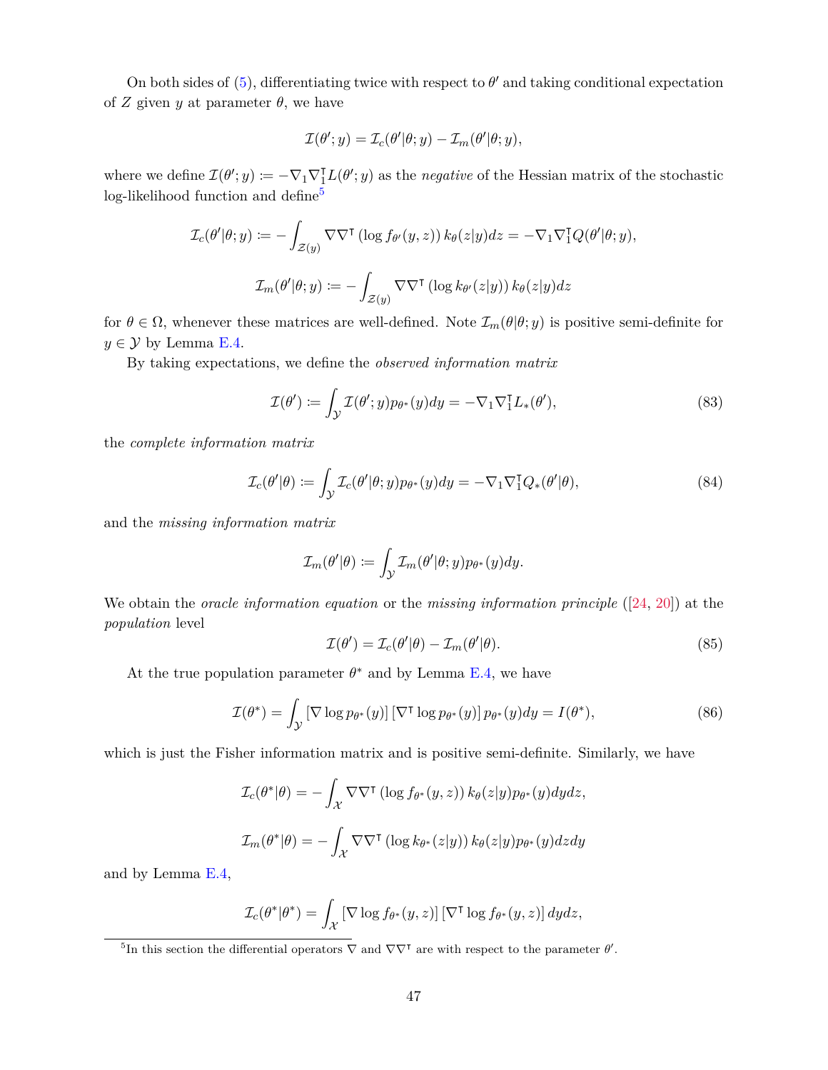On both sides of (5), differentiating twice with respect to $\theta'$ and taking conditional expectation of $Z$ given $y$ at parameter $\theta$, we have

$$\mathcal{I}(\theta'; y) = \mathcal{I}_c(\theta'|\theta; y) - \mathcal{I}_m(\theta'|\theta; y),$$

where we define $\mathcal{I}(\theta'; y) := -\nabla_1 \nabla_1^\intercal L(\theta'; y)$ as the *negative* of the Hessian matrix of the stochastic log-likelihood function and define[5]

$$\mathcal{I}_c(\theta'|\theta; y) := -\int_{\mathcal{Z}(y)} \nabla\nabla^\intercal \left(\log f_{\theta'}(y, z)\right) k_\theta(z|y) dz = -\nabla_1 \nabla_1^\intercal Q(\theta'|\theta; y),$$

$$\mathcal{I}_m(\theta'|\theta; y) := -\int_{\mathcal{Z}(y)} \nabla\nabla^\intercal \left(\log k_{\theta'}(z|y)\right) k_\theta(z|y) dz$$

for $\theta \in \Omega$, whenever these matrices are well-defined. Note $\mathcal{I}_m(\theta|\theta; y)$ is positive semi-definite for $y \in \mathcal{Y}$ by Lemma E.4.

By taking expectations, we define the *observed information matrix*

$$\mathcal{I}(\theta') := \int_{\mathcal{Y}} \mathcal{I}(\theta'; y) p_{\theta^*}(y) dy = -\nabla_1 \nabla_1^\intercal L_*(\theta'), \tag{83}$$

the *complete information matrix*

$$\mathcal{I}_c(\theta'|\theta) := \int_{\mathcal{Y}} \mathcal{I}_c(\theta'|\theta; y) p_{\theta^*}(y) dy = -\nabla_1 \nabla_1^\intercal Q_*(\theta'|\theta), \tag{84}$$

and the *missing information matrix*

$$\mathcal{I}_m(\theta'|\theta) := \int_{\mathcal{Y}} \mathcal{I}_m(\theta'|\theta; y) p_{\theta^*}(y) dy.$$

We obtain the *oracle information equation* or the *missing information principle* ([24, 20]) at the *population* level

$$\mathcal{I}(\theta') = \mathcal{I}_c(\theta'|\theta) - \mathcal{I}_m(\theta'|\theta). \tag{85}$$

At the true population parameter $\theta^*$ and by Lemma E.4, we have

$$\mathcal{I}(\theta^*) = \int_{\mathcal{Y}} \left[\nabla \log p_{\theta^*}(y)\right] \left[\nabla^\intercal \log p_{\theta^*}(y)\right] p_{\theta^*}(y) dy = I(\theta^*), \tag{86}$$

which is just the Fisher information matrix and is positive semi-definite. Similarly, we have

$$\mathcal{I}_c(\theta^*|\theta) = -\int_{\mathcal{X}} \nabla\nabla^\intercal \left(\log f_{\theta^*}(y, z)\right) k_\theta(z|y) p_{\theta^*}(y) dy dz,$$

$$\mathcal{I}_m(\theta^*|\theta) = -\int_{\mathcal{X}} \nabla\nabla^\intercal \left(\log k_{\theta^*}(z|y)\right) k_\theta(z|y) p_{\theta^*}(y) dz dy$$

and by Lemma E.4,

$$\mathcal{I}_c(\theta^*|\theta^*) = \int_{\mathcal{X}} \left[\nabla \log f_{\theta^*}(y, z)\right] \left[\nabla^\intercal \log f_{\theta^*}(y, z)\right] dy dz,$$

---

[5] In this section the differential operators $\nabla$ and $\nabla\nabla^\intercal$ are with respect to the parameter $\theta'$.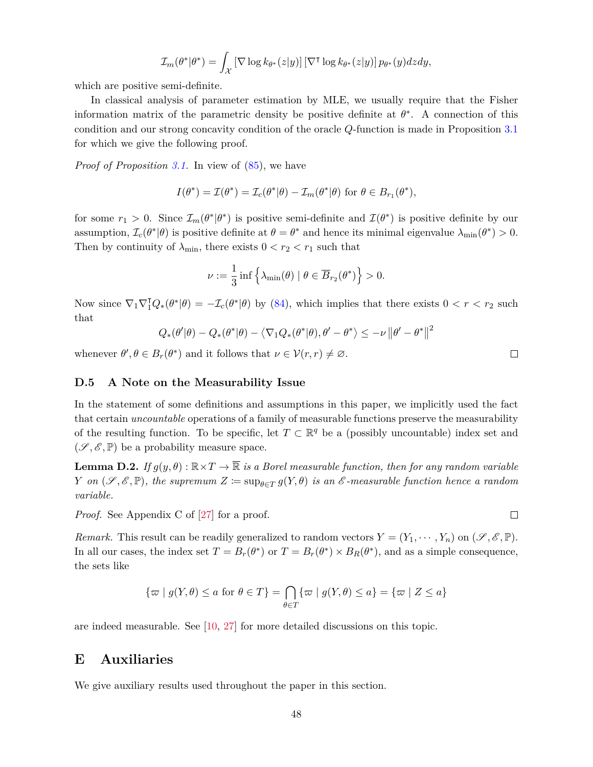$$\mathcal{I}_m(\theta^*|\theta^*) = \int_{\mathcal{X}} \left[\nabla \log k_{\theta^*}(z|y)\right]\left[\nabla^\intercal \log k_{\theta^*}(z|y)\right] p_{\theta^*}(y) dz dy,$$

which are positive semi-definite.

In classical analysis of parameter estimation by MLE, we usually require that the Fisher information matrix of the parametric density be positive definite at $\theta^*$. A connection of this condition and our strong concavity condition of the oracle $Q$-function is made in Proposition 3.1 for which we give the following proof.

*Proof of Proposition 3.1.* In view of (85), we have

$$I(\theta^*) = \mathcal{I}(\theta^*) = \mathcal{I}_c(\theta^*|\theta) - \mathcal{I}_m(\theta^*|\theta) \text{ for } \theta \in B_{r_1}(\theta^*),$$

for some $r_1 > 0$. Since $\mathcal{I}_m(\theta^*|\theta^*)$ is positive semi-definite and $\mathcal{I}(\theta^*)$ is positive definite by our assumption, $\mathcal{I}_c(\theta^*|\theta)$ is positive definite at $\theta = \theta^*$ and hence its minimal eigenvalue $\lambda_{\min}(\theta^*) > 0$. Then by continuity of $\lambda_{\min}$, there exists $0 < r_2 < r_1$ such that

$$\nu := \frac{1}{3} \inf \left\{ \lambda_{\min}(\theta) \mid \theta \in \overline{B}_{r_2}(\theta^*) \right\} > 0.$$

Now since $\nabla_1 \nabla_1^\intercal Q_*(\theta^*|\theta) = -\mathcal{I}_c(\theta^*|\theta)$ by (84), which implies that there exists $0 < r < r_2$ such that

$$Q_*(\theta'|\theta) - Q_*(\theta^*|\theta) - \langle \nabla_1 Q_*(\theta^*|\theta), \theta' - \theta^* \rangle \leq -\nu \left\|\theta' - \theta^*\right\|^2$$

whenever $\theta', \theta \in B_r(\theta^*)$ and it follows that $\nu \in \mathcal{V}(r, r) \neq \varnothing$. $\square$

### D.5 A Note on the Measurability Issue

In the statement of some definitions and assumptions in this paper, we implicitly used the fact that certain *uncountable* operations of a family of measurable functions preserve the measurability of the resulting function. To be specific, let $T \subset \mathbb{R}^q$ be a (possibly uncountable) index set and $(\mathscr{S}, \mathscr{E}, \mathbb{P})$ be a probability measure space.

**Lemma D.2.** *If $g(y, \theta) : \mathbb{R} \times T \to \overline{\mathbb{R}}$ is a Borel measurable function, then for any random variable $Y$ on $(\mathscr{S}, \mathscr{E}, \mathbb{P})$, the supremum $Z := \sup_{\theta \in T} g(Y, \theta)$ is an $\mathscr{E}$-measurable function hence a random variable.*

*Proof.* See Appendix C of [27] for a proof. $\square$

*Remark.* This result can be readily generalized to random vectors $Y = (Y_1, \cdots, Y_n)$ on $(\mathscr{S}, \mathscr{E}, \mathbb{P})$. In all our cases, the index set $T = B_r(\theta^*)$ or $T = B_r(\theta^*) \times B_R(\theta^*)$, and as a simple consequence, the sets like

$$\{\varpi \mid g(Y, \theta) \leq a \text{ for } \theta \in T\} = \bigcap_{\theta \in T} \{\varpi \mid g(Y, \theta) \leq a\} = \{\varpi \mid Z \leq a\}$$

are indeed measurable. See [10, 27] for more detailed discussions on this topic.

## E Auxiliaries

We give auxiliary results used throughout the paper in this section.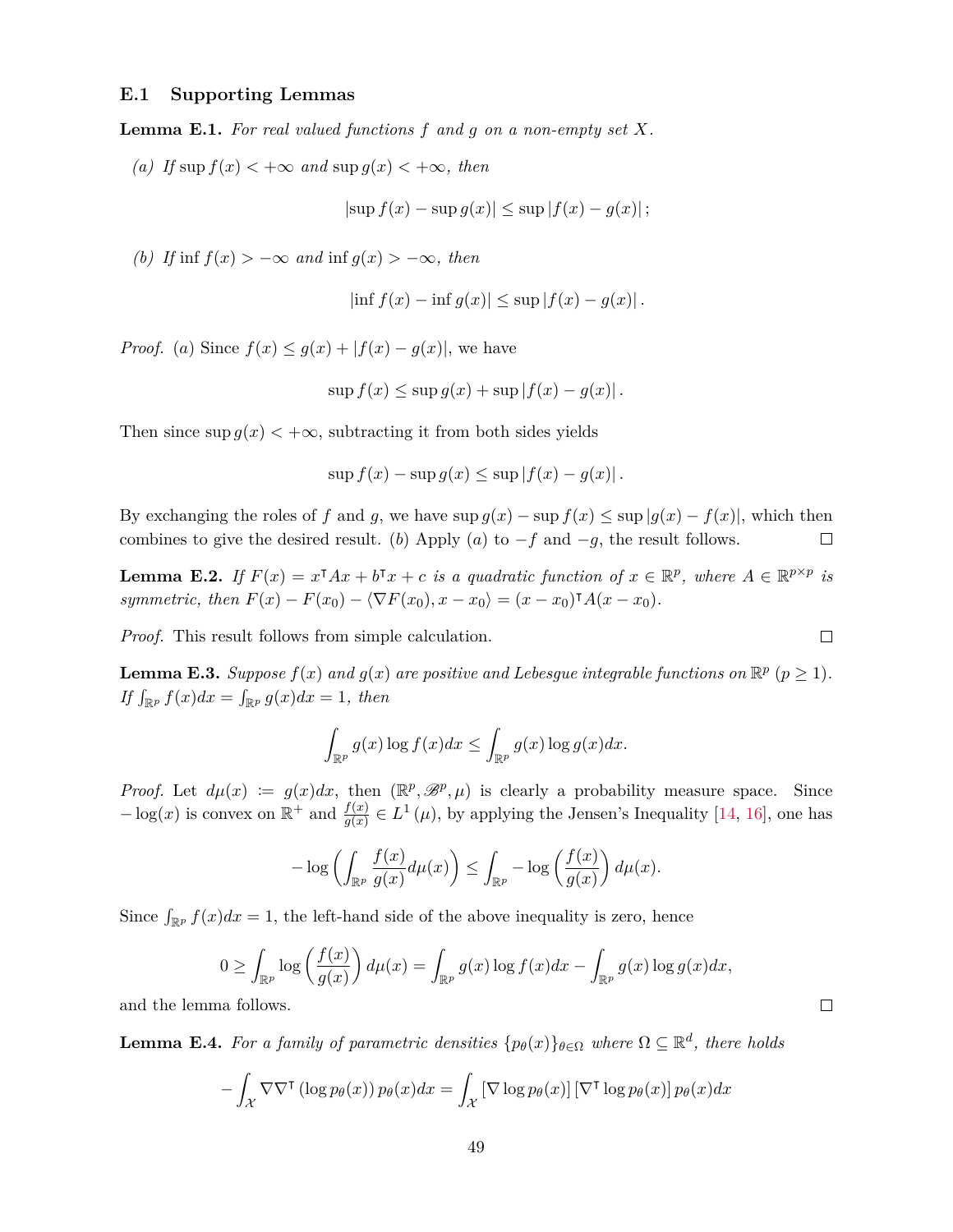### E.1 Supporting Lemmas

**Lemma E.1.** *For real valued functions $f$ and $g$ on a non-empty set $X$.*

*(a) If $\sup f(x) < +\infty$ and $\sup g(x) < +\infty$, then*

$$|\sup f(x) - \sup g(x)| \le \sup |f(x) - g(x)| \, ;$$

*(b) If $\inf f(x) > -\infty$ and $\inf g(x) > -\infty$, then*

$$|\inf f(x) - \inf g(x)| \le \sup |f(x) - g(x)| \, .$$

*Proof.* $(a)$ Since $f(x) \le g(x) + |f(x) - g(x)|$, we have

$$\sup f(x) \le \sup g(x) + \sup |f(x) - g(x)| \, .$$

Then since $\sup g(x) < +\infty$, subtracting it from both sides yields

$$\sup f(x) - \sup g(x) \le \sup |f(x) - g(x)| \, .$$

By exchanging the roles of $f$ and $g$, we have $\sup g(x) - \sup f(x) \le \sup |g(x) - f(x)|$, which then combines to give the desired result. $(b)$ Apply $(a)$ to $-f$ and $-g$, the result follows. □

**Lemma E.2.** *If $F(x) = x^\intercal A x + b^\intercal x + c$ is a quadratic function of $x \in \mathbb{R}^p$, where $A \in \mathbb{R}^{p\times p}$ is symmetric, then $F(x) - F(x_0) - \langle \nabla F(x_0), x - x_0 \rangle = (x - x_0)^\intercal A (x - x_0)$.*

*Proof.* This result follows from simple calculation. □

**Lemma E.3.** *Suppose $f(x)$ and $g(x)$ are positive and Lebesgue integrable functions on $\mathbb{R}^p$ ($p \ge 1$). If $\int_{\mathbb{R}^p} f(x)dx = \int_{\mathbb{R}^p} g(x)dx = 1$, then*

$$\int_{\mathbb{R}^p} g(x) \log f(x) dx \le \int_{\mathbb{R}^p} g(x) \log g(x) dx.$$

*Proof.* Let $d\mu(x) := g(x)dx$, then $(\mathbb{R}^p, \mathscr{B}^p, \mu)$ is clearly a probability measure space. Since $-\log(x)$ is convex on $\mathbb{R}^+$ and $\frac{f(x)}{g(x)} \in L^1(\mu)$, by applying the Jensen's Inequality [14, 16], one has

$$-\log\left(\int_{\mathbb{R}^p} \frac{f(x)}{g(x)} d\mu(x)\right) \le \int_{\mathbb{R}^p} -\log\left(\frac{f(x)}{g(x)}\right) d\mu(x).$$

Since $\int_{\mathbb{R}^p} f(x)dx = 1$, the left-hand side of the above inequality is zero, hence

$$0 \ge \int_{\mathbb{R}^p} \log\left(\frac{f(x)}{g(x)}\right) d\mu(x) = \int_{\mathbb{R}^p} g(x) \log f(x) dx - \int_{\mathbb{R}^p} g(x) \log g(x) dx,$$

and the lemma follows. □

**Lemma E.4.** *For a family of parametric densities $\{p_\theta(x)\}_{\theta\in\Omega}$ where $\Omega \subseteq \mathbb{R}^d$, there holds*

$$-\int_{\mathcal{X}} \nabla\nabla^\intercal \left(\log p_\theta(x)\right) p_\theta(x) dx = \int_{\mathcal{X}} \left[\nabla \log p_\theta(x)\right] \left[\nabla^\intercal \log p_\theta(x)\right] p_\theta(x) dx$$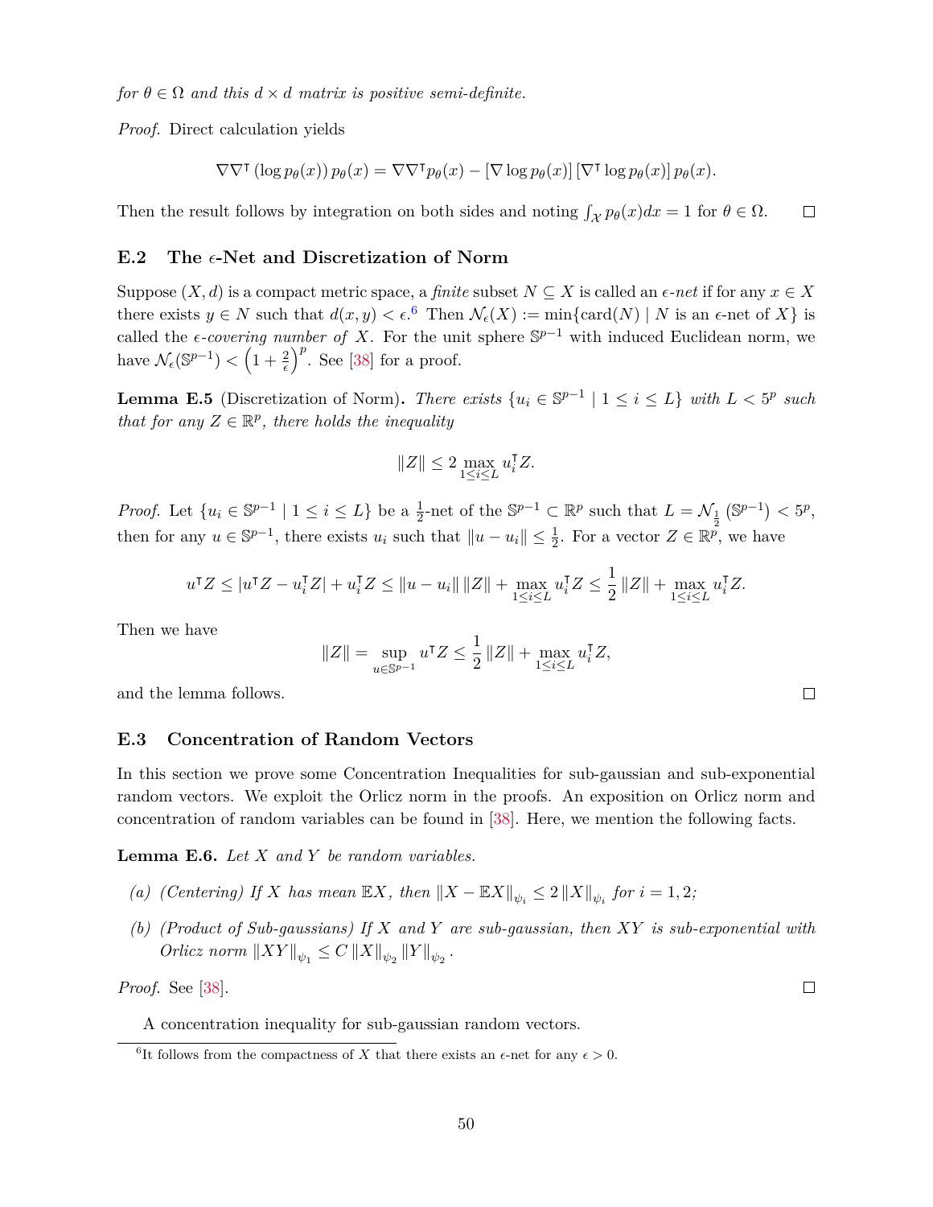*for $\theta \in \Omega$ and this $d \times d$ matrix is positive semi-definite.*

*Proof.* Direct calculation yields

$$\nabla \nabla^\intercal \left(\log p_\theta(x)\right) p_\theta(x) = \nabla \nabla^\intercal p_\theta(x) - \left[\nabla \log p_\theta(x)\right] \left[\nabla^\intercal \log p_\theta(x)\right] p_\theta(x).$$

Then the result follows by integration on both sides and noting $\int_{\mathcal{X}} p_\theta(x) dx = 1$ for $\theta \in \Omega$. □

## E.2 The $\epsilon$-Net and Discretization of Norm

Suppose $(X, d)$ is a compact metric space, a *finite* subset $N \subseteq X$ is called an *$\epsilon$-net* if for any $x \in X$ there exists $y \in N$ such that $d(x, y) < \epsilon$.[6] Then $\mathcal{N}_\epsilon(X) := \min\{\text{card}(N) \mid N \text{ is an } \epsilon\text{-net of } X\}$ is called the *$\epsilon$-covering number of* $X$. For the unit sphere $\mathbb{S}^{p-1}$ with induced Euclidean norm, we have $\mathcal{N}_\epsilon(\mathbb{S}^{p-1}) < \left(1 + \frac{2}{\epsilon}\right)^p$. See [38] for a proof.

**Lemma E.5** (Discretization of Norm)**.** *There exists $\{u_i \in \mathbb{S}^{p-1} \mid 1 \le i \le L\}$ with $L < 5^p$ such that for any $Z \in \mathbb{R}^p$, there holds the inequality*

$$\|Z\| \le 2 \max_{1 \le i \le L} u_i^\intercal Z.$$

*Proof.* Let $\{u_i \in \mathbb{S}^{p-1} \mid 1 \le i \le L\}$ be a $\frac{1}{2}$-net of the $\mathbb{S}^{p-1} \subset \mathbb{R}^p$ such that $L = \mathcal{N}_{\frac{1}{2}}\left(\mathbb{S}^{p-1}\right) < 5^p$, then for any $u \in \mathbb{S}^{p-1}$, there exists $u_i$ such that $\|u - u_i\| \le \frac{1}{2}$. For a vector $Z \in \mathbb{R}^p$, we have

$$u^\intercal Z \le |u^\intercal Z - u_i^\intercal Z| + u_i^\intercal Z \le \|u - u_i\| \|Z\| + \max_{1 \le i \le L} u_i^\intercal Z \le \frac{1}{2} \|Z\| + \max_{1 \le i \le L} u_i^\intercal Z.$$

Then we have

$$\|Z\| = \sup_{u \in \mathbb{S}^{p-1}} u^\intercal Z \le \frac{1}{2} \|Z\| + \max_{1 \le i \le L} u_i^\intercal Z,$$

and the lemma follows. □

## E.3 Concentration of Random Vectors

In this section we prove some Concentration Inequalities for sub-gaussian and sub-exponential random vectors. We exploit the Orlicz norm in the proofs. An exposition on Orlicz norm and concentration of random variables can be found in [38]. Here, we mention the following facts.

**Lemma E.6.** *Let $X$ and $Y$ be random variables.*

- *(a) (Centering) If $X$ has mean $\mathbb{E}X$, then $\|X - \mathbb{E}X\|_{\psi_i} \le 2 \|X\|_{\psi_i}$ for $i = 1, 2$;*
- *(b) (Product of Sub-gaussians) If $X$ and $Y$ are sub-gaussian, then $XY$ is sub-exponential with Orlicz norm $\|XY\|_{\psi_1} \le C \|X\|_{\psi_2} \|Y\|_{\psi_2}$.*

*Proof.* See [38]. □

A concentration inequality for sub-gaussian random vectors.

[6] It follows from the compactness of $X$ that there exists an $\epsilon$-net for any $\epsilon > 0$.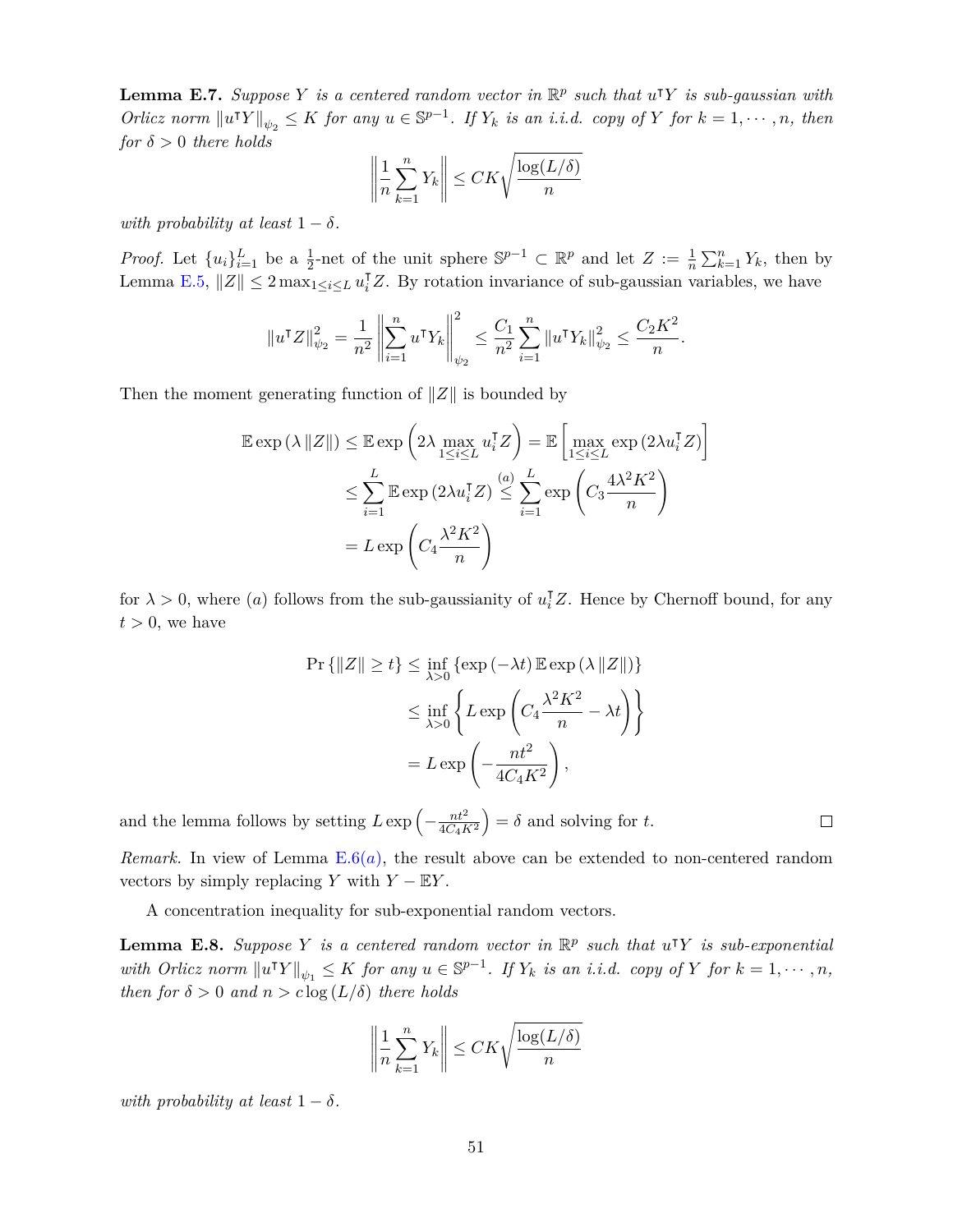**Lemma E.7.** *Suppose $Y$ is a centered random vector in $\mathbb{R}^p$ such that $u^\intercal Y$ is sub-gaussian with Orlicz norm $\|u^\intercal Y\|_{\psi_2} \le K$ for any $u \in \mathbb{S}^{p-1}$. If $Y_k$ is an i.i.d. copy of $Y$ for $k = 1, \cdots, n$, then for $\delta > 0$ there holds*

$$\left\| \frac{1}{n} \sum_{k=1}^{n} Y_k \right\| \le CK \sqrt{\frac{\log(L/\delta)}{n}}$$

*with probability at least $1 - \delta$.*

*Proof.* Let $\{u_i\}_{i=1}^{L}$ be a $\frac{1}{2}$-net of the unit sphere $\mathbb{S}^{p-1} \subset \mathbb{R}^p$ and let $Z := \frac{1}{n}\sum_{k=1}^{n} Y_k$, then by Lemma E.5, $\|Z\| \le 2 \max_{1 \le i \le L} u_i^\intercal Z$. By rotation invariance of sub-gaussian variables, we have

$$\|u^\intercal Z\|_{\psi_2}^2 = \frac{1}{n^2} \left\| \sum_{i=1}^{n} u^\intercal Y_k \right\|_{\psi_2}^2 \le \frac{C_1}{n^2} \sum_{i=1}^{n} \|u^\intercal Y_k\|_{\psi_2}^2 \le \frac{C_2 K^2}{n}.$$

Then the moment generating function of $\|Z\|$ is bounded by

$$\begin{aligned}
\mathbb{E} \exp\left(\lambda \|Z\|\right) &\le \mathbb{E} \exp\left(2\lambda \max_{1 \le i \le L} u_i^\intercal Z\right) = \mathbb{E}\left[\max_{1 \le i \le L} \exp\left(2\lambda u_i^\intercal Z\right)\right] \\
&\le \sum_{i=1}^{L} \mathbb{E} \exp\left(2\lambda u_i^\intercal Z\right) \overset{(a)}{\le} \sum_{i=1}^{L} \exp\left(C_3 \frac{4\lambda^2 K^2}{n}\right) \\
&= L \exp\left(C_4 \frac{\lambda^2 K^2}{n}\right)
\end{aligned}$$

for $\lambda > 0$, where $(a)$ follows from the sub-gaussianity of $u_i^\intercal Z$. Hence by Chernoff bound, for any $t > 0$, we have

$$\begin{aligned}
\Pr\left\{\|Z\| \ge t\right\} &\le \inf_{\lambda > 0} \left\{\exp\left(-\lambda t\right) \mathbb{E} \exp\left(\lambda \|Z\|\right)\right\} \\
&\le \inf_{\lambda > 0} \left\{ L \exp\left( C_4 \frac{\lambda^2 K^2}{n} - \lambda t \right) \right\} \\
&= L \exp\left( -\frac{n t^2}{4 C_4 K^2} \right),
\end{aligned}$$

and the lemma follows by setting $L \exp\left(-\frac{nt^2}{4C_4K^2}\right) = \delta$ and solving for $t$. ∎

*Remark.* In view of Lemma E.6$(a)$, the result above can be extended to non-centered random vectors by simply replacing $Y$ with $Y - \mathbb{E}Y$.

A concentration inequality for sub-exponential random vectors.

**Lemma E.8.** *Suppose $Y$ is a centered random vector in $\mathbb{R}^p$ such that $u^\intercal Y$ is sub-exponential with Orlicz norm $\|u^\intercal Y\|_{\psi_1} \le K$ for any $u \in \mathbb{S}^{p-1}$. If $Y_k$ is an i.i.d. copy of $Y$ for $k = 1, \cdots, n$, then for $\delta > 0$ and $n > c \log(L/\delta)$ there holds*

$$\left\| \frac{1}{n} \sum_{k=1}^{n} Y_k \right\| \le CK \sqrt{\frac{\log(L/\delta)}{n}}$$

*with probability at least $1 - \delta$.*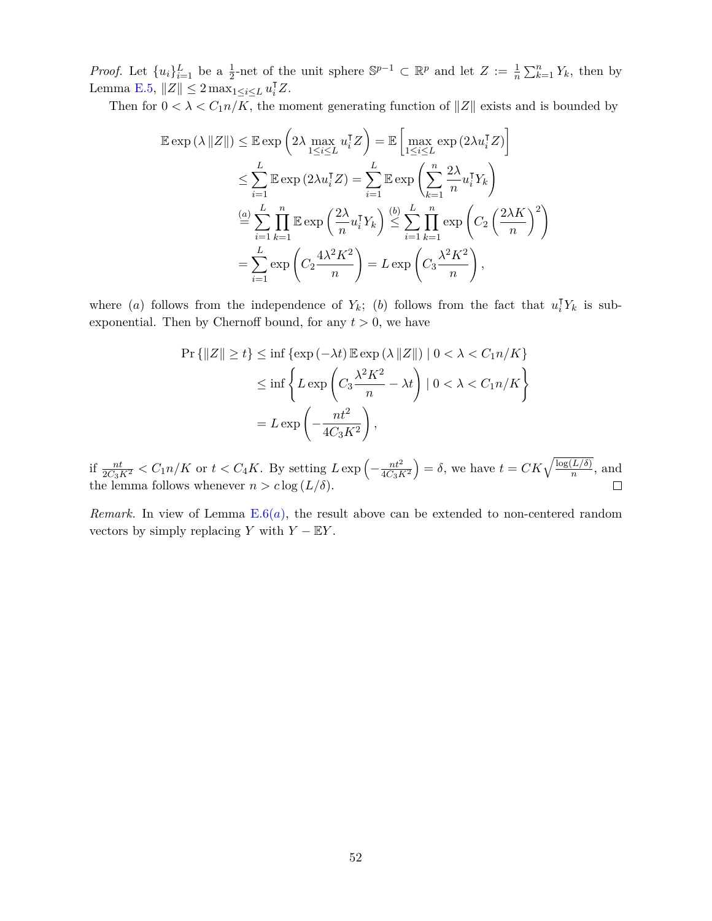*Proof.* Let $\{u_i\}_{i=1}^L$ be a $\frac{1}{2}$-net of the unit sphere $\mathbb{S}^{p-1} \subset \mathbb{R}^p$ and let $Z := \frac{1}{n}\sum_{k=1}^n Y_k$, then by Lemma E.5, $\|Z\| \leq 2\max_{1\leq i \leq L} u_i^\intercal Z$.

Then for $0 < \lambda < C_1 n/K$, the moment generating function of $\|Z\|$ exists and is bounded by

$$
\begin{aligned}
\mathbb{E}\exp\left(\lambda \|Z\|\right) &\leq \mathbb{E}\exp\left(2\lambda \max_{1\leq i\leq L} u_i^\intercal Z\right) = \mathbb{E}\left[\max_{1\leq i\leq L}\exp\left(2\lambda u_i^\intercal Z\right)\right] \\
&\leq \sum_{i=1}^L \mathbb{E}\exp\left(2\lambda u_i^\intercal Z\right) = \sum_{i=1}^L \mathbb{E}\exp\left(\sum_{k=1}^n \frac{2\lambda}{n} u_i^\intercal Y_k\right) \\
&\overset{(a)}{=} \sum_{i=1}^L \prod_{k=1}^n \mathbb{E}\exp\left(\frac{2\lambda}{n} u_i^\intercal Y_k\right) \overset{(b)}{\leq} \sum_{i=1}^L \prod_{k=1}^n \exp\left(C_2\left(\frac{2\lambda K}{n}\right)^2\right) \\
&= \sum_{i=1}^L \exp\left(C_2 \frac{4\lambda^2 K^2}{n}\right) = L\exp\left(C_3\frac{\lambda^2 K^2}{n}\right),
\end{aligned}
$$

where $(a)$ follows from the independence of $Y_k$; $(b)$ follows from the fact that $u_i^\intercal Y_k$ is sub-exponential. Then by Chernoff bound, for any $t > 0$, we have

$$
\begin{aligned}
\Pr\left\{\|Z\| \geq t\right\} &\leq \inf\left\{\exp\left(-\lambda t\right)\mathbb{E}\exp\left(\lambda\|Z\|\right) \mid 0 < \lambda < C_1 n/K\right\} \\
&\leq \inf\left\{L\exp\left(C_3\frac{\lambda^2K^2}{n} - \lambda t\right) \mid 0 < \lambda < C_1 n/K\right\} \\
&= L\exp\left(-\frac{nt^2}{4C_3K^2}\right),
\end{aligned}
$$

if $\frac{nt}{2C_3K^2} < C_1 n/K$ or $t < C_4 K$. By setting $L\exp\left(-\frac{nt^2}{4C_3K^2}\right) = \delta$, we have $t = CK\sqrt{\frac{\log(L/\delta)}{n}}$, and the lemma follows whenever $n > c\log\left(L/\delta\right)$. ∎

*Remark.* In view of Lemma E.6*(a)*, the result above can be extended to non-centered random vectors by simply replacing $Y$ with $Y - \mathbb{E}Y$.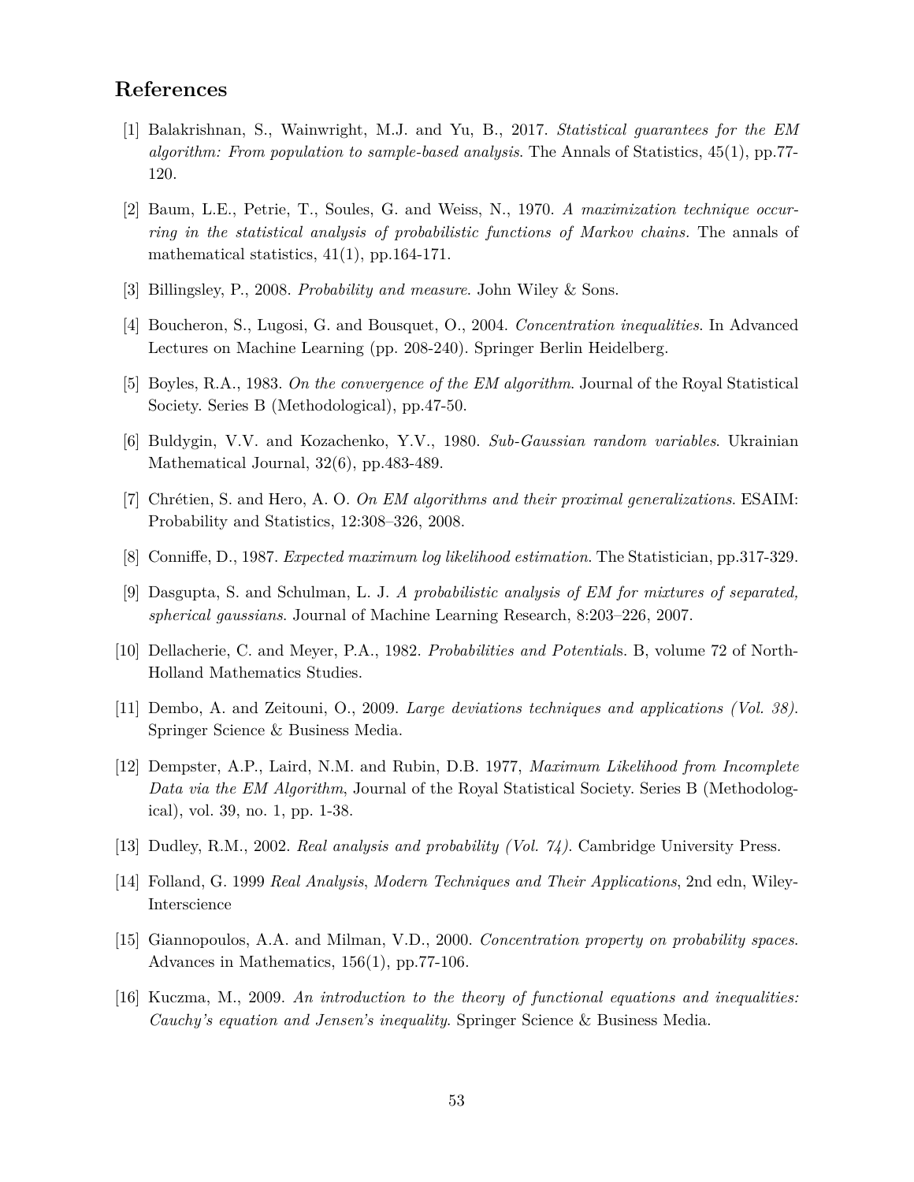## References

[1] Balakrishnan, S., Wainwright, M.J. and Yu, B., 2017. *Statistical guarantees for the EM algorithm: From population to sample-based analysis*. The Annals of Statistics, 45(1), pp.77-120.

[2] Baum, L.E., Petrie, T., Soules, G. and Weiss, N., 1970. *A maximization technique occurring in the statistical analysis of probabilistic functions of Markov chains*. The annals of mathematical statistics, 41(1), pp.164-171.

[3] Billingsley, P., 2008. *Probability and measure*. John Wiley & Sons.

[4] Boucheron, S., Lugosi, G. and Bousquet, O., 2004. *Concentration inequalities*. In Advanced Lectures on Machine Learning (pp. 208-240). Springer Berlin Heidelberg.

[5] Boyles, R.A., 1983. *On the convergence of the EM algorithm*. Journal of the Royal Statistical Society. Series B (Methodological), pp.47-50.

[6] Buldygin, V.V. and Kozachenko, Y.V., 1980. *Sub-Gaussian random variables*. Ukrainian Mathematical Journal, 32(6), pp.483-489.

[7] Chrétien, S. and Hero, A. O. *On EM algorithms and their proximal generalizations*. ESAIM: Probability and Statistics, 12:308–326, 2008.

[8] Conniffe, D., 1987. *Expected maximum log likelihood estimation*. The Statistician, pp.317-329.

[9] Dasgupta, S. and Schulman, L. J. *A probabilistic analysis of EM for mixtures of separated, spherical gaussians*. Journal of Machine Learning Research, 8:203–226, 2007.

[10] Dellacherie, C. and Meyer, P.A., 1982. *Probabilities and Potential*s. B, volume 72 of North-Holland Mathematics Studies.

[11] Dembo, A. and Zeitouni, O., 2009. *Large deviations techniques and applications (Vol. 38)*. Springer Science & Business Media.

[12] Dempster, A.P., Laird, N.M. and Rubin, D.B. 1977, *Maximum Likelihood from Incomplete Data via the EM Algorithm*, Journal of the Royal Statistical Society. Series B (Methodological), vol. 39, no. 1, pp. 1-38.

[13] Dudley, R.M., 2002. *Real analysis and probability (Vol. 74)*. Cambridge University Press.

[14] Folland, G. 1999 *Real Analysis*, *Modern Techniques and Their Applications*, 2nd edn, Wiley-Interscience

[15] Giannopoulos, A.A. and Milman, V.D., 2000. *Concentration property on probability spaces*. Advances in Mathematics, 156(1), pp.77-106.

[16] Kuczma, M., 2009. *An introduction to the theory of functional equations and inequalities: Cauchy's equation and Jensen's inequality*. Springer Science & Business Media.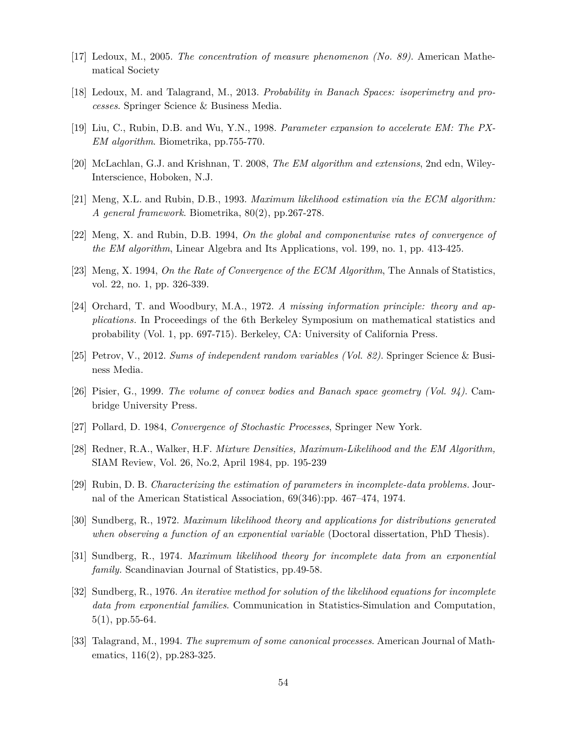[17] Ledoux, M., 2005. *The concentration of measure phenomenon (No. 89)*. American Mathematical Society

[18] Ledoux, M. and Talagrand, M., 2013. *Probability in Banach Spaces: isoperimetry and processes*. Springer Science & Business Media.

[19] Liu, C., Rubin, D.B. and Wu, Y.N., 1998. *Parameter expansion to accelerate EM: The PX-EM algorithm*. Biometrika, pp.755-770.

[20] McLachlan, G.J. and Krishnan, T. 2008, *The EM algorithm and extensions*, 2nd edn, Wiley-Interscience, Hoboken, N.J.

[21] Meng, X.L. and Rubin, D.B., 1993. *Maximum likelihood estimation via the ECM algorithm: A general framework*. Biometrika, 80(2), pp.267-278.

[22] Meng, X. and Rubin, D.B. 1994, *On the global and componentwise rates of convergence of the EM algorithm*, Linear Algebra and Its Applications, vol. 199, no. 1, pp. 413-425.

[23] Meng, X. 1994, *On the Rate of Convergence of the ECM Algorithm*, The Annals of Statistics, vol. 22, no. 1, pp. 326-339.

[24] Orchard, T. and Woodbury, M.A., 1972. *A missing information principle: theory and applications.* In Proceedings of the 6th Berkeley Symposium on mathematical statistics and probability (Vol. 1, pp. 697-715). Berkeley, CA: University of California Press.

[25] Petrov, V., 2012. *Sums of independent random variables (Vol. 82).* Springer Science & Business Media.

[26] Pisier, G., 1999. *The volume of convex bodies and Banach space geometry (Vol. 94)*. Cambridge University Press.

[27] Pollard, D. 1984, *Convergence of Stochastic Processes*, Springer New York.

[28] Redner, R.A., Walker, H.F. *Mixture Densities, Maximum-Likelihood and the EM Algorithm,* SIAM Review, Vol. 26, No.2, April 1984, pp. 195-239

[29] Rubin, D. B. *Characterizing the estimation of parameters in incomplete-data problems.* Journal of the American Statistical Association, 69(346):pp. 467–474, 1974.

[30] Sundberg, R., 1972. *Maximum likelihood theory and applications for distributions generated when observing a function of an exponential variable* (Doctoral dissertation, PhD Thesis).

[31] Sundberg, R., 1974. *Maximum likelihood theory for incomplete data from an exponential family.* Scandinavian Journal of Statistics, pp.49-58.

[32] Sundberg, R., 1976. *An iterative method for solution of the likelihood equations for incomplete data from exponential families*. Communication in Statistics-Simulation and Computation, 5(1), pp.55-64.

[33] Talagrand, M., 1994. *The supremum of some canonical processes*. American Journal of Mathematics, 116(2), pp.283-325.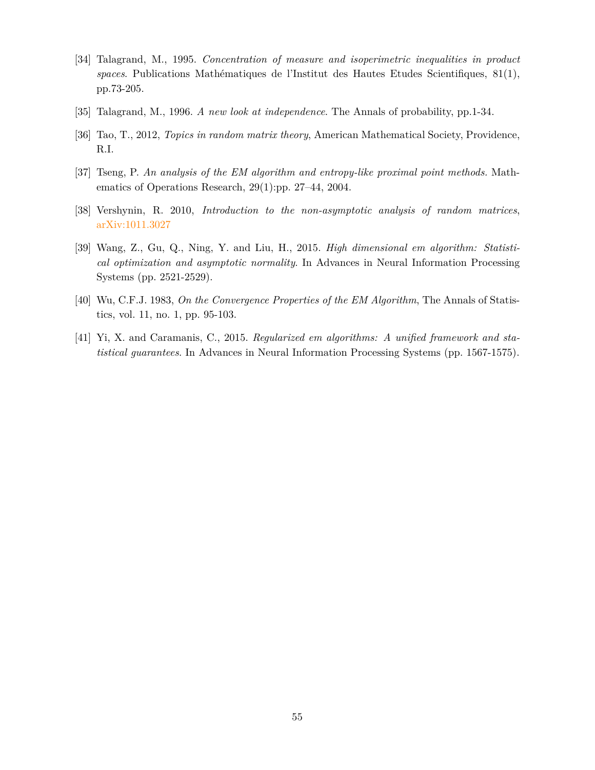[34] Talagrand, M., 1995. *Concentration of measure and isoperimetric inequalities in product spaces*. Publications Mathématiques de l'Institut des Hautes Etudes Scientifiques, 81(1), pp.73-205.

[35] Talagrand, M., 1996. *A new look at independence*. The Annals of probability, pp.1-34.

[36] Tao, T., 2012, *Topics in random matrix theory*, American Mathematical Society, Providence, R.I.

[37] Tseng, P. *An analysis of the EM algorithm and entropy-like proximal point methods.* Mathematics of Operations Research, 29(1):pp. 27–44, 2004.

[38] Vershynin, R. 2010, *Introduction to the non-asymptotic analysis of random matrices*, arXiv:1011.3027

[39] Wang, Z., Gu, Q., Ning, Y. and Liu, H., 2015. *High dimensional em algorithm: Statistical optimization and asymptotic normality*. In Advances in Neural Information Processing Systems (pp. 2521-2529).

[40] Wu, C.F.J. 1983, *On the Convergence Properties of the EM Algorithm*, The Annals of Statistics, vol. 11, no. 1, pp. 95-103.

[41] Yi, X. and Caramanis, C., 2015. *Regularized em algorithms: A unified framework and statistical guarantees*. In Advances in Neural Information Processing Systems (pp. 1567-1575).